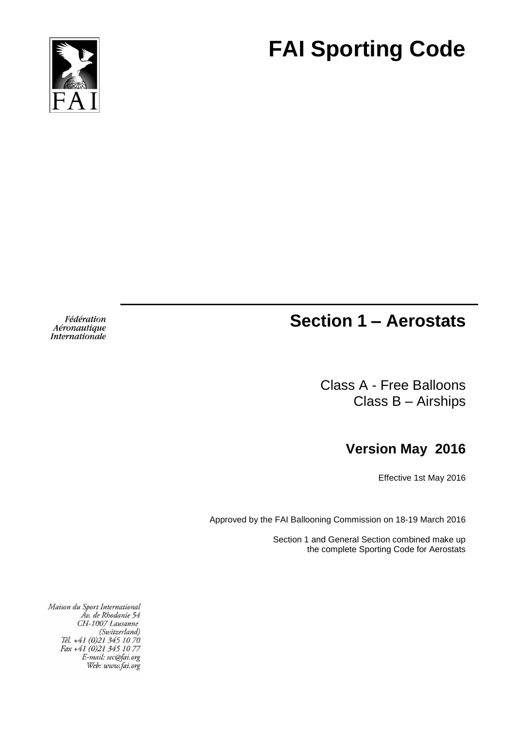# FAI Sporting Code

FAI

Fédération Aéronautique Internationale

## Section 1 – Aerostats

Class A - Free Balloons
Class B – Airships

### Version May 2016

Effective 1st May 2016

Approved by the FAI Ballooning Commission on 18-19 March 2016

Section 1 and General Section combined make up the complete Sporting Code for Aerostats

*Maison du Sport International*
*Av. de Rhodanie 54*
*CH-1007 Lausanne*
*(Switzerland)*
*Tél. +41 (0)21 345 10 70*
*Fax +41 (0)21 345 10 77*
*E-mail: sec@fai.org*
*Web: www.fai.org*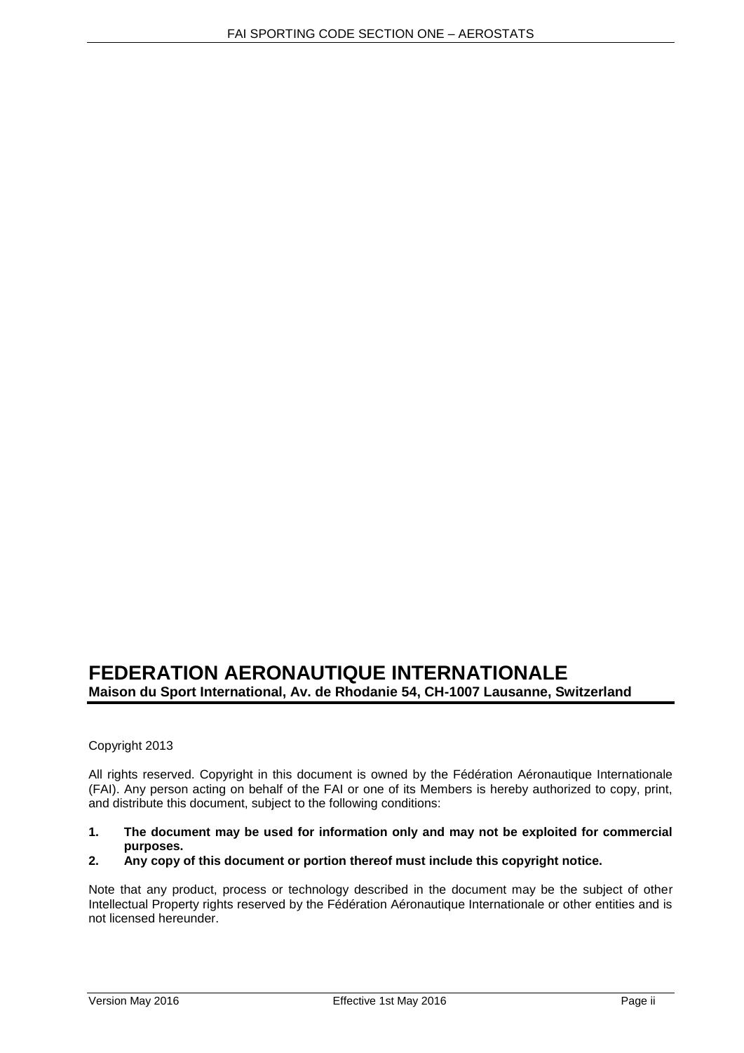# FEDERATION AERONAUTIQUE INTERNATIONALE

**Maison du Sport International, Av. de Rhodanie 54, CH-1007 Lausanne, Switzerland**

Copyright 2013

All rights reserved. Copyright in this document is owned by the Fédération Aéronautique Internationale (FAI). Any person acting on behalf of the FAI or one of its Members is hereby authorized to copy, print, and distribute this document, subject to the following conditions:

1. **The document may be used for information only and may not be exploited for commercial purposes.**
2. **Any copy of this document or portion thereof must include this copyright notice.**

Note that any product, process or technology described in the document may be the subject of other Intellectual Property rights reserved by the Fédération Aéronautique Internationale or other entities and is not licensed hereunder.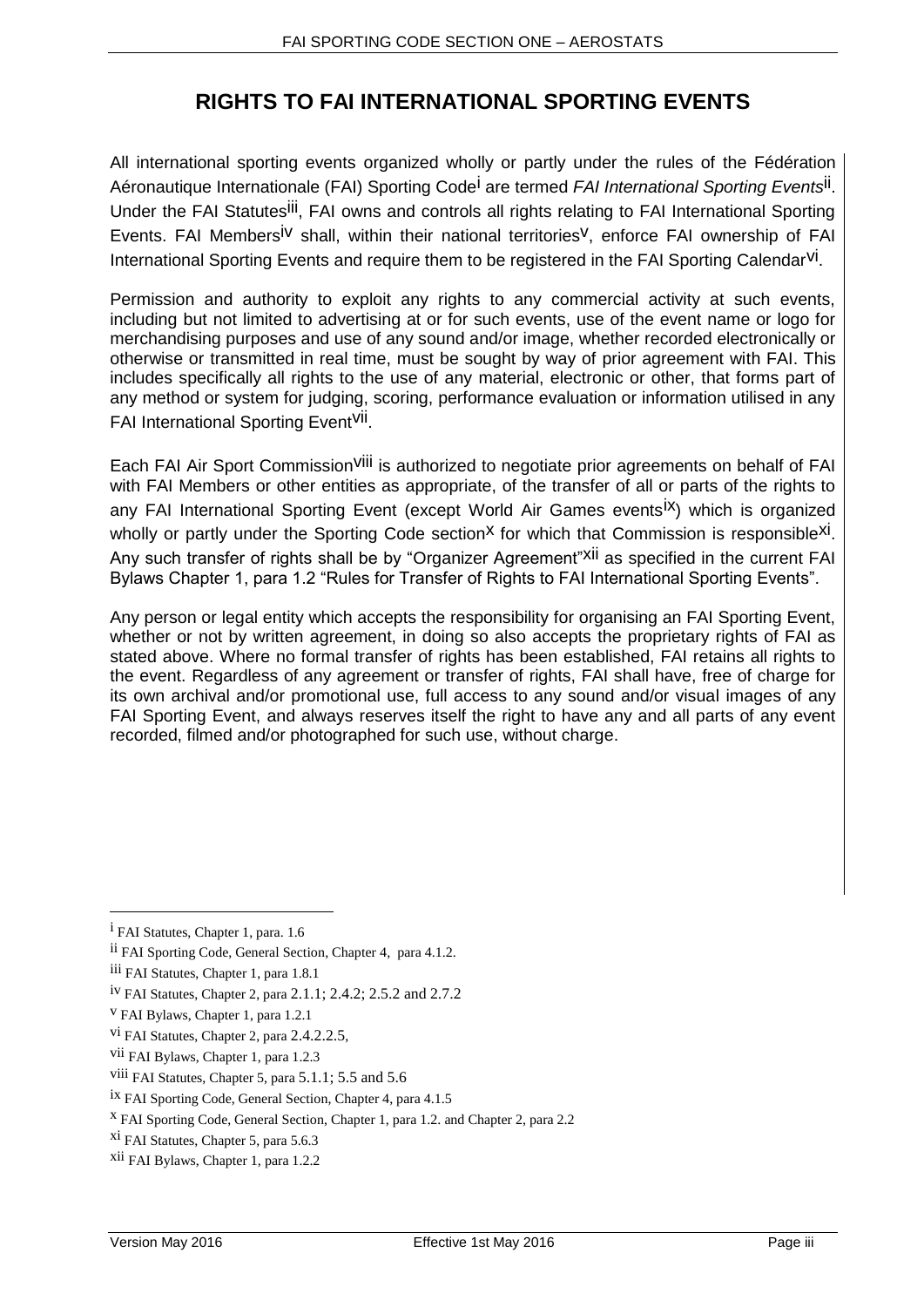# RIGHTS TO FAI INTERNATIONAL SPORTING EVENTS

All international sporting events organized wholly or partly under the rules of the Fédération Aéronautique Internationale (FAI) Sporting Code[i] are termed *FAI International Sporting Events*[ii]. Under the FAI Statutes[iii], FAI owns and controls all rights relating to FAI International Sporting Events. FAI Members[iv] shall, within their national territories[v], enforce FAI ownership of FAI International Sporting Events and require them to be registered in the FAI Sporting Calendar[vi].

Permission and authority to exploit any rights to any commercial activity at such events, including but not limited to advertising at or for such events, use of the event name or logo for merchandising purposes and use of any sound and/or image, whether recorded electronically or otherwise or transmitted in real time, must be sought by way of prior agreement with FAI. This includes specifically all rights to the use of any material, electronic or other, that forms part of any method or system for judging, scoring, performance evaluation or information utilised in any FAI International Sporting Event[vii].

Each FAI Air Sport Commission[viii] is authorized to negotiate prior agreements on behalf of FAI with FAI Members or other entities as appropriate, of the transfer of all or parts of the rights to any FAI International Sporting Event (except World Air Games events[ix]) which is organized wholly or partly under the Sporting Code section[x] for which that Commission is responsible[xi]. Any such transfer of rights shall be by "Organizer Agreement"[xii] as specified in the current FAI Bylaws Chapter 1, para 1.2 "Rules for Transfer of Rights to FAI International Sporting Events".

Any person or legal entity which accepts the responsibility for organising an FAI Sporting Event, whether or not by written agreement, in doing so also accepts the proprietary rights of FAI as stated above. Where no formal transfer of rights has been established, FAI retains all rights to the event. Regardless of any agreement or transfer of rights, FAI shall have, free of charge for its own archival and/or promotional use, full access to any sound and/or visual images of any FAI Sporting Event, and always reserves itself the right to have any and all parts of any event recorded, filmed and/or photographed for such use, without charge.

---

[i] FAI Statutes, Chapter 1, para. 1.6

[ii] FAI Sporting Code, General Section, Chapter 4, para 4.1.2.

[iii] FAI Statutes, Chapter 1, para 1.8.1

[iv] FAI Statutes, Chapter 2, para 2.1.1; 2.4.2; 2.5.2 and 2.7.2

[v] FAI Bylaws, Chapter 1, para 1.2.1

[vi] FAI Statutes, Chapter 2, para 2.4.2.2.5,

[vii] FAI Bylaws, Chapter 1, para 1.2.3

[viii] FAI Statutes, Chapter 5, para 5.1.1; 5.5 and 5.6

[ix] FAI Sporting Code, General Section, Chapter 4, para 4.1.5

[x] FAI Sporting Code, General Section, Chapter 1, para 1.2. and Chapter 2, para 2.2

[xi] FAI Statutes, Chapter 5, para 5.6.3

[xii] FAI Bylaws, Chapter 1, para 1.2.2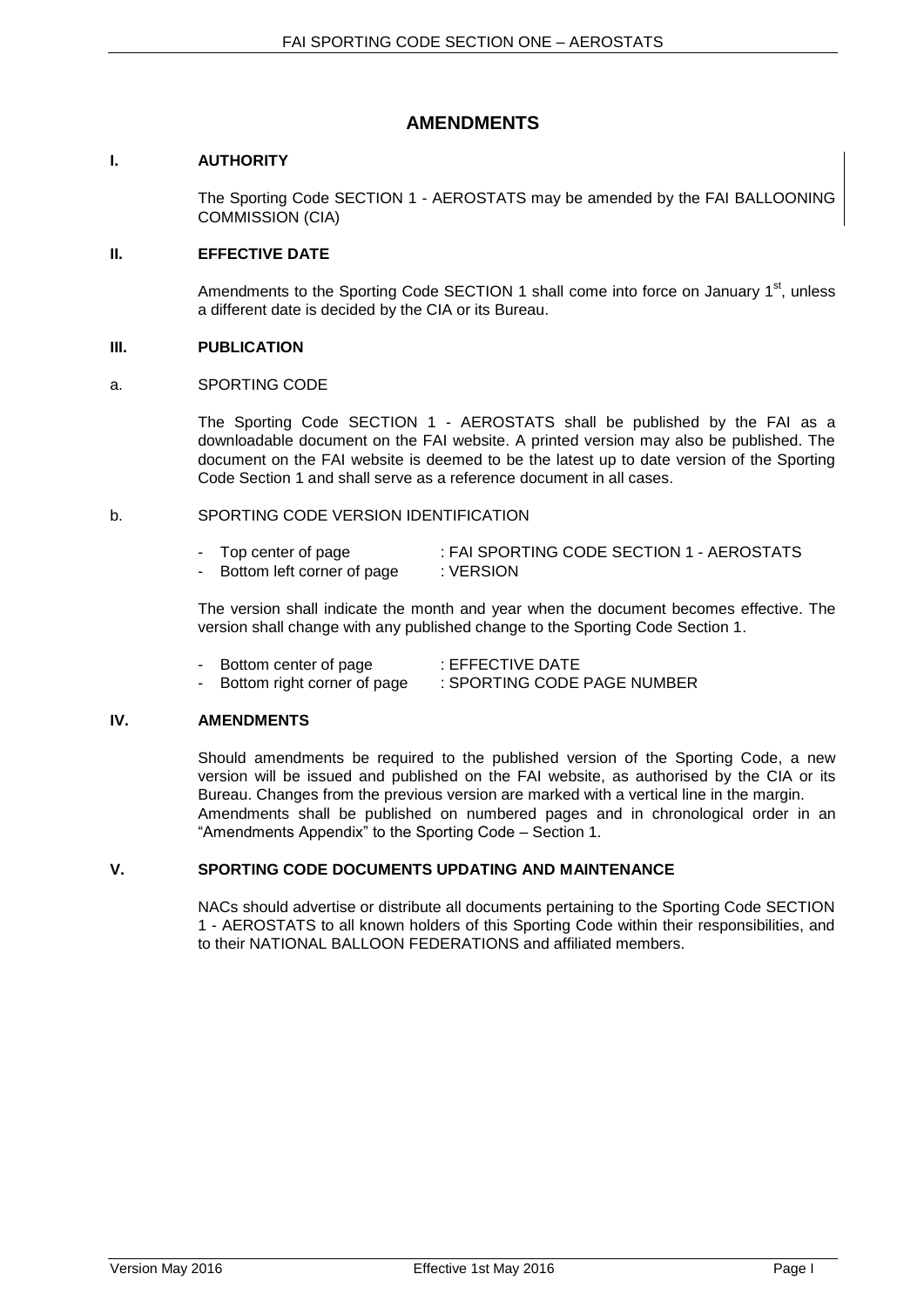# AMENDMENTS

## I. AUTHORITY

The Sporting Code SECTION 1 - AEROSTATS may be amended by the FAI BALLOONING COMMISSION (CIA)

## II. EFFECTIVE DATE

Amendments to the Sporting Code SECTION 1 shall come into force on January 1st, unless a different date is decided by the CIA or its Bureau.

## III. PUBLICATION

### a. SPORTING CODE

The Sporting Code SECTION 1 - AEROSTATS shall be published by the FAI as a downloadable document on the FAI website. A printed version may also be published. The document on the FAI website is deemed to be the latest up to date version of the Sporting Code Section 1 and shall serve as a reference document in all cases.

### b. SPORTING CODE VERSION IDENTIFICATION

- Top center of page : FAI SPORTING CODE SECTION 1 - AEROSTATS
- Bottom left corner of page : VERSION

The version shall indicate the month and year when the document becomes effective. The version shall change with any published change to the Sporting Code Section 1.

- Bottom center of page : EFFECTIVE DATE
- Bottom right corner of page : SPORTING CODE PAGE NUMBER

## IV. AMENDMENTS

Should amendments be required to the published version of the Sporting Code, a new version will be issued and published on the FAI website, as authorised by the CIA or its Bureau. Changes from the previous version are marked with a vertical line in the margin.
Amendments shall be published on numbered pages and in chronological order in an "Amendments Appendix" to the Sporting Code – Section 1.

## V. SPORTING CODE DOCUMENTS UPDATING AND MAINTENANCE

NACs should advertise or distribute all documents pertaining to the Sporting Code SECTION 1 - AEROSTATS to all known holders of this Sporting Code within their responsibilities, and to their NATIONAL BALLOON FEDERATIONS and affiliated members.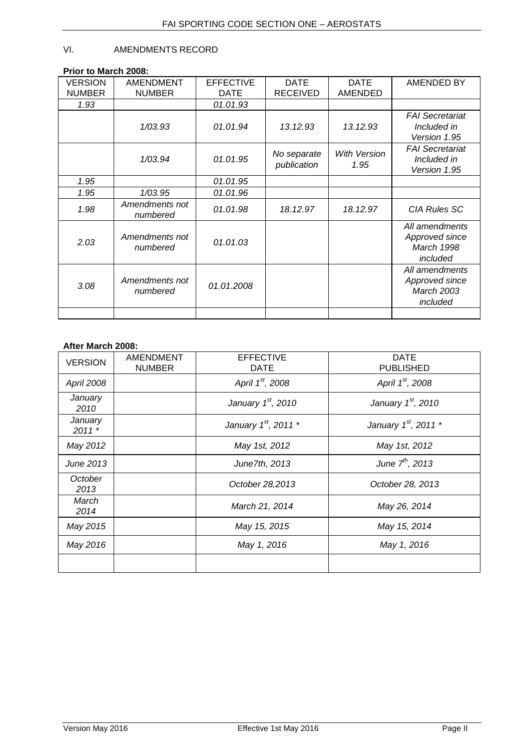## VI. AMENDMENTS RECORD

**Prior to March 2008:**

| VERSION NUMBER | AMENDMENT NUMBER | EFFECTIVE DATE | DATE RECEIVED | DATE AMENDED | AMENDED BY |
|---|---|---|---|---|---|
| *1.93* | | *01.01.93* | | | |
| | *1/03.93* | *01.01.94* | *13.12.93* | *13.12.93* | *FAI Secretariat Included in Version 1.95* |
| | *1/03.94* | *01.01.95* | *No separate publication* | *With Version 1.95* | *FAI Secretariat Included in Version 1.95* |
| *1.95* | | *01.01.95* | | | |
| *1.95* | *1/03.95* | *01.01.96* | | | |
| *1.98* | *Amendments not numbered* | *01.01.98* | *18.12.97* | *18.12.97* | *CIA Rules SC* |
| *2.03* | *Amendments not numbered* | *01.01.03* | | | *All amendments Approved since March 1998 included* |
| *3.08* | *Amendments not numbered* | *01.01.2008* | | | *All amendments Approved since March 2003 included* |
| | | | | | |

**After March 2008:**

| VERSION | AMENDMENT NUMBER | EFFECTIVE DATE | DATE PUBLISHED |
|---|---|---|---|
| *April 2008* | | *April 1st, 2008* | *April 1st, 2008* |
| *January 2010* | | *January 1st, 2010* | *January 1st, 2010* |
| *January 2011 ** | | *January 1st, 2011 ** | *January 1st, 2011 ** |
| *May 2012* | | *May 1st, 2012* | *May 1st, 2012* |
| *June 2013* | | *June7th, 2013* | *June 7th, 2013* |
| *October 2013* | | *October 28,2013* | *October 28, 2013* |
| *March 2014* | | *March 21, 2014* | *May 26, 2014* |
| *May 2015* | | *May 15, 2015* | *May 15, 2014* |
| *May 2016* | | *May 1, 2016* | *May 1, 2016* |
| | | | |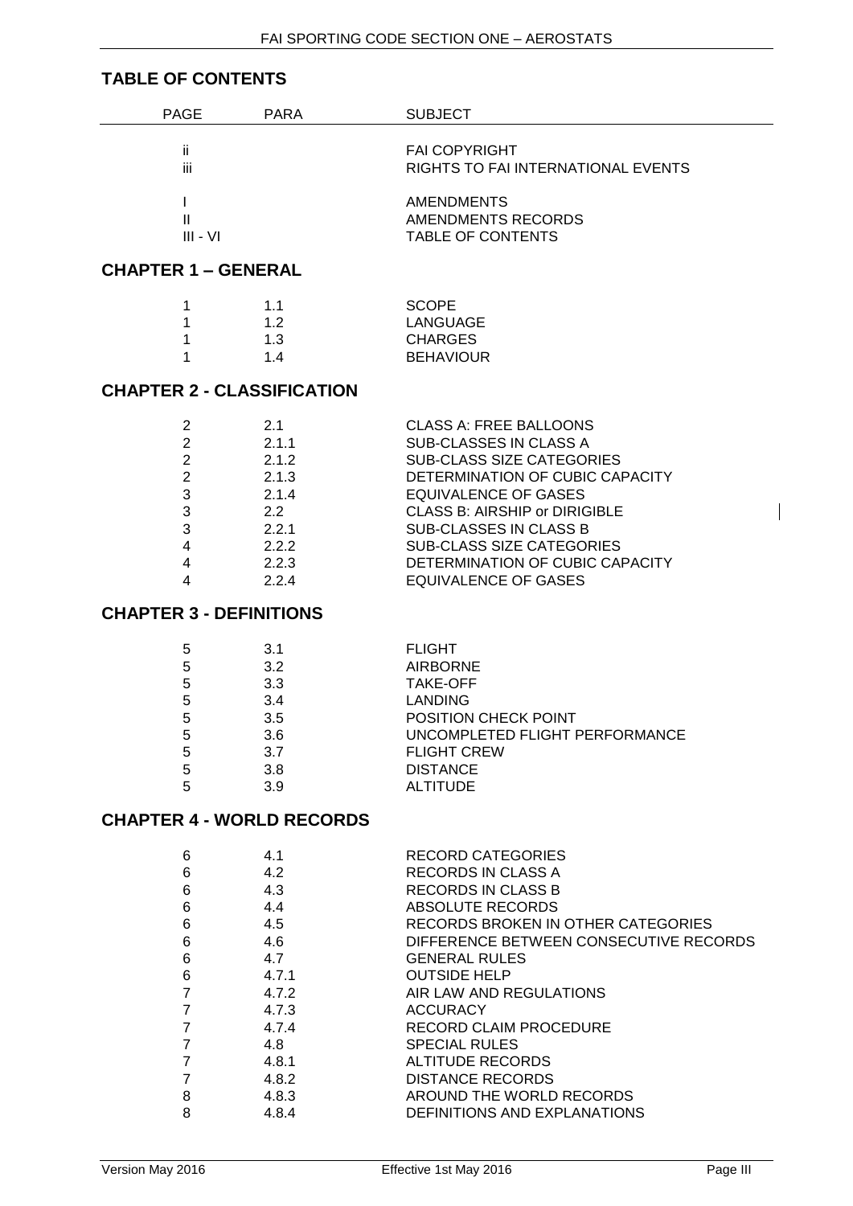## TABLE OF CONTENTS

| PAGE | PARA | SUBJECT |
|---|---|---|
| ii | | FAI COPYRIGHT |
| iii | | RIGHTS TO FAI INTERNATIONAL EVENTS |
| I | | AMENDMENTS |
| II | | AMENDMENTS RECORDS |
| III - VI | | TABLE OF CONTENTS |

## CHAPTER 1 – GENERAL

| PAGE | PARA | SUBJECT |
|---|---|---|
| 1 | 1.1 | SCOPE |
| 1 | 1.2 | LANGUAGE |
| 1 | 1.3 | CHARGES |
| 1 | 1.4 | BEHAVIOUR |

## CHAPTER 2 - CLASSIFICATION

| PAGE | PARA | SUBJECT |
|---|---|---|
| 2 | 2.1 | CLASS A: FREE BALLOONS |
| 2 | 2.1.1 | SUB-CLASSES IN CLASS A |
| 2 | 2.1.2 | SUB-CLASS SIZE CATEGORIES |
| 2 | 2.1.3 | DETERMINATION OF CUBIC CAPACITY |
| 3 | 2.1.4 | EQUIVALENCE OF GASES |
| 3 | 2.2 | CLASS B: AIRSHIP or DIRIGIBLE |
| 3 | 2.2.1 | SUB-CLASSES IN CLASS B |
| 4 | 2.2.2 | SUB-CLASS SIZE CATEGORIES |
| 4 | 2.2.3 | DETERMINATION OF CUBIC CAPACITY |
| 4 | 2.2.4 | EQUIVALENCE OF GASES |

## CHAPTER 3 - DEFINITIONS

| PAGE | PARA | SUBJECT |
|---|---|---|
| 5 | 3.1 | FLIGHT |
| 5 | 3.2 | AIRBORNE |
| 5 | 3.3 | TAKE-OFF |
| 5 | 3.4 | LANDING |
| 5 | 3.5 | POSITION CHECK POINT |
| 5 | 3.6 | UNCOMPLETED FLIGHT PERFORMANCE |
| 5 | 3.7 | FLIGHT CREW |
| 5 | 3.8 | DISTANCE |
| 5 | 3.9 | ALTITUDE |

## CHAPTER 4 - WORLD RECORDS

| PAGE | PARA | SUBJECT |
|---|---|---|
| 6 | 4.1 | RECORD CATEGORIES |
| 6 | 4.2 | RECORDS IN CLASS A |
| 6 | 4.3 | RECORDS IN CLASS B |
| 6 | 4.4 | ABSOLUTE RECORDS |
| 6 | 4.5 | RECORDS BROKEN IN OTHER CATEGORIES |
| 6 | 4.6 | DIFFERENCE BETWEEN CONSECUTIVE RECORDS |
| 6 | 4.7 | GENERAL RULES |
| 6 | 4.7.1 | OUTSIDE HELP |
| 7 | 4.7.2 | AIR LAW AND REGULATIONS |
| 7 | 4.7.3 | ACCURACY |
| 7 | 4.7.4 | RECORD CLAIM PROCEDURE |
| 7 | 4.8 | SPECIAL RULES |
| 7 | 4.8.1 | ALTITUDE RECORDS |
| 7 | 4.8.2 | DISTANCE RECORDS |
| 8 | 4.8.3 | AROUND THE WORLD RECORDS |
| 8 | 4.8.4 | DEFINITIONS AND EXPLANATIONS |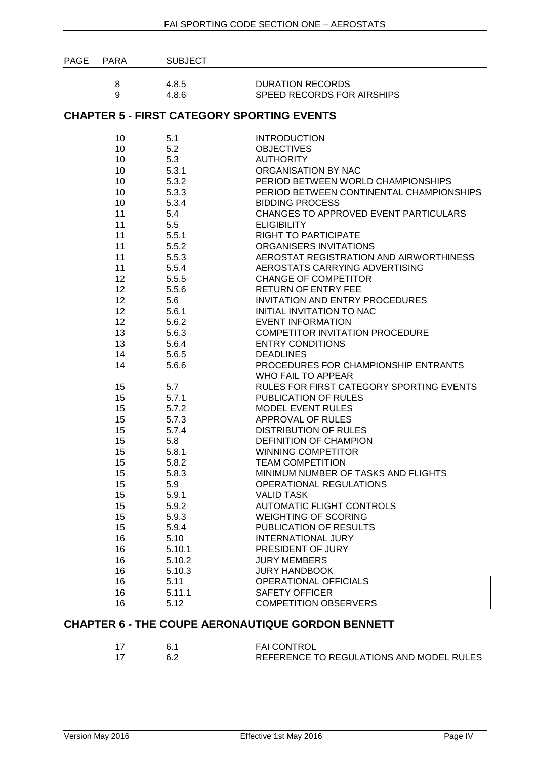| PAGE | PARA | SUBJECT |
|---|---|---|
| 8 | 4.8.5 | DURATION RECORDS |
| 9 | 4.8.6 | SPEED RECORDS FOR AIRSHIPS |

## CHAPTER 5 - FIRST CATEGORY SPORTING EVENTS

| PAGE | PARA | SUBJECT |
|---|---|---|
| 10 | 5.1 | INTRODUCTION |
| 10 | 5.2 | OBJECTIVES |
| 10 | 5.3 | AUTHORITY |
| 10 | 5.3.1 | ORGANISATION BY NAC |
| 10 | 5.3.2 | PERIOD BETWEEN WORLD CHAMPIONSHIPS |
| 10 | 5.3.3 | PERIOD BETWEEN CONTINENTAL CHAMPIONSHIPS |
| 10 | 5.3.4 | BIDDING PROCESS |
| 11 | 5.4 | CHANGES TO APPROVED EVENT PARTICULARS |
| 11 | 5.5 | ELIGIBILITY |
| 11 | 5.5.1 | RIGHT TO PARTICIPATE |
| 11 | 5.5.2 | ORGANISERS INVITATIONS |
| 11 | 5.5.3 | AEROSTAT REGISTRATION AND AIRWORTHINESS |
| 11 | 5.5.4 | AEROSTATS CARRYING ADVERTISING |
| 12 | 5.5.5 | CHANGE OF COMPETITOR |
| 12 | 5.5.6 | RETURN OF ENTRY FEE |
| 12 | 5.6 | INVITATION AND ENTRY PROCEDURES |
| 12 | 5.6.1 | INITIAL INVITATION TO NAC |
| 12 | 5.6.2 | EVENT INFORMATION |
| 13 | 5.6.3 | COMPETITOR INVITATION PROCEDURE |
| 13 | 5.6.4 | ENTRY CONDITIONS |
| 14 | 5.6.5 | DEADLINES |
| 14 | 5.6.6 | PROCEDURES FOR CHAMPIONSHIP ENTRANTS WHO FAIL TO APPEAR |
| 15 | 5.7 | RULES FOR FIRST CATEGORY SPORTING EVENTS |
| 15 | 5.7.1 | PUBLICATION OF RULES |
| 15 | 5.7.2 | MODEL EVENT RULES |
| 15 | 5.7.3 | APPROVAL OF RULES |
| 15 | 5.7.4 | DISTRIBUTION OF RULES |
| 15 | 5.8 | DEFINITION OF CHAMPION |
| 15 | 5.8.1 | WINNING COMPETITOR |
| 15 | 5.8.2 | TEAM COMPETITION |
| 15 | 5.8.3 | MINIMUM NUMBER OF TASKS AND FLIGHTS |
| 15 | 5.9 | OPERATIONAL REGULATIONS |
| 15 | 5.9.1 | VALID TASK |
| 15 | 5.9.2 | AUTOMATIC FLIGHT CONTROLS |
| 15 | 5.9.3 | WEIGHTING OF SCORING |
| 15 | 5.9.4 | PUBLICATION OF RESULTS |
| 16 | 5.10 | INTERNATIONAL JURY |
| 16 | 5.10.1 | PRESIDENT OF JURY |
| 16 | 5.10.2 | JURY MEMBERS |
| 16 | 5.10.3 | JURY HANDBOOK |
| 16 | 5.11 | OPERATIONAL OFFICIALS |
| 16 | 5.11.1 | SAFETY OFFICER |
| 16 | 5.12 | COMPETITION OBSERVERS |

## CHAPTER 6 - THE COUPE AERONAUTIQUE GORDON BENNETT

| PAGE | PARA | SUBJECT |
|---|---|---|
| 17 | 6.1 | FAI CONTROL |
| 17 | 6.2 | REFERENCE TO REGULATIONS AND MODEL RULES |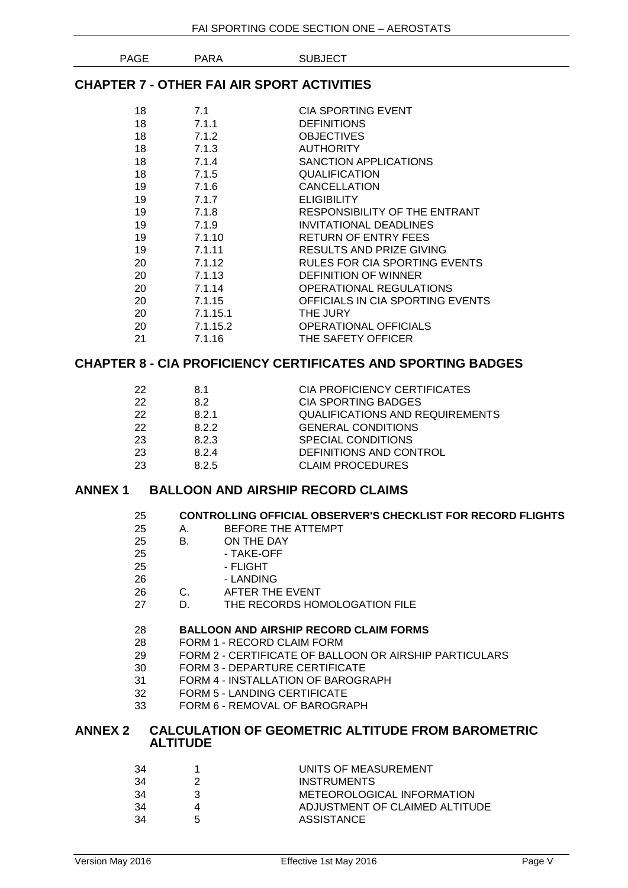| PAGE | PARA | SUBJECT |
|---|---|---|

## CHAPTER 7 - OTHER FAI AIR SPORT ACTIVITIES

| | | |
|---|---|---|
| 18 | 7.1 | CIA SPORTING EVENT |
| 18 | 7.1.1 | DEFINITIONS |
| 18 | 7.1.2 | OBJECTIVES |
| 18 | 7.1.3 | AUTHORITY |
| 18 | 7.1.4 | SANCTION APPLICATIONS |
| 18 | 7.1.5 | QUALIFICATION |
| 19 | 7.1.6 | CANCELLATION |
| 19 | 7.1.7 | ELIGIBILITY |
| 19 | 7.1.8 | RESPONSIBILITY OF THE ENTRANT |
| 19 | 7.1.9 | INVITATIONAL DEADLINES |
| 19 | 7.1.10 | RETURN OF ENTRY FEES |
| 19 | 7.1.11 | RESULTS AND PRIZE GIVING |
| 20 | 7.1.12 | RULES FOR CIA SPORTING EVENTS |
| 20 | 7.1.13 | DEFINITION OF WINNER |
| 20 | 7.1.14 | OPERATIONAL REGULATIONS |
| 20 | 7.1.15 | OFFICIALS IN CIA SPORTING EVENTS |
| 20 | 7.1.15.1 | THE JURY |
| 20 | 7.1.15.2 | OPERATIONAL OFFICIALS |
| 21 | 7.1.16 | THE SAFETY OFFICER |

## CHAPTER 8 - CIA PROFICIENCY CERTIFICATES AND SPORTING BADGES

| | | |
|---|---|---|
| 22 | 8.1 | CIA PROFICIENCY CERTIFICATES |
| 22 | 8.2 | CIA SPORTING BADGES |
| 22 | 8.2.1 | QUALIFICATIONS AND REQUIREMENTS |
| 22 | 8.2.2 | GENERAL CONDITIONS |
| 23 | 8.2.3 | SPECIAL CONDITIONS |
| 23 | 8.2.4 | DEFINITIONS AND CONTROL |
| 23 | 8.2.5 | CLAIM PROCEDURES |

## ANNEX 1 BALLOON AND AIRSHIP RECORD CLAIMS

| | | |
|---|---|---|
| 25 | | **CONTROLLING OFFICIAL OBSERVER'S CHECKLIST FOR RECORD FLIGHTS** |
| 25 | A. | BEFORE THE ATTEMPT |
| 25 | B. | ON THE DAY |
| 25 | | - TAKE-OFF |
| 25 | | - FLIGHT |
| 26 | | - LANDING |
| 26 | C. | AFTER THE EVENT |
| 27 | D. | THE RECORDS HOMOLOGATION FILE |
| 28 | | **BALLOON AND AIRSHIP RECORD CLAIM FORMS** |
| 28 | | FORM 1 - RECORD CLAIM FORM |
| 29 | | FORM 2 - CERTIFICATE OF BALLOON OR AIRSHIP PARTICULARS |
| 30 | | FORM 3 - DEPARTURE CERTIFICATE |
| 31 | | FORM 4 - INSTALLATION OF BAROGRAPH |
| 32 | | FORM 5 - LANDING CERTIFICATE |
| 33 | | FORM 6 - REMOVAL OF BAROGRAPH |

## ANNEX 2 CALCULATION OF GEOMETRIC ALTITUDE FROM BAROMETRIC ALTITUDE

| | | |
|---|---|---|
| 34 | 1 | UNITS OF MEASUREMENT |
| 34 | 2 | INSTRUMENTS |
| 34 | 3 | METEOROLOGICAL INFORMATION |
| 34 | 4 | ADJUSTMENT OF CLAIMED ALTITUDE |
| 34 | 5 | ASSISTANCE |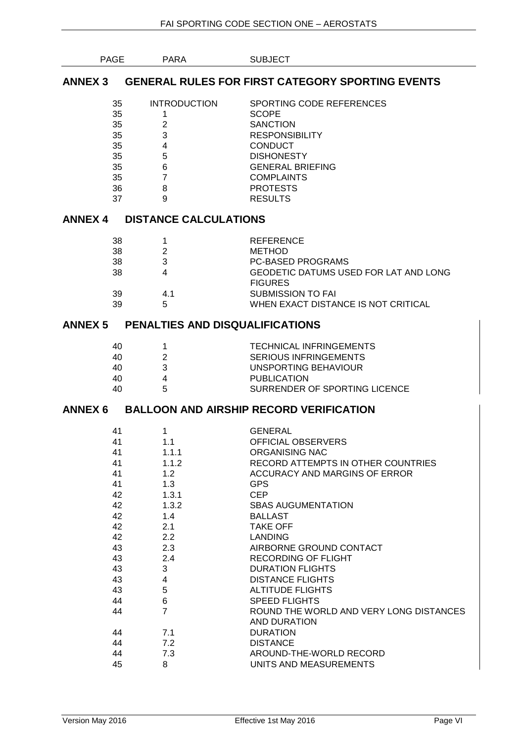| PAGE | PARA | SUBJECT |
|---|---|---|

## ANNEX 3 GENERAL RULES FOR FIRST CATEGORY SPORTING EVENTS

| PAGE | PARA | SUBJECT |
|---|---|---|
| 35 | INTRODUCTION | SPORTING CODE REFERENCES |
| 35 | 1 | SCOPE |
| 35 | 2 | SANCTION |
| 35 | 3 | RESPONSIBILITY |
| 35 | 4 | CONDUCT |
| 35 | 5 | DISHONESTY |
| 35 | 6 | GENERAL BRIEFING |
| 35 | 7 | COMPLAINTS |
| 36 | 8 | PROTESTS |
| 37 | 9 | RESULTS |

## ANNEX 4 DISTANCE CALCULATIONS

| PAGE | PARA | SUBJECT |
|---|---|---|
| 38 | 1 | REFERENCE |
| 38 | 2 | METHOD |
| 38 | 3 | PC-BASED PROGRAMS |
| 38 | 4 | GEODETIC DATUMS USED FOR LAT AND LONG FIGURES |
| 39 | 4.1 | SUBMISSION TO FAI |
| 39 | 5 | WHEN EXACT DISTANCE IS NOT CRITICAL |

## ANNEX 5 PENALTIES AND DISQUALIFICATIONS

| PAGE | PARA | SUBJECT |
|---|---|---|
| 40 | 1 | TECHNICAL INFRINGEMENTS |
| 40 | 2 | SERIOUS INFRINGEMENTS |
| 40 | 3 | UNSPORTING BEHAVIOUR |
| 40 | 4 | PUBLICATION |
| 40 | 5 | SURRENDER OF SPORTING LICENCE |

## ANNEX 6 BALLOON AND AIRSHIP RECORD VERIFICATION

| PAGE | PARA | SUBJECT |
|---|---|---|
| 41 | 1 | GENERAL |
| 41 | 1.1 | OFFICIAL OBSERVERS |
| 41 | 1.1.1 | ORGANISING NAC |
| 41 | 1.1.2 | RECORD ATTEMPTS IN OTHER COUNTRIES |
| 41 | 1.2 | ACCURACY AND MARGINS OF ERROR |
| 41 | 1.3 | GPS |
| 42 | 1.3.1 | CEP |
| 42 | 1.3.2 | SBAS AUGUMENTATION |
| 42 | 1.4 | BALLAST |
| 42 | 2.1 | TAKE OFF |
| 42 | 2.2 | LANDING |
| 43 | 2.3 | AIRBORNE GROUND CONTACT |
| 43 | 2.4 | RECORDING OF FLIGHT |
| 43 | 3 | DURATION FLIGHTS |
| 43 | 4 | DISTANCE FLIGHTS |
| 43 | 5 | ALTITUDE FLIGHTS |
| 44 | 6 | SPEED FLIGHTS |
| 44 | 7 | ROUND THE WORLD AND VERY LONG DISTANCES AND DURATION |
| 44 | 7.1 | DURATION |
| 44 | 7.2 | DISTANCE |
| 44 | 7.3 | AROUND-THE-WORLD RECORD |
| 45 | 8 | UNITS AND MEASUREMENTS |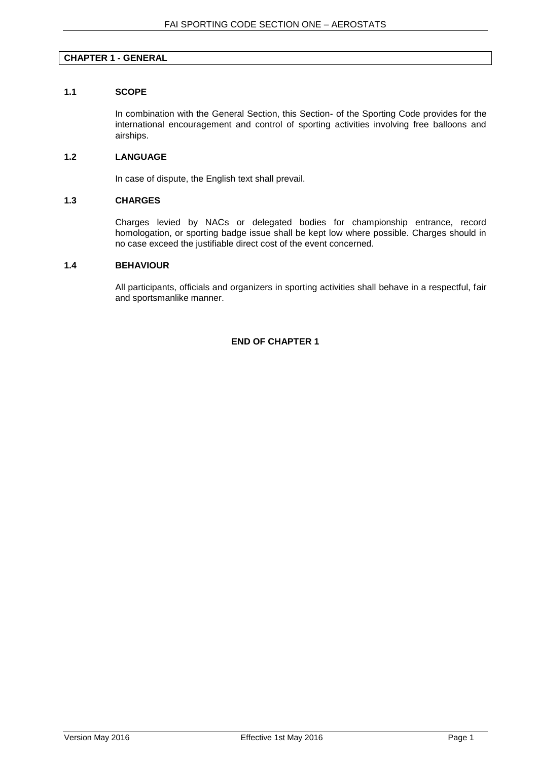# CHAPTER 1 - GENERAL

## 1.1 SCOPE

In combination with the General Section, this Section- of the Sporting Code provides for the international encouragement and control of sporting activities involving free balloons and airships.

## 1.2 LANGUAGE

In case of dispute, the English text shall prevail.

## 1.3 CHARGES

Charges levied by NACs or delegated bodies for championship entrance, record homologation, or sporting badge issue shall be kept low where possible. Charges should in no case exceed the justifiable direct cost of the event concerned.

## 1.4 BEHAVIOUR

All participants, officials and organizers in sporting activities shall behave in a respectful, fair and sportsmanlike manner.

**END OF CHAPTER 1**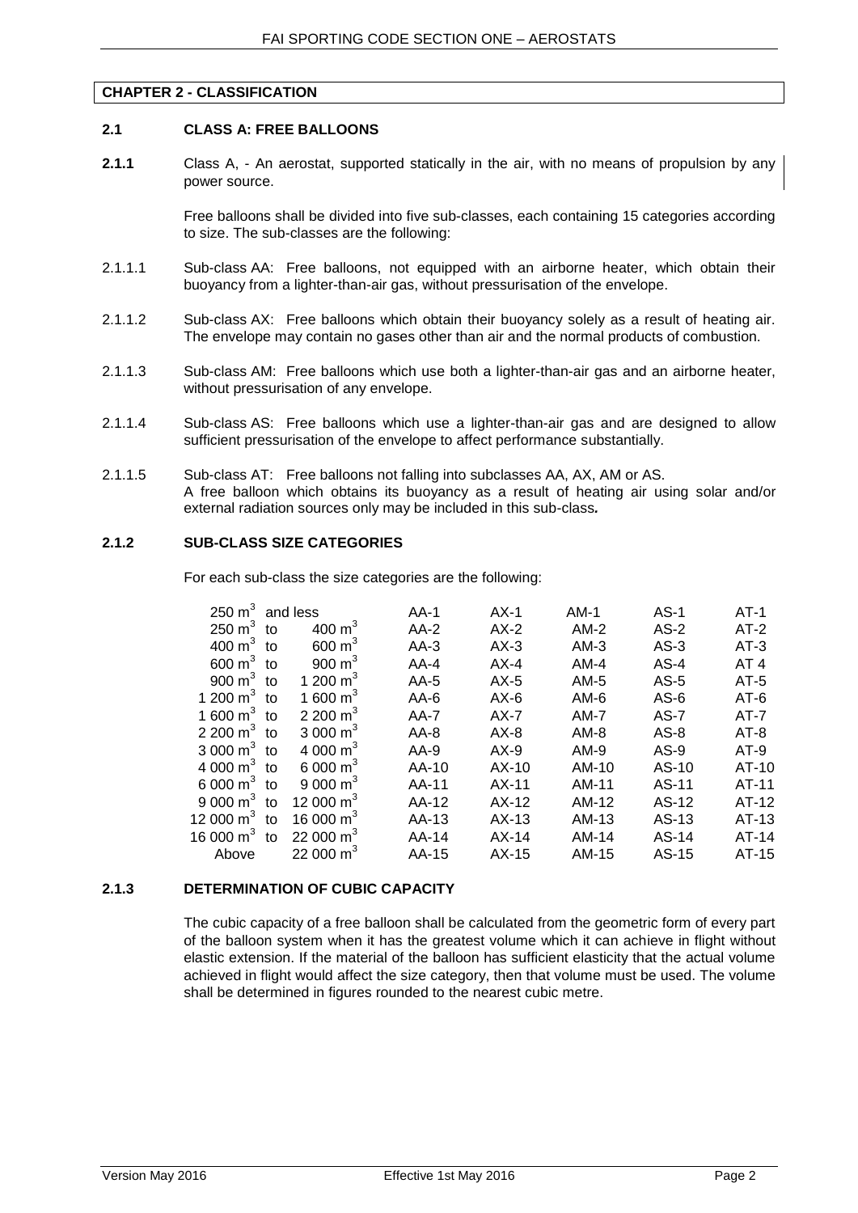## CHAPTER 2 - CLASSIFICATION

### 2.1 CLASS A: FREE BALLOONS

**2.1.1** Class A, - An aerostat, supported statically in the air, with no means of propulsion by any power source.

Free balloons shall be divided into five sub-classes, each containing 15 categories according to size. The sub-classes are the following:

2.1.1.1 Sub-class AA: Free balloons, not equipped with an airborne heater, which obtain their buoyancy from a lighter-than-air gas, without pressurisation of the envelope.

2.1.1.2 Sub-class AX: Free balloons which obtain their buoyancy solely as a result of heating air. The envelope may contain no gases other than air and the normal products of combustion.

2.1.1.3 Sub-class AM: Free balloons which use both a lighter-than-air gas and an airborne heater, without pressurisation of any envelope.

2.1.1.4 Sub-class AS: Free balloons which use a lighter-than-air gas and are designed to allow sufficient pressurisation of the envelope to affect performance substantially.

2.1.1.5 Sub-class AT: Free balloons not falling into subclasses AA, AX, AM or AS. A free balloon which obtains its buoyancy as a result of heating air using solar and/or external radiation sources only may be included in this sub-class**.**

### 2.1.2 SUB-CLASS SIZE CATEGORIES

For each sub-class the size categories are the following:

| Size | AA | AX | AM | AS | AT |
|---|---|---|---|---|---|
| 250 $m^3$ and less | AA-1 | AX-1 | AM-1 | AS-1 | AT-1 |
| 250 $m^3$ to 400 $m^3$ | AA-2 | AX-2 | AM-2 | AS-2 | AT-2 |
| 400 $m^3$ to 600 $m^3$ | AA-3 | AX-3 | AM-3 | AS-3 | AT-3 |
| 600 $m^3$ to 900 $m^3$ | AA-4 | AX-4 | AM-4 | AS-4 | AT 4 |
| 900 $m^3$ to 1 200 $m^3$ | AA-5 | AX-5 | AM-5 | AS-5 | AT-5 |
| 1 200 $m^3$ to 1 600 $m^3$ | AA-6 | AX-6 | AM-6 | AS-6 | AT-6 |
| 1 600 $m^3$ to 2 200 $m^3$ | AA-7 | AX-7 | AM-7 | AS-7 | AT-7 |
| 2 200 $m^3$ to 3 000 $m^3$ | AA-8 | AX-8 | AM-8 | AS-8 | AT-8 |
| 3 000 $m^3$ to 4 000 $m^3$ | AA-9 | AX-9 | AM-9 | AS-9 | AT-9 |
| 4 000 $m^3$ to 6 000 $m^3$ | AA-10 | AX-10 | AM-10 | AS-10 | AT-10 |
| 6 000 $m^3$ to 9 000 $m^3$ | AA-11 | AX-11 | AM-11 | AS-11 | AT-11 |
| 9 000 $m^3$ to 12 000 $m^3$ | AA-12 | AX-12 | AM-12 | AS-12 | AT-12 |
| 12 000 $m^3$ to 16 000 $m^3$ | AA-13 | AX-13 | AM-13 | AS-13 | AT-13 |
| 16 000 $m^3$ to 22 000 $m^3$ | AA-14 | AX-14 | AM-14 | AS-14 | AT-14 |
| Above 22 000 $m^3$ | AA-15 | AX-15 | AM-15 | AS-15 | AT-15 |

### 2.1.3 DETERMINATION OF CUBIC CAPACITY

The cubic capacity of a free balloon shall be calculated from the geometric form of every part of the balloon system when it has the greatest volume which it can achieve in flight without elastic extension. If the material of the balloon has sufficient elasticity that the actual volume achieved in flight would affect the size category, then that volume must be used. The volume shall be determined in figures rounded to the nearest cubic metre.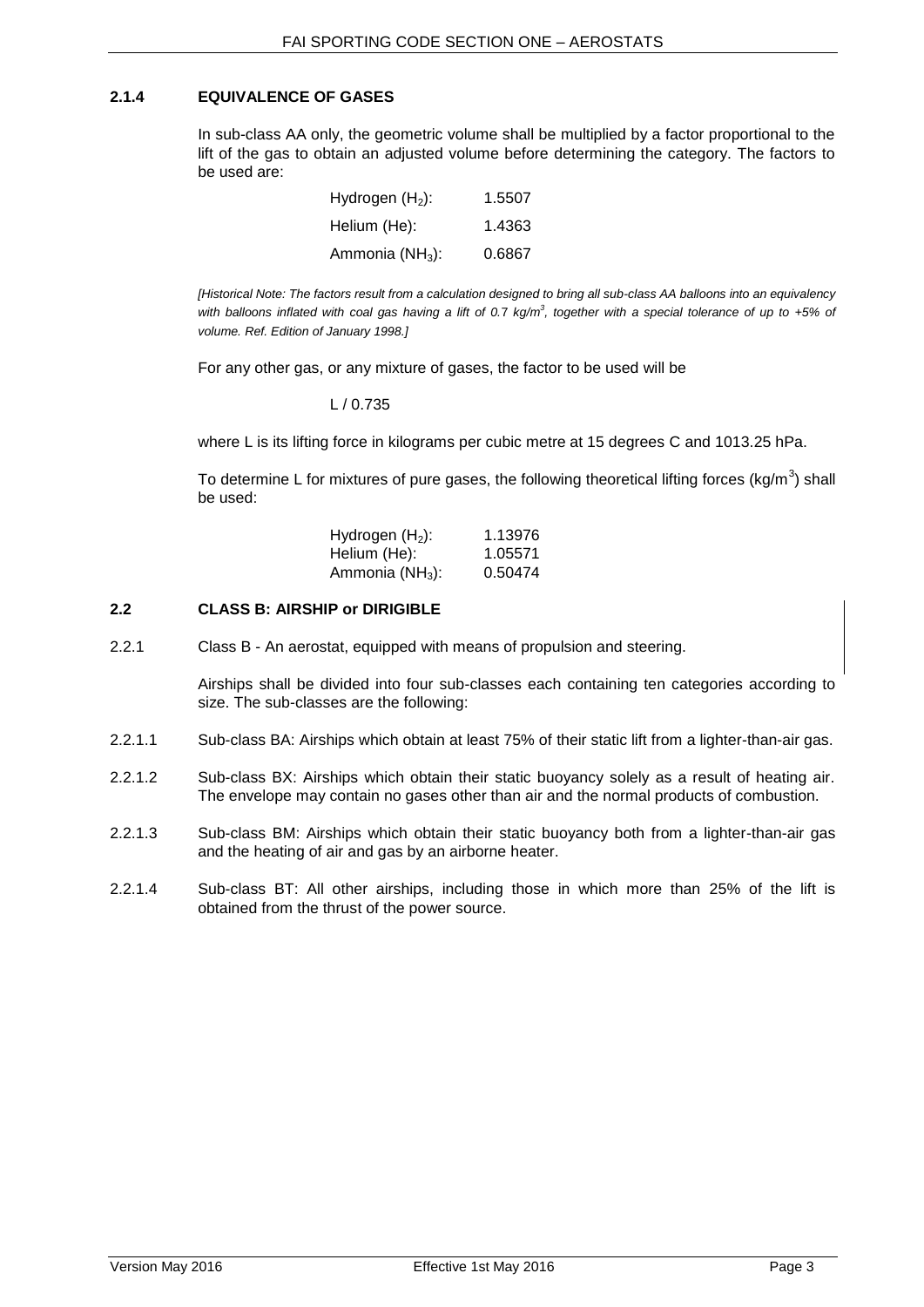### 2.1.4 EQUIVALENCE OF GASES

In sub-class AA only, the geometric volume shall be multiplied by a factor proportional to the lift of the gas to obtain an adjusted volume before determining the category. The factors to be used are:

| | |
|---|---|
| Hydrogen ($H_2$): | 1.5507 |
| Helium (He): | 1.4363 |
| Ammonia ($NH_3$): | 0.6867 |

*[Historical Note: The factors result from a calculation designed to bring all sub-class AA balloons into an equivalency with balloons inflated with coal gas having a lift of 0.7 kg/m$^3$, together with a special tolerance of up to +5% of volume. Ref. Edition of January 1998.]*

For any other gas, or any mixture of gases, the factor to be used will be

$$L / 0.735$$

where L is its lifting force in kilograms per cubic metre at 15 degrees C and 1013.25 hPa.

To determine L for mixtures of pure gases, the following theoretical lifting forces (kg/m$^3$) shall be used:

| | |
|---|---|
| Hydrogen ($H_2$): | 1.13976 |
| Helium (He): | 1.05571 |
| Ammonia ($NH_3$): | 0.50474 |

## 2.2 CLASS B: AIRSHIP or DIRIGIBLE

2.2.1 Class B - An aerostat, equipped with means of propulsion and steering.

Airships shall be divided into four sub-classes each containing ten categories according to size. The sub-classes are the following:

2.2.1.1 Sub-class BA: Airships which obtain at least 75% of their static lift from a lighter-than-air gas.

2.2.1.2 Sub-class BX: Airships which obtain their static buoyancy solely as a result of heating air. The envelope may contain no gases other than air and the normal products of combustion.

2.2.1.3 Sub-class BM: Airships which obtain their static buoyancy both from a lighter-than-air gas and the heating of air and gas by an airborne heater.

2.2.1.4 Sub-class BT: All other airships, including those in which more than 25% of the lift is obtained from the thrust of the power source.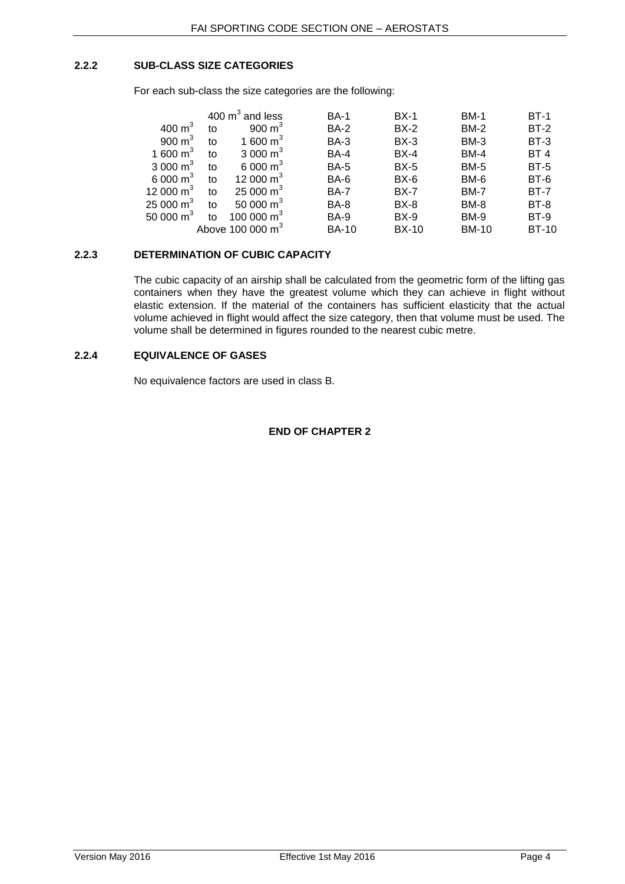### 2.2.2 SUB-CLASS SIZE CATEGORIES

For each sub-class the size categories are the following:

| Volume | | | | | | |
|---|---|---|---|---|---|---|
| 400 m$^3$ and less | | | BA-1 | BX-1 | BM-1 | BT-1 |
| 400 m$^3$ | to | 900 m$^3$ | BA-2 | BX-2 | BM-2 | BT-2 |
| 900 m$^3$ | to | 1 600 m$^3$ | BA-3 | BX-3 | BM-3 | BT-3 |
| 1 600 m$^3$ | to | 3 000 m$^3$ | BA-4 | BX-4 | BM-4 | BT 4 |
| 3 000 m$^3$ | to | 6 000 m$^3$ | BA-5 | BX-5 | BM-5 | BT-5 |
| 6 000 m$^3$ | to | 12 000 m$^3$ | BA-6 | BX-6 | BM-6 | BT-6 |
| 12 000 m$^3$ | to | 25 000 m$^3$ | BA-7 | BX-7 | BM-7 | BT-7 |
| 25 000 m$^3$ | to | 50 000 m$^3$ | BA-8 | BX-8 | BM-8 | BT-8 |
| 50 000 m$^3$ | to | 100 000 m$^3$ | BA-9 | BX-9 | BM-9 | BT-9 |
| Above 100 000 m$^3$ | | | BA-10 | BX-10 | BM-10 | BT-10 |

### 2.2.3 DETERMINATION OF CUBIC CAPACITY

The cubic capacity of an airship shall be calculated from the geometric form of the lifting gas containers when they have the greatest volume which they can achieve in flight without elastic extension. If the material of the containers has sufficient elasticity that the actual volume achieved in flight would affect the size category, then that volume must be used. The volume shall be determined in figures rounded to the nearest cubic metre.

### 2.2.4 EQUIVALENCE OF GASES

No equivalence factors are used in class B.

**END OF CHAPTER 2**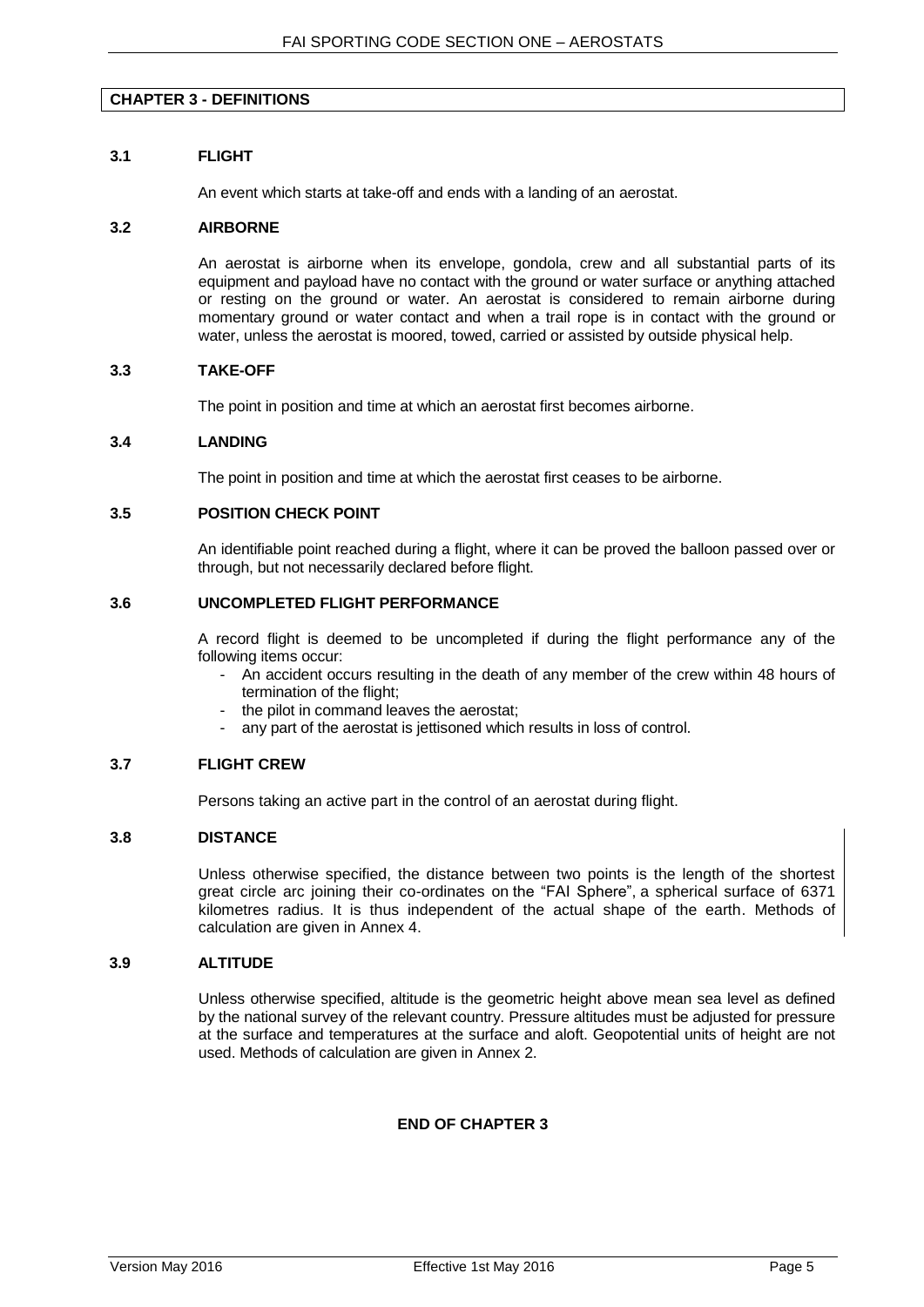## CHAPTER 3 - DEFINITIONS

### 3.1 FLIGHT

An event which starts at take-off and ends with a landing of an aerostat.

### 3.2 AIRBORNE

An aerostat is airborne when its envelope, gondola, crew and all substantial parts of its equipment and payload have no contact with the ground or water surface or anything attached or resting on the ground or water. An aerostat is considered to remain airborne during momentary ground or water contact and when a trail rope is in contact with the ground or water, unless the aerostat is moored, towed, carried or assisted by outside physical help.

### 3.3 TAKE-OFF

The point in position and time at which an aerostat first becomes airborne.

### 3.4 LANDING

The point in position and time at which the aerostat first ceases to be airborne.

### 3.5 POSITION CHECK POINT

An identifiable point reached during a flight, where it can be proved the balloon passed over or through, but not necessarily declared before flight.

### 3.6 UNCOMPLETED FLIGHT PERFORMANCE

A record flight is deemed to be uncompleted if during the flight performance any of the following items occur:

- An accident occurs resulting in the death of any member of the crew within 48 hours of termination of the flight;
- the pilot in command leaves the aerostat;
- any part of the aerostat is jettisoned which results in loss of control.

### 3.7 FLIGHT CREW

Persons taking an active part in the control of an aerostat during flight.

### 3.8 DISTANCE

Unless otherwise specified, the distance between two points is the length of the shortest great circle arc joining their co-ordinates on the "FAI Sphere", a spherical surface of 6371 kilometres radius. It is thus independent of the actual shape of the earth. Methods of calculation are given in Annex 4.

### 3.9 ALTITUDE

Unless otherwise specified, altitude is the geometric height above mean sea level as defined by the national survey of the relevant country. Pressure altitudes must be adjusted for pressure at the surface and temperatures at the surface and aloft. Geopotential units of height are not used. Methods of calculation are given in Annex 2.

**END OF CHAPTER 3**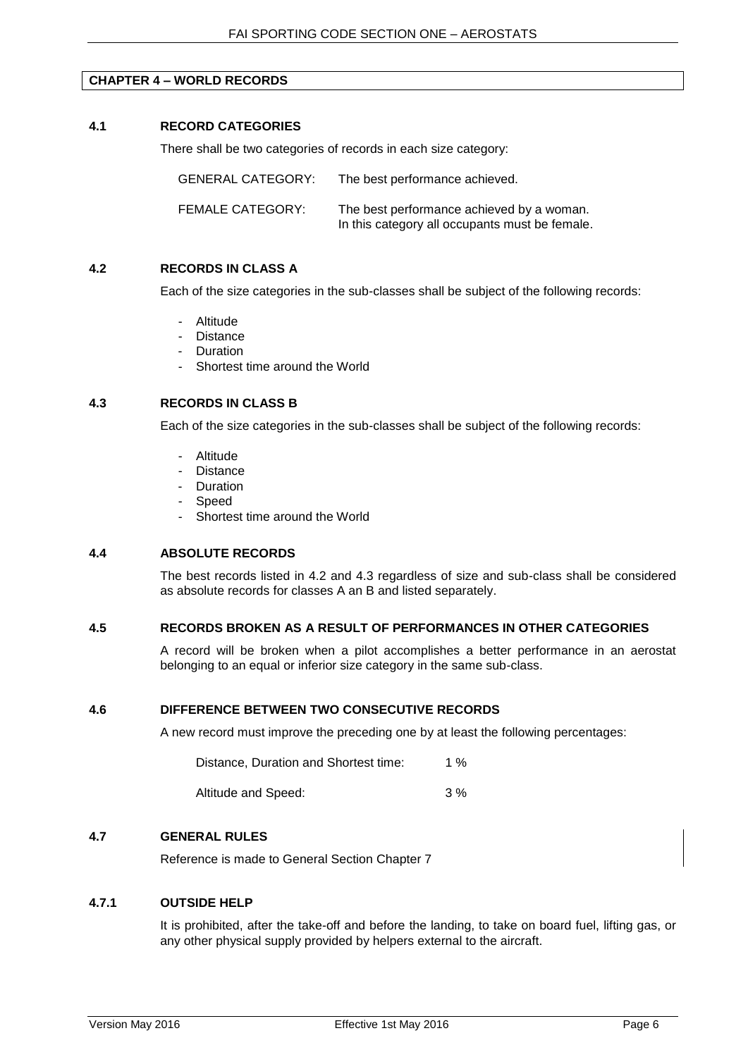## CHAPTER 4 – WORLD RECORDS

### 4.1 RECORD CATEGORIES

There shall be two categories of records in each size category:

| | |
|---|---|
| GENERAL CATEGORY: | The best performance achieved. |
| FEMALE CATEGORY: | The best performance achieved by a woman. In this category all occupants must be female. |

### 4.2 RECORDS IN CLASS A

Each of the size categories in the sub-classes shall be subject of the following records:

- Altitude
- Distance
- Duration
- Shortest time around the World

### 4.3 RECORDS IN CLASS B

Each of the size categories in the sub-classes shall be subject of the following records:

- Altitude
- Distance
- Duration
- Speed
- Shortest time around the World

### 4.4 ABSOLUTE RECORDS

The best records listed in 4.2 and 4.3 regardless of size and sub-class shall be considered as absolute records for classes A an B and listed separately.

### 4.5 RECORDS BROKEN AS A RESULT OF PERFORMANCES IN OTHER CATEGORIES

A record will be broken when a pilot accomplishes a better performance in an aerostat belonging to an equal or inferior size category in the same sub-class.

### 4.6 DIFFERENCE BETWEEN TWO CONSECUTIVE RECORDS

A new record must improve the preceding one by at least the following percentages:

| | |
|---|---|
| Distance, Duration and Shortest time: | 1 % |
| Altitude and Speed: | 3 % |

### 4.7 GENERAL RULES

Reference is made to General Section Chapter 7

#### 4.7.1 OUTSIDE HELP

It is prohibited, after the take-off and before the landing, to take on board fuel, lifting gas, or any other physical supply provided by helpers external to the aircraft.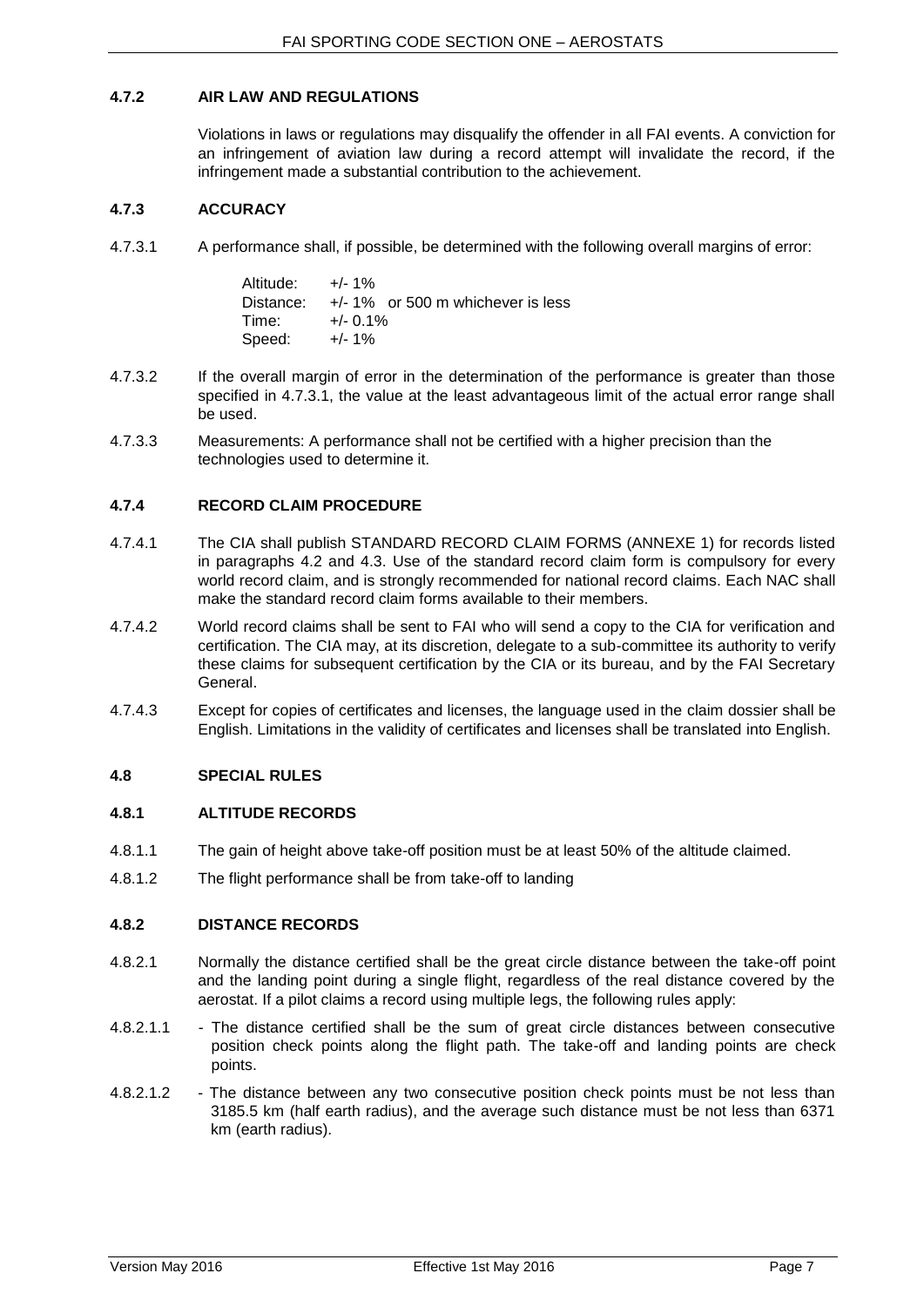### 4.7.2 AIR LAW AND REGULATIONS

Violations in laws or regulations may disqualify the offender in all FAI events. A conviction for an infringement of aviation law during a record attempt will invalidate the record, if the infringement made a substantial contribution to the achievement.

### 4.7.3 ACCURACY

4.7.3.1 A performance shall, if possible, be determined with the following overall margins of error:

| | |
|---|---|
| Altitude: | +/- 1% |
| Distance: | +/- 1% or 500 m whichever is less |
| Time: | +/- 0.1% |
| Speed: | +/- 1% |

4.7.3.2 If the overall margin of error in the determination of the performance is greater than those specified in 4.7.3.1, the value at the least advantageous limit of the actual error range shall be used.

4.7.3.3 Measurements: A performance shall not be certified with a higher precision than the technologies used to determine it.

### 4.7.4 RECORD CLAIM PROCEDURE

4.7.4.1 The CIA shall publish STANDARD RECORD CLAIM FORMS (ANNEXE 1) for records listed in paragraphs 4.2 and 4.3. Use of the standard record claim form is compulsory for every world record claim, and is strongly recommended for national record claims. Each NAC shall make the standard record claim forms available to their members.

4.7.4.2 World record claims shall be sent to FAI who will send a copy to the CIA for verification and certification. The CIA may, at its discretion, delegate to a sub-committee its authority to verify these claims for subsequent certification by the CIA or its bureau, and by the FAI Secretary General.

4.7.4.3 Except for copies of certificates and licenses, the language used in the claim dossier shall be English. Limitations in the validity of certificates and licenses shall be translated into English.

## 4.8 SPECIAL RULES

### 4.8.1 ALTITUDE RECORDS

4.8.1.1 The gain of height above take-off position must be at least 50% of the altitude claimed.

4.8.1.2 The flight performance shall be from take-off to landing

### 4.8.2 DISTANCE RECORDS

4.8.2.1 Normally the distance certified shall be the great circle distance between the take-off point and the landing point during a single flight, regardless of the real distance covered by the aerostat. If a pilot claims a record using multiple legs, the following rules apply:

4.8.2.1.1 - The distance certified shall be the sum of great circle distances between consecutive position check points along the flight path. The take-off and landing points are check points.

4.8.2.1.2 - The distance between any two consecutive position check points must be not less than 3185.5 km (half earth radius), and the average such distance must be not less than 6371 km (earth radius).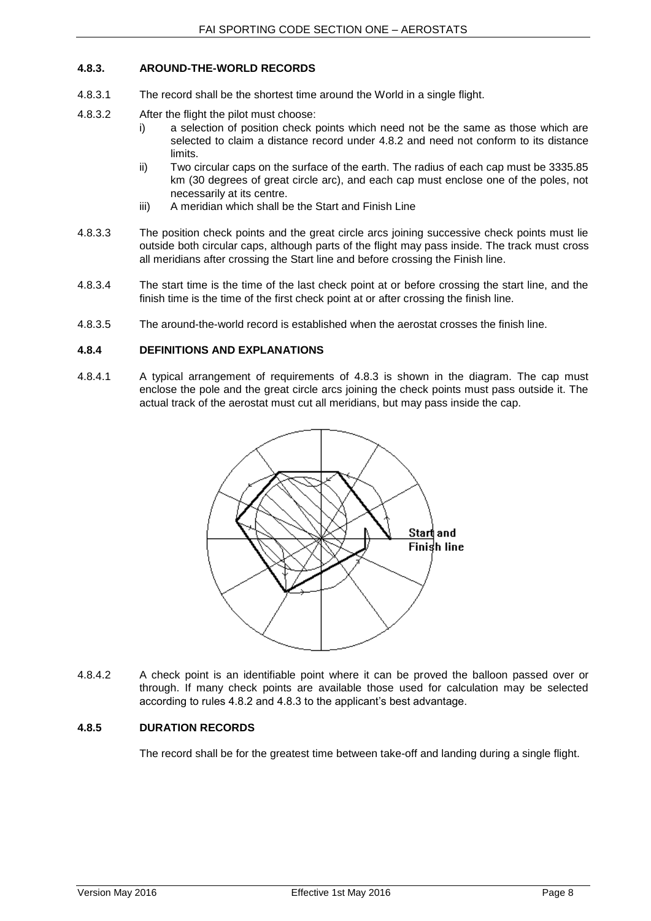### 4.8.3. AROUND-THE-WORLD RECORDS

4.8.3.1 The record shall be the shortest time around the World in a single flight.

4.8.3.2 After the flight the pilot must choose:

- i) a selection of position check points which need not be the same as those which are selected to claim a distance record under 4.8.2 and need not conform to its distance limits.
- ii) Two circular caps on the surface of the earth. The radius of each cap must be 3335.85 km (30 degrees of great circle arc), and each cap must enclose one of the poles, not necessarily at its centre.
- iii) A meridian which shall be the Start and Finish Line

4.8.3.3 The position check points and the great circle arcs joining successive check points must lie outside both circular caps, although parts of the flight may pass inside. The track must cross all meridians after crossing the Start line and before crossing the Finish line.

4.8.3.4 The start time is the time of the last check point at or before crossing the start line, and the finish time is the time of the first check point at or after crossing the finish line.

4.8.3.5 The around-the-world record is established when the aerostat crosses the finish line.

### 4.8.4 DEFINITIONS AND EXPLANATIONS

4.8.4.1 A typical arrangement of requirements of 4.8.3 is shown in the diagram. The cap must enclose the pole and the great circle arcs joining the check points must pass outside it. The actual track of the aerostat must cut all meridians, but may pass inside the cap.

4.8.4.2 A check point is an identifiable point where it can be proved the balloon passed over or through. If many check points are available those used for calculation may be selected according to rules 4.8.2 and 4.8.3 to the applicant's best advantage.

### 4.8.5 DURATION RECORDS

The record shall be for the greatest time between take-off and landing during a single flight.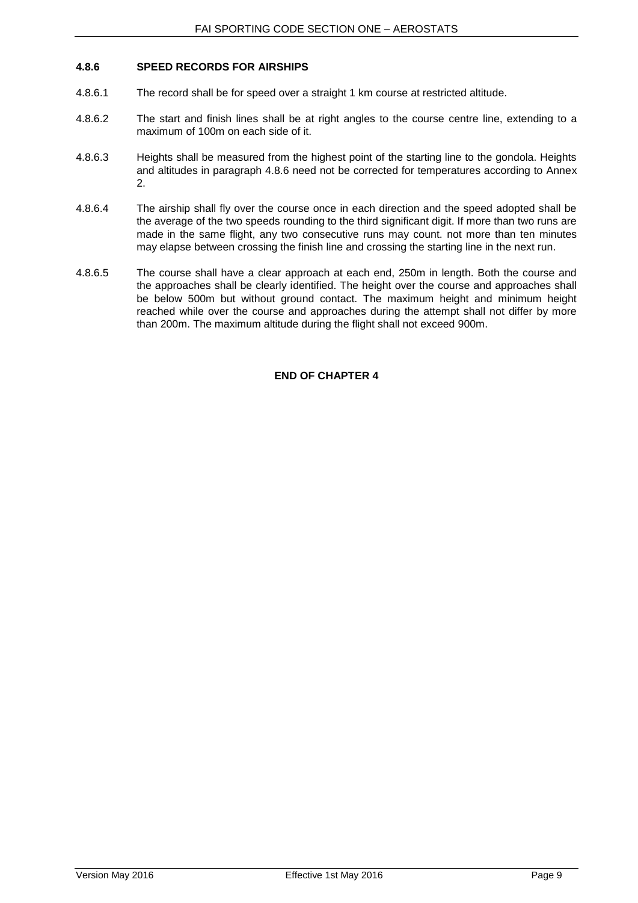### 4.8.6 SPEED RECORDS FOR AIRSHIPS

4.8.6.1 The record shall be for speed over a straight 1 km course at restricted altitude.

4.8.6.2 The start and finish lines shall be at right angles to the course centre line, extending to a maximum of 100m on each side of it.

4.8.6.3 Heights shall be measured from the highest point of the starting line to the gondola. Heights and altitudes in paragraph 4.8.6 need not be corrected for temperatures according to Annex 2.

4.8.6.4 The airship shall fly over the course once in each direction and the speed adopted shall be the average of the two speeds rounding to the third significant digit. If more than two runs are made in the same flight, any two consecutive runs may count. not more than ten minutes may elapse between crossing the finish line and crossing the starting line in the next run.

4.8.6.5 The course shall have a clear approach at each end, 250m in length. Both the course and the approaches shall be clearly identified. The height over the course and approaches shall be below 500m but without ground contact. The maximum height and minimum height reached while over the course and approaches during the attempt shall not differ by more than 200m. The maximum altitude during the flight shall not exceed 900m.

**END OF CHAPTER 4**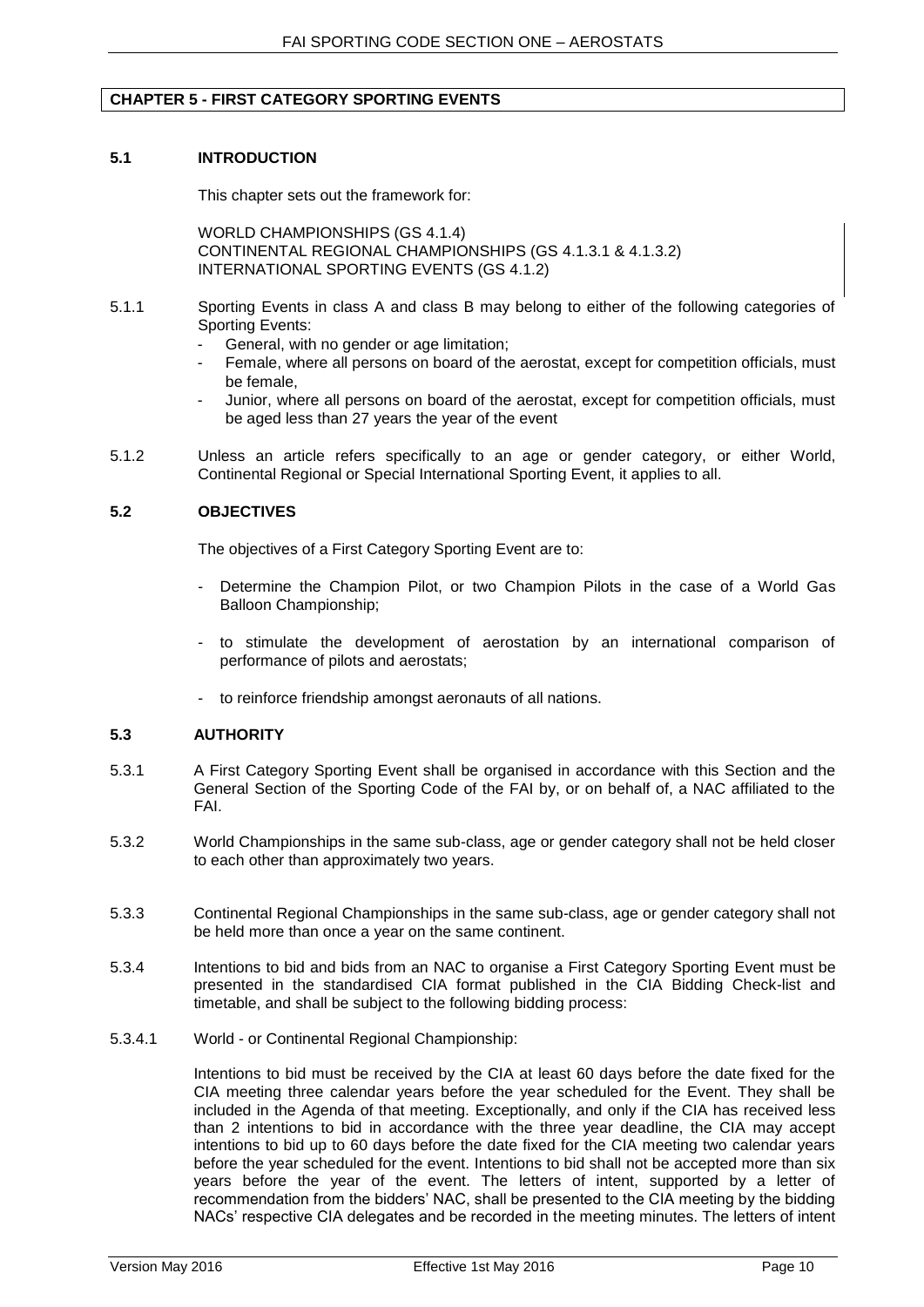## CHAPTER 5 - FIRST CATEGORY SPORTING EVENTS

### 5.1 INTRODUCTION

This chapter sets out the framework for:

WORLD CHAMPIONSHIPS (GS 4.1.4)
CONTINENTAL REGIONAL CHAMPIONSHIPS (GS 4.1.3.1 & 4.1.3.2)
INTERNATIONAL SPORTING EVENTS (GS 4.1.2)

5.1.1 Sporting Events in class A and class B may belong to either of the following categories of Sporting Events:

- General, with no gender or age limitation;
- Female, where all persons on board of the aerostat, except for competition officials, must be female,
- Junior, where all persons on board of the aerostat, except for competition officials, must be aged less than 27 years the year of the event

5.1.2 Unless an article refers specifically to an age or gender category, or either World, Continental Regional or Special International Sporting Event, it applies to all.

### 5.2 OBJECTIVES

The objectives of a First Category Sporting Event are to:

- Determine the Champion Pilot, or two Champion Pilots in the case of a World Gas Balloon Championship;
- to stimulate the development of aerostation by an international comparison of performance of pilots and aerostats;
- to reinforce friendship amongst aeronauts of all nations.

### 5.3 AUTHORITY

5.3.1 A First Category Sporting Event shall be organised in accordance with this Section and the General Section of the Sporting Code of the FAI by, or on behalf of, a NAC affiliated to the FAI.

5.3.2 World Championships in the same sub-class, age or gender category shall not be held closer to each other than approximately two years.

5.3.3 Continental Regional Championships in the same sub-class, age or gender category shall not be held more than once a year on the same continent.

5.3.4 Intentions to bid and bids from an NAC to organise a First Category Sporting Event must be presented in the standardised CIA format published in the CIA Bidding Check-list and timetable, and shall be subject to the following bidding process:

5.3.4.1 World - or Continental Regional Championship:

Intentions to bid must be received by the CIA at least 60 days before the date fixed for the CIA meeting three calendar years before the year scheduled for the Event. They shall be included in the Agenda of that meeting. Exceptionally, and only if the CIA has received less than 2 intentions to bid in accordance with the three year deadline, the CIA may accept intentions to bid up to 60 days before the date fixed for the CIA meeting two calendar years before the year scheduled for the event. Intentions to bid shall not be accepted more than six years before the year of the event. The letters of intent, supported by a letter of recommendation from the bidders' NAC, shall be presented to the CIA meeting by the bidding NACs' respective CIA delegates and be recorded in the meeting minutes. The letters of intent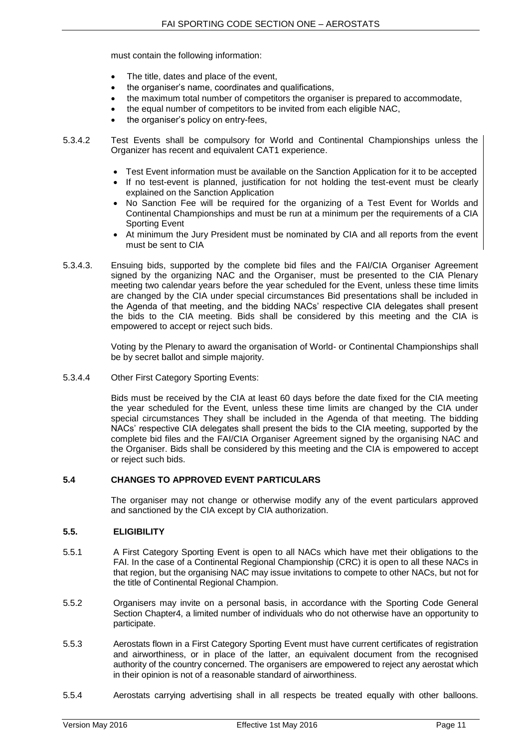must contain the following information:

- The title, dates and place of the event,
- the organiser's name, coordinates and qualifications,
- the maximum total number of competitors the organiser is prepared to accommodate,
- the equal number of competitors to be invited from each eligible NAC,
- the organiser's policy on entry-fees,

5.3.4.2 Test Events shall be compulsory for World and Continental Championships unless the Organizer has recent and equivalent CAT1 experience.

- Test Event information must be available on the Sanction Application for it to be accepted
- If no test-event is planned, justification for not holding the test-event must be clearly explained on the Sanction Application
- No Sanction Fee will be required for the organizing of a Test Event for Worlds and Continental Championships and must be run at a minimum per the requirements of a CIA Sporting Event
- At minimum the Jury President must be nominated by CIA and all reports from the event must be sent to CIA

5.3.4.3. Ensuing bids, supported by the complete bid files and the FAI/CIA Organiser Agreement signed by the organizing NAC and the Organiser, must be presented to the CIA Plenary meeting two calendar years before the year scheduled for the Event, unless these time limits are changed by the CIA under special circumstances Bid presentations shall be included in the Agenda of that meeting, and the bidding NACs' respective CIA delegates shall present the bids to the CIA meeting. Bids shall be considered by this meeting and the CIA is empowered to accept or reject such bids.

Voting by the Plenary to award the organisation of World- or Continental Championships shall be by secret ballot and simple majority.

5.3.4.4 Other First Category Sporting Events:

Bids must be received by the CIA at least 60 days before the date fixed for the CIA meeting the year scheduled for the Event, unless these time limits are changed by the CIA under special circumstances They shall be included in the Agenda of that meeting. The bidding NACs' respective CIA delegates shall present the bids to the CIA meeting, supported by the complete bid files and the FAI/CIA Organiser Agreement signed by the organising NAC and the Organiser. Bids shall be considered by this meeting and the CIA is empowered to accept or reject such bids.

### 5.4 CHANGES TO APPROVED EVENT PARTICULARS

The organiser may not change or otherwise modify any of the event particulars approved and sanctioned by the CIA except by CIA authorization.

### 5.5. ELIGIBILITY

5.5.1 A First Category Sporting Event is open to all NACs which have met their obligations to the FAI. In the case of a Continental Regional Championship (CRC) it is open to all these NACs in that region, but the organising NAC may issue invitations to compete to other NACs, but not for the title of Continental Regional Champion.

5.5.2 Organisers may invite on a personal basis, in accordance with the Sporting Code General Section Chapter4, a limited number of individuals who do not otherwise have an opportunity to participate.

5.5.3 Aerostats flown in a First Category Sporting Event must have current certificates of registration and airworthiness, or in place of the latter, an equivalent document from the recognised authority of the country concerned. The organisers are empowered to reject any aerostat which in their opinion is not of a reasonable standard of airworthiness.

5.5.4 Aerostats carrying advertising shall in all respects be treated equally with other balloons.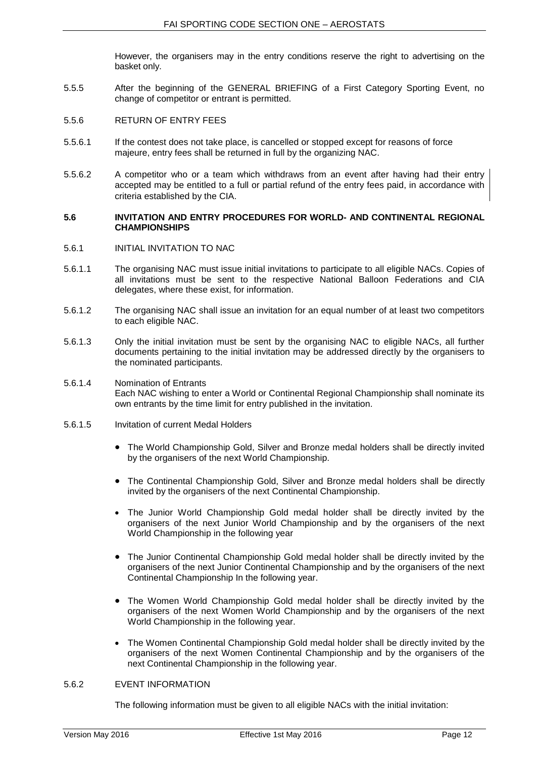However, the organisers may in the entry conditions reserve the right to advertising on the basket only.

5.5.5 After the beginning of the GENERAL BRIEFING of a First Category Sporting Event, no change of competitor or entrant is permitted.

5.5.6 RETURN OF ENTRY FEES

5.5.6.1 If the contest does not take place, is cancelled or stopped except for reasons of force majeure, entry fees shall be returned in full by the organizing NAC.

5.5.6.2 A competitor who or a team which withdraws from an event after having had their entry accepted may be entitled to a full or partial refund of the entry fees paid, in accordance with criteria established by the CIA.

**5.6 INVITATION AND ENTRY PROCEDURES FOR WORLD- AND CONTINENTAL REGIONAL CHAMPIONSHIPS**

5.6.1 INITIAL INVITATION TO NAC

5.6.1.1 The organising NAC must issue initial invitations to participate to all eligible NACs. Copies of all invitations must be sent to the respective National Balloon Federations and CIA delegates, where these exist, for information.

5.6.1.2 The organising NAC shall issue an invitation for an equal number of at least two competitors to each eligible NAC.

5.6.1.3 Only the initial invitation must be sent by the organising NAC to eligible NACs, all further documents pertaining to the initial invitation may be addressed directly by the organisers to the nominated participants.

5.6.1.4 Nomination of Entrants
Each NAC wishing to enter a World or Continental Regional Championship shall nominate its own entrants by the time limit for entry published in the invitation.

5.6.1.5 Invitation of current Medal Holders

- The World Championship Gold, Silver and Bronze medal holders shall be directly invited by the organisers of the next World Championship.
- The Continental Championship Gold, Silver and Bronze medal holders shall be directly invited by the organisers of the next Continental Championship.
- The Junior World Championship Gold medal holder shall be directly invited by the organisers of the next Junior World Championship and by the organisers of the next World Championship in the following year
- The Junior Continental Championship Gold medal holder shall be directly invited by the organisers of the next Junior Continental Championship and by the organisers of the next Continental Championship In the following year.
- The Women World Championship Gold medal holder shall be directly invited by the organisers of the next Women World Championship and by the organisers of the next World Championship in the following year.
- The Women Continental Championship Gold medal holder shall be directly invited by the organisers of the next Women Continental Championship and by the organisers of the next Continental Championship in the following year.

5.6.2 EVENT INFORMATION

The following information must be given to all eligible NACs with the initial invitation: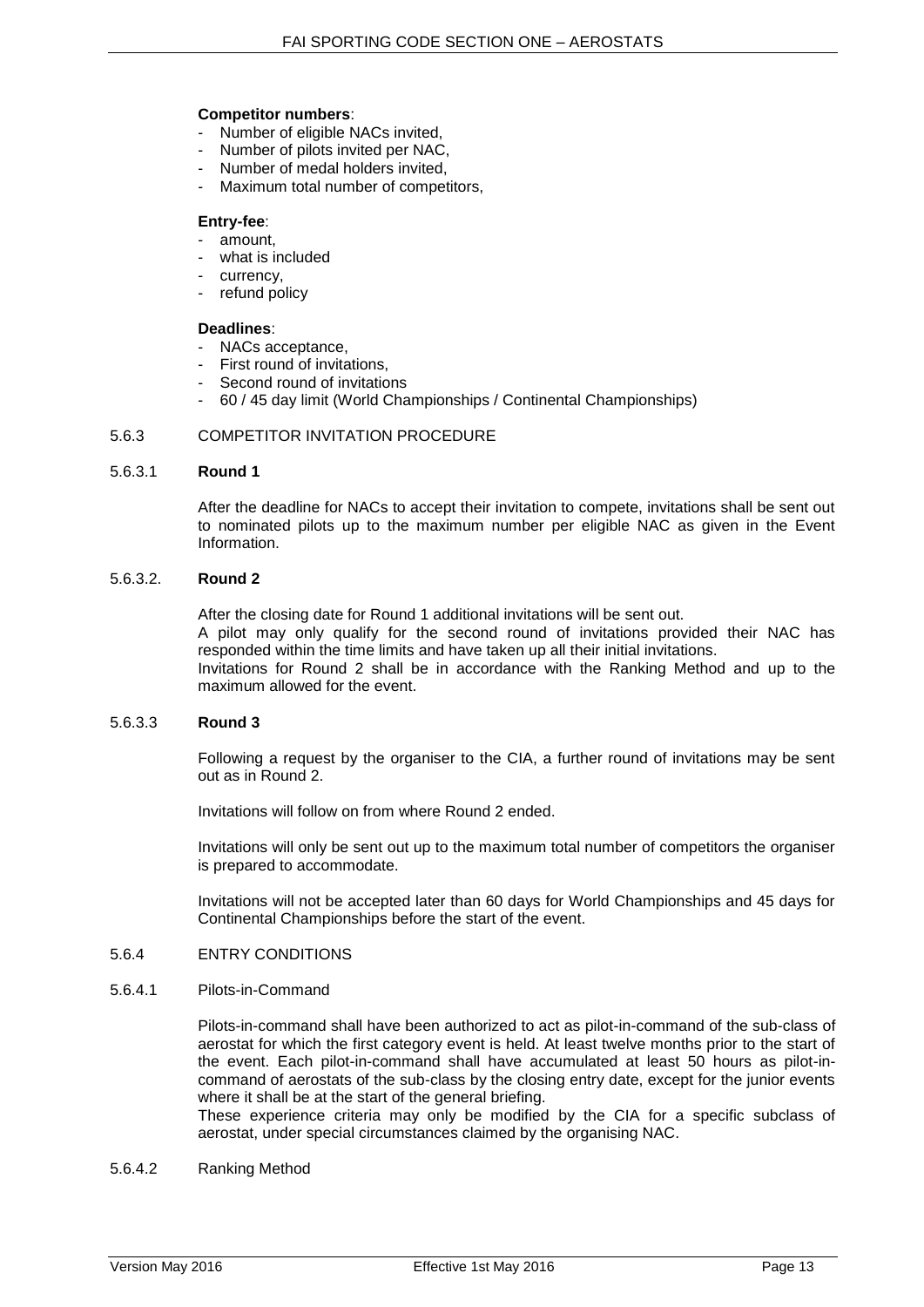**Competitor numbers**:

- Number of eligible NACs invited,
- Number of pilots invited per NAC,
- Number of medal holders invited,
- Maximum total number of competitors,

**Entry-fee**:

- amount,
- what is included
- currency,
- refund policy

**Deadlines**:

- NACs acceptance,
- First round of invitations,
- Second round of invitations
- 60 / 45 day limit (World Championships / Continental Championships)

5.6.3 COMPETITOR INVITATION PROCEDURE

5.6.3.1 **Round 1**

After the deadline for NACs to accept their invitation to compete, invitations shall be sent out to nominated pilots up to the maximum number per eligible NAC as given in the Event Information.

5.6.3.2. **Round 2**

After the closing date for Round 1 additional invitations will be sent out.
A pilot may only qualify for the second round of invitations provided their NAC has responded within the time limits and have taken up all their initial invitations.
Invitations for Round 2 shall be in accordance with the Ranking Method and up to the maximum allowed for the event.

5.6.3.3 **Round 3**

Following a request by the organiser to the CIA, a further round of invitations may be sent out as in Round 2.

Invitations will follow on from where Round 2 ended.

Invitations will only be sent out up to the maximum total number of competitors the organiser is prepared to accommodate.

Invitations will not be accepted later than 60 days for World Championships and 45 days for Continental Championships before the start of the event.

5.6.4 ENTRY CONDITIONS

5.6.4.1 Pilots-in-Command

Pilots-in-command shall have been authorized to act as pilot-in-command of the sub-class of aerostat for which the first category event is held. At least twelve months prior to the start of the event. Each pilot-in-command shall have accumulated at least 50 hours as pilot-in-command of aerostats of the sub-class by the closing entry date, except for the junior events where it shall be at the start of the general briefing.
These experience criteria may only be modified by the CIA for a specific subclass of aerostat, under special circumstances claimed by the organising NAC.

5.6.4.2 Ranking Method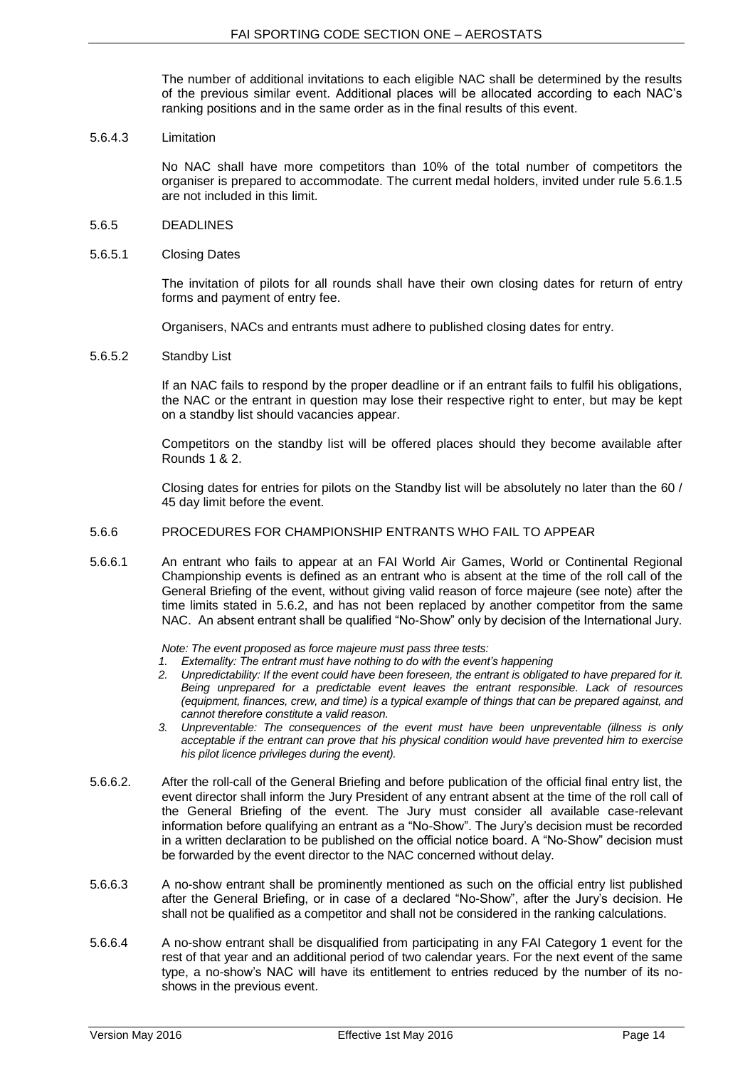The number of additional invitations to each eligible NAC shall be determined by the results of the previous similar event. Additional places will be allocated according to each NAC's ranking positions and in the same order as in the final results of this event.

5.6.4.3 Limitation

No NAC shall have more competitors than 10% of the total number of competitors the organiser is prepared to accommodate. The current medal holders, invited under rule 5.6.1.5 are not included in this limit.

### 5.6.5 DEADLINES

5.6.5.1 Closing Dates

The invitation of pilots for all rounds shall have their own closing dates for return of entry forms and payment of entry fee.

Organisers, NACs and entrants must adhere to published closing dates for entry.

5.6.5.2 Standby List

If an NAC fails to respond by the proper deadline or if an entrant fails to fulfil his obligations, the NAC or the entrant in question may lose their respective right to enter, but may be kept on a standby list should vacancies appear.

Competitors on the standby list will be offered places should they become available after Rounds 1 & 2.

Closing dates for entries for pilots on the Standby list will be absolutely no later than the 60 / 45 day limit before the event.

### 5.6.6 PROCEDURES FOR CHAMPIONSHIP ENTRANTS WHO FAIL TO APPEAR

5.6.6.1 An entrant who fails to appear at an FAI World Air Games, World or Continental Regional Championship events is defined as an entrant who is absent at the time of the roll call of the General Briefing of the event, without giving valid reason of force majeure (see note) after the time limits stated in 5.6.2, and has not been replaced by another competitor from the same NAC. An absent entrant shall be qualified "No-Show" only by decision of the International Jury.

*Note: The event proposed as force majeure must pass three tests:*

1. *Externality: The entrant must have nothing to do with the event's happening*
2. *Unpredictability: If the event could have been foreseen, the entrant is obligated to have prepared for it. Being unprepared for a predictable event leaves the entrant responsible. Lack of resources (equipment, finances, crew, and time) is a typical example of things that can be prepared against, and cannot therefore constitute a valid reason.*
3. *Unpreventable: The consequences of the event must have been unpreventable (illness is only acceptable if the entrant can prove that his physical condition would have prevented him to exercise his pilot licence privileges during the event).*

5.6.6.2. After the roll-call of the General Briefing and before publication of the official final entry list, the event director shall inform the Jury President of any entrant absent at the time of the roll call of the General Briefing of the event. The Jury must consider all available case-relevant information before qualifying an entrant as a "No-Show". The Jury's decision must be recorded in a written declaration to be published on the official notice board. A "No-Show" decision must be forwarded by the event director to the NAC concerned without delay.

5.6.6.3 A no-show entrant shall be prominently mentioned as such on the official entry list published after the General Briefing, or in case of a declared "No-Show", after the Jury's decision. He shall not be qualified as a competitor and shall not be considered in the ranking calculations.

5.6.6.4 A no-show entrant shall be disqualified from participating in any FAI Category 1 event for the rest of that year and an additional period of two calendar years. For the next event of the same type, a no-show's NAC will have its entitlement to entries reduced by the number of its no-shows in the previous event.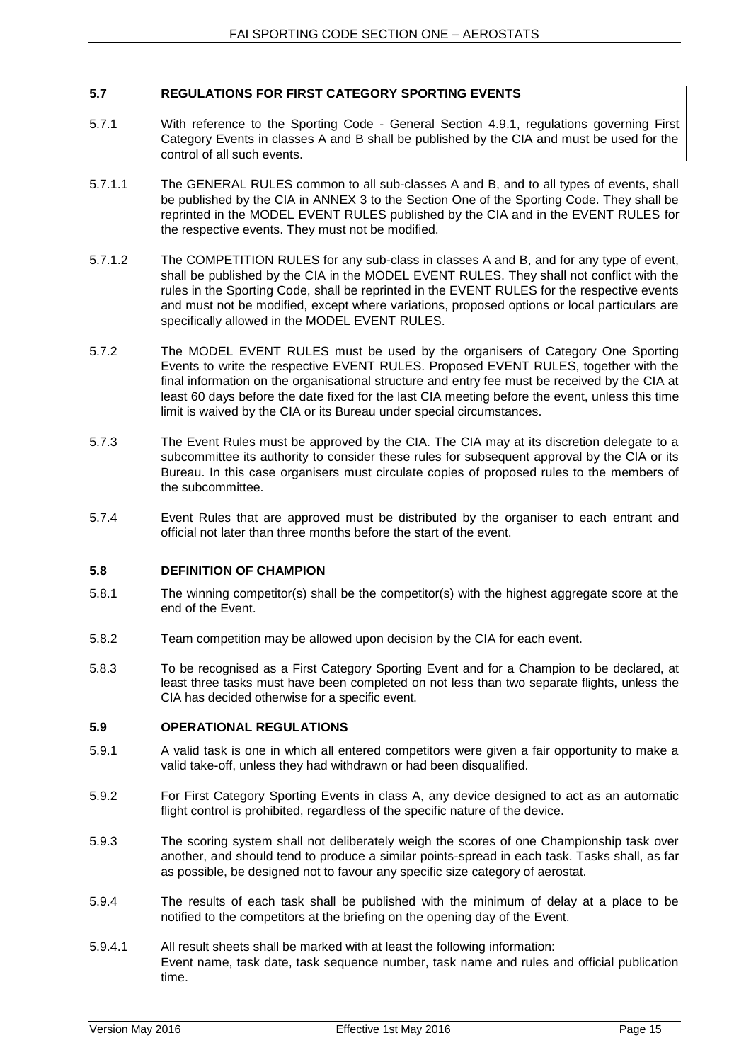## 5.7 REGULATIONS FOR FIRST CATEGORY SPORTING EVENTS

5.7.1 With reference to the Sporting Code - General Section 4.9.1, regulations governing First Category Events in classes A and B shall be published by the CIA and must be used for the control of all such events.

5.7.1.1 The GENERAL RULES common to all sub-classes A and B, and to all types of events, shall be published by the CIA in ANNEX 3 to the Section One of the Sporting Code. They shall be reprinted in the MODEL EVENT RULES published by the CIA and in the EVENT RULES for the respective events. They must not be modified.

5.7.1.2 The COMPETITION RULES for any sub-class in classes A and B, and for any type of event, shall be published by the CIA in the MODEL EVENT RULES. They shall not conflict with the rules in the Sporting Code, shall be reprinted in the EVENT RULES for the respective events and must not be modified, except where variations, proposed options or local particulars are specifically allowed in the MODEL EVENT RULES.

5.7.2 The MODEL EVENT RULES must be used by the organisers of Category One Sporting Events to write the respective EVENT RULES. Proposed EVENT RULES, together with the final information on the organisational structure and entry fee must be received by the CIA at least 60 days before the date fixed for the last CIA meeting before the event, unless this time limit is waived by the CIA or its Bureau under special circumstances.

5.7.3 The Event Rules must be approved by the CIA. The CIA may at its discretion delegate to a subcommittee its authority to consider these rules for subsequent approval by the CIA or its Bureau. In this case organisers must circulate copies of proposed rules to the members of the subcommittee.

5.7.4 Event Rules that are approved must be distributed by the organiser to each entrant and official not later than three months before the start of the event.

## 5.8 DEFINITION OF CHAMPION

5.8.1 The winning competitor(s) shall be the competitor(s) with the highest aggregate score at the end of the Event.

5.8.2 Team competition may be allowed upon decision by the CIA for each event.

5.8.3 To be recognised as a First Category Sporting Event and for a Champion to be declared, at least three tasks must have been completed on not less than two separate flights, unless the CIA has decided otherwise for a specific event.

## 5.9 OPERATIONAL REGULATIONS

5.9.1 A valid task is one in which all entered competitors were given a fair opportunity to make a valid take-off, unless they had withdrawn or had been disqualified.

5.9.2 For First Category Sporting Events in class A, any device designed to act as an automatic flight control is prohibited, regardless of the specific nature of the device.

5.9.3 The scoring system shall not deliberately weigh the scores of one Championship task over another, and should tend to produce a similar points-spread in each task. Tasks shall, as far as possible, be designed not to favour any specific size category of aerostat.

5.9.4 The results of each task shall be published with the minimum of delay at a place to be notified to the competitors at the briefing on the opening day of the Event.

5.9.4.1 All result sheets shall be marked with at least the following information:
Event name, task date, task sequence number, task name and rules and official publication time.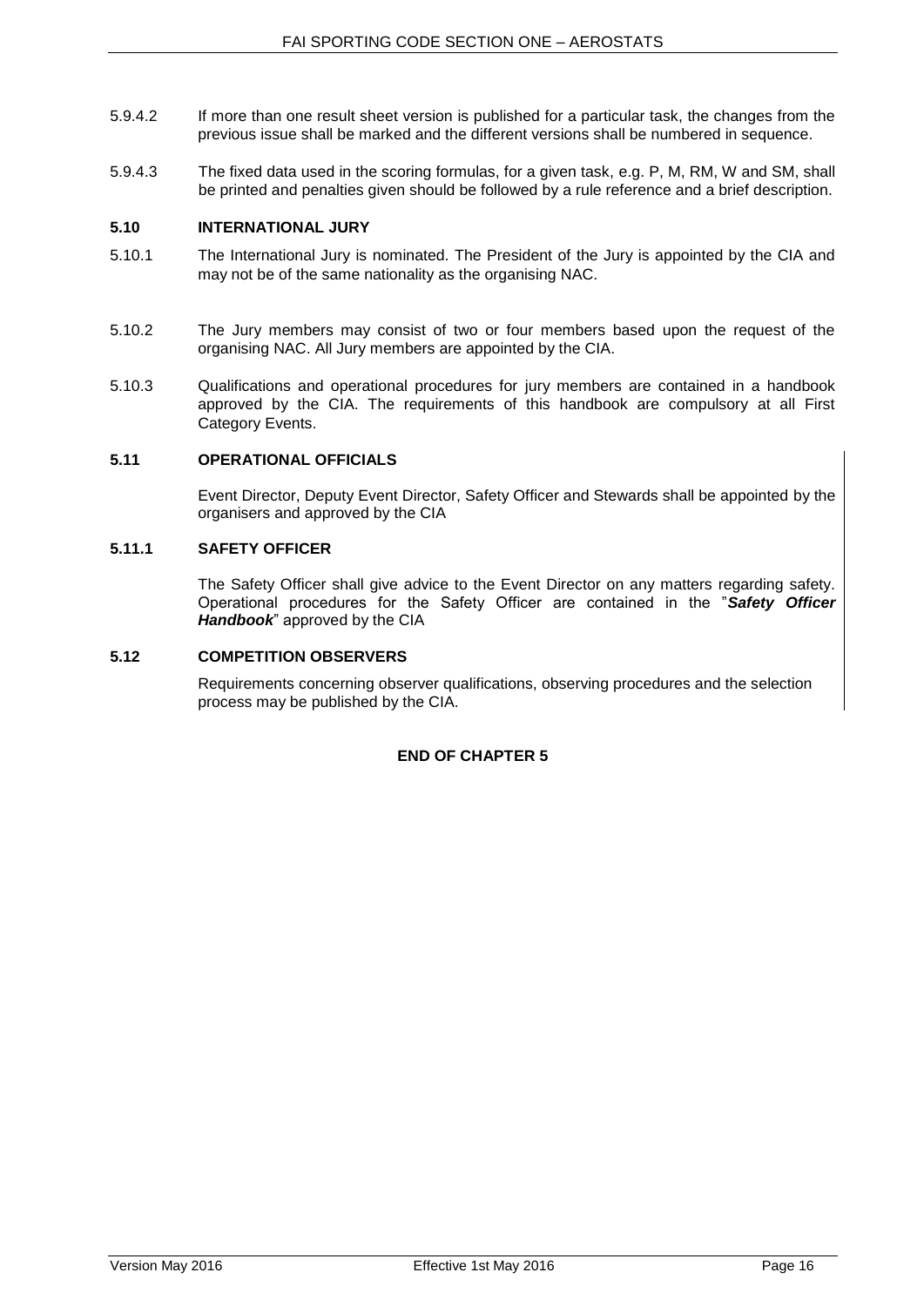5.9.4.2 If more than one result sheet version is published for a particular task, the changes from the previous issue shall be marked and the different versions shall be numbered in sequence.

5.9.4.3 The fixed data used in the scoring formulas, for a given task, e.g. P, M, RM, W and SM, shall be printed and penalties given should be followed by a rule reference and a brief description.

### 5.10 INTERNATIONAL JURY

5.10.1 The International Jury is nominated. The President of the Jury is appointed by the CIA and may not be of the same nationality as the organising NAC.

5.10.2 The Jury members may consist of two or four members based upon the request of the organising NAC. All Jury members are appointed by the CIA.

5.10.3 Qualifications and operational procedures for jury members are contained in a handbook approved by the CIA. The requirements of this handbook are compulsory at all First Category Events.

### 5.11 OPERATIONAL OFFICIALS

Event Director, Deputy Event Director, Safety Officer and Stewards shall be appointed by the organisers and approved by the CIA

#### 5.11.1 SAFETY OFFICER

The Safety Officer shall give advice to the Event Director on any matters regarding safety. Operational procedures for the Safety Officer are contained in the "***Safety Officer Handbook***" approved by the CIA

### 5.12 COMPETITION OBSERVERS

Requirements concerning observer qualifications, observing procedures and the selection process may be published by the CIA.

**END OF CHAPTER 5**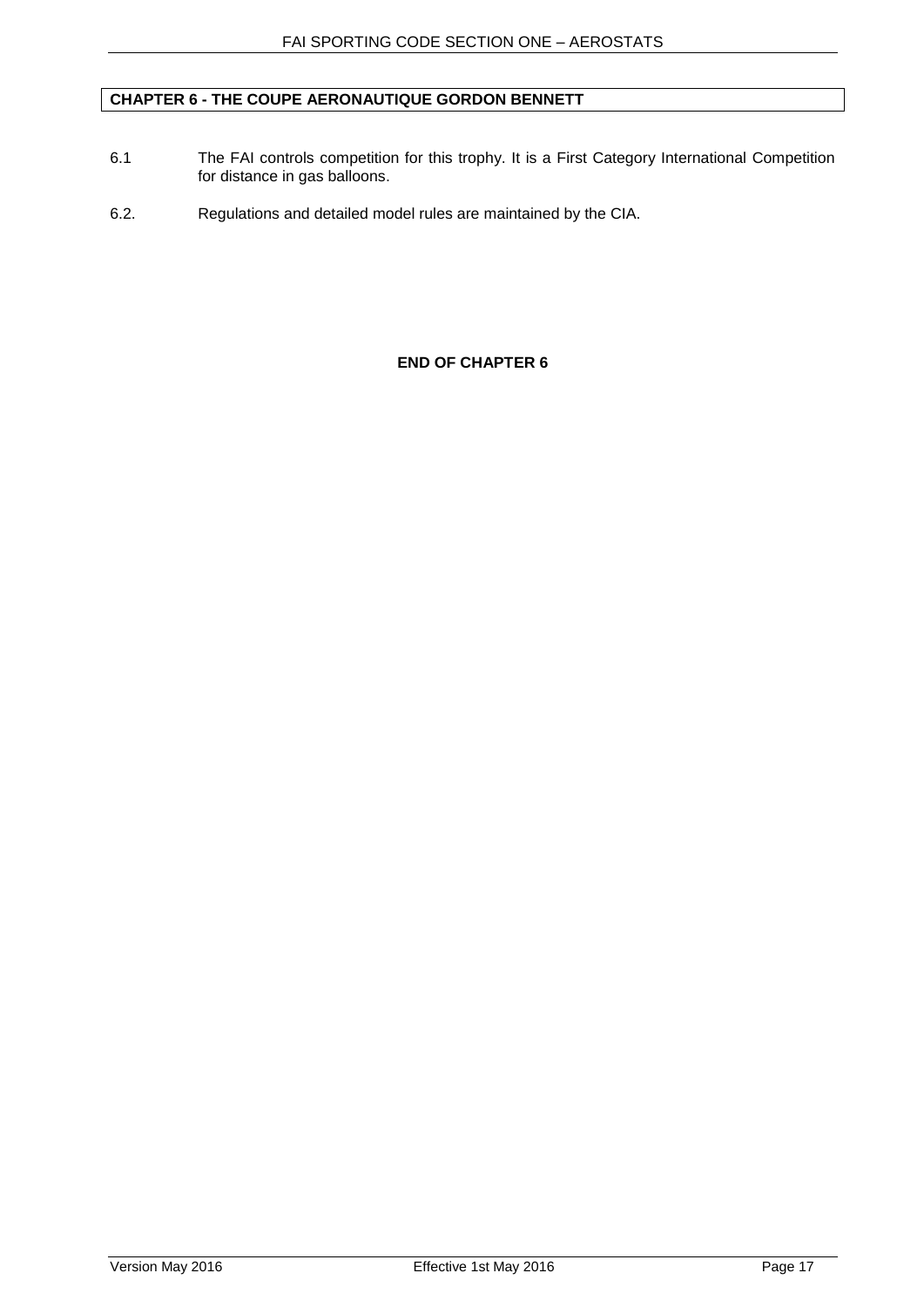## CHAPTER 6 - THE COUPE AERONAUTIQUE GORDON BENNETT

6.1 The FAI controls competition for this trophy. It is a First Category International Competition for distance in gas balloons.

6.2. Regulations and detailed model rules are maintained by the CIA.

**END OF CHAPTER 6**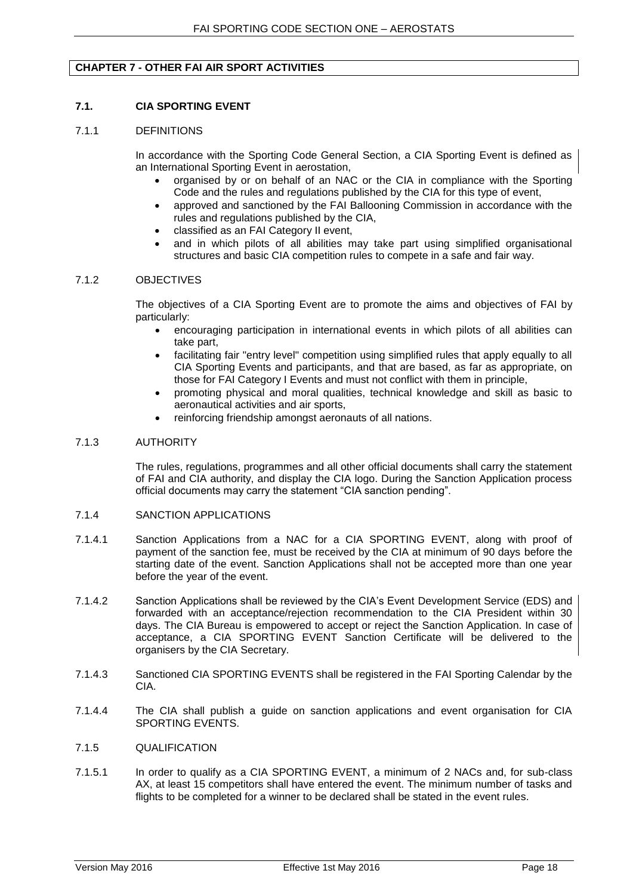## CHAPTER 7 - OTHER FAI AIR SPORT ACTIVITIES

### 7.1. CIA SPORTING EVENT

#### 7.1.1 DEFINITIONS

In accordance with the Sporting Code General Section, a CIA Sporting Event is defined as an International Sporting Event in aerostation,

- organised by or on behalf of an NAC or the CIA in compliance with the Sporting Code and the rules and regulations published by the CIA for this type of event,
- approved and sanctioned by the FAI Ballooning Commission in accordance with the rules and regulations published by the CIA,
- classified as an FAI Category II event,
- and in which pilots of all abilities may take part using simplified organisational structures and basic CIA competition rules to compete in a safe and fair way.

#### 7.1.2 OBJECTIVES

The objectives of a CIA Sporting Event are to promote the aims and objectives of FAI by particularly:

- encouraging participation in international events in which pilots of all abilities can take part,
- facilitating fair "entry level" competition using simplified rules that apply equally to all CIA Sporting Events and participants, and that are based, as far as appropriate, on those for FAI Category I Events and must not conflict with them in principle,
- promoting physical and moral qualities, technical knowledge and skill as basic to aeronautical activities and air sports,
- reinforcing friendship amongst aeronauts of all nations.

#### 7.1.3 AUTHORITY

The rules, regulations, programmes and all other official documents shall carry the statement of FAI and CIA authority, and display the CIA logo. During the Sanction Application process official documents may carry the statement "CIA sanction pending".

#### 7.1.4 SANCTION APPLICATIONS

7.1.4.1 Sanction Applications from a NAC for a CIA SPORTING EVENT, along with proof of payment of the sanction fee, must be received by the CIA at minimum of 90 days before the starting date of the event. Sanction Applications shall not be accepted more than one year before the year of the event.

7.1.4.2 Sanction Applications shall be reviewed by the CIA's Event Development Service (EDS) and forwarded with an acceptance/rejection recommendation to the CIA President within 30 days. The CIA Bureau is empowered to accept or reject the Sanction Application. In case of acceptance, a CIA SPORTING EVENT Sanction Certificate will be delivered to the organisers by the CIA Secretary.

7.1.4.3 Sanctioned CIA SPORTING EVENTS shall be registered in the FAI Sporting Calendar by the CIA.

7.1.4.4 The CIA shall publish a guide on sanction applications and event organisation for CIA SPORTING EVENTS.

#### 7.1.5 QUALIFICATION

7.1.5.1 In order to qualify as a CIA SPORTING EVENT, a minimum of 2 NACs and, for sub-class AX, at least 15 competitors shall have entered the event. The minimum number of tasks and flights to be completed for a winner to be declared shall be stated in the event rules.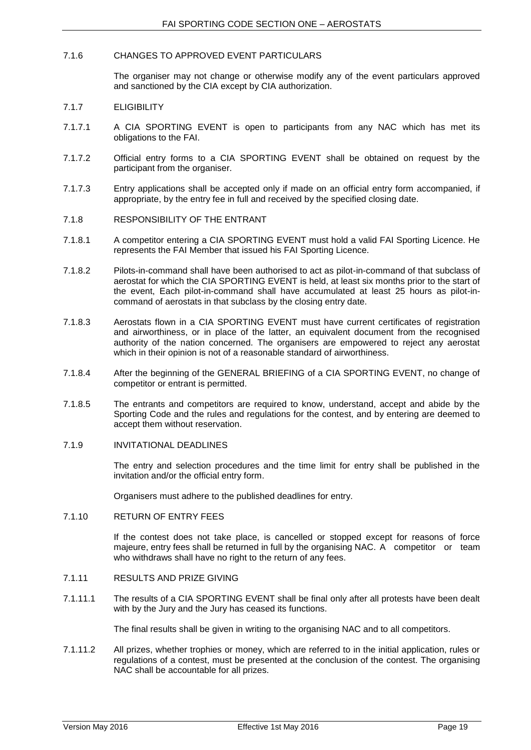### 7.1.6 CHANGES TO APPROVED EVENT PARTICULARS

The organiser may not change or otherwise modify any of the event particulars approved and sanctioned by the CIA except by CIA authorization.

### 7.1.7 ELIGIBILITY

7.1.7.1 A CIA SPORTING EVENT is open to participants from any NAC which has met its obligations to the FAI.

7.1.7.2 Official entry forms to a CIA SPORTING EVENT shall be obtained on request by the participant from the organiser.

7.1.7.3 Entry applications shall be accepted only if made on an official entry form accompanied, if appropriate, by the entry fee in full and received by the specified closing date.

### 7.1.8 RESPONSIBILITY OF THE ENTRANT

7.1.8.1 A competitor entering a CIA SPORTING EVENT must hold a valid FAI Sporting Licence. He represents the FAI Member that issued his FAI Sporting Licence.

7.1.8.2 Pilots-in-command shall have been authorised to act as pilot-in-command of that subclass of aerostat for which the CIA SPORTING EVENT is held, at least six months prior to the start of the event, Each pilot-in-command shall have accumulated at least 25 hours as pilot-in-command of aerostats in that subclass by the closing entry date.

7.1.8.3 Aerostats flown in a CIA SPORTING EVENT must have current certificates of registration and airworthiness, or in place of the latter, an equivalent document from the recognised authority of the nation concerned. The organisers are empowered to reject any aerostat which in their opinion is not of a reasonable standard of airworthiness.

7.1.8.4 After the beginning of the GENERAL BRIEFING of a CIA SPORTING EVENT, no change of competitor or entrant is permitted.

7.1.8.5 The entrants and competitors are required to know, understand, accept and abide by the Sporting Code and the rules and regulations for the contest, and by entering are deemed to accept them without reservation.

### 7.1.9 INVITATIONAL DEADLINES

The entry and selection procedures and the time limit for entry shall be published in the invitation and/or the official entry form.

Organisers must adhere to the published deadlines for entry.

### 7.1.10 RETURN OF ENTRY FEES

If the contest does not take place, is cancelled or stopped except for reasons of force majeure, entry fees shall be returned in full by the organising NAC. A competitor or team who withdraws shall have no right to the return of any fees.

### 7.1.11 RESULTS AND PRIZE GIVING

7.1.11.1 The results of a CIA SPORTING EVENT shall be final only after all protests have been dealt with by the Jury and the Jury has ceased its functions.

The final results shall be given in writing to the organising NAC and to all competitors.

7.1.11.2 All prizes, whether trophies or money, which are referred to in the initial application, rules or regulations of a contest, must be presented at the conclusion of the contest. The organising NAC shall be accountable for all prizes.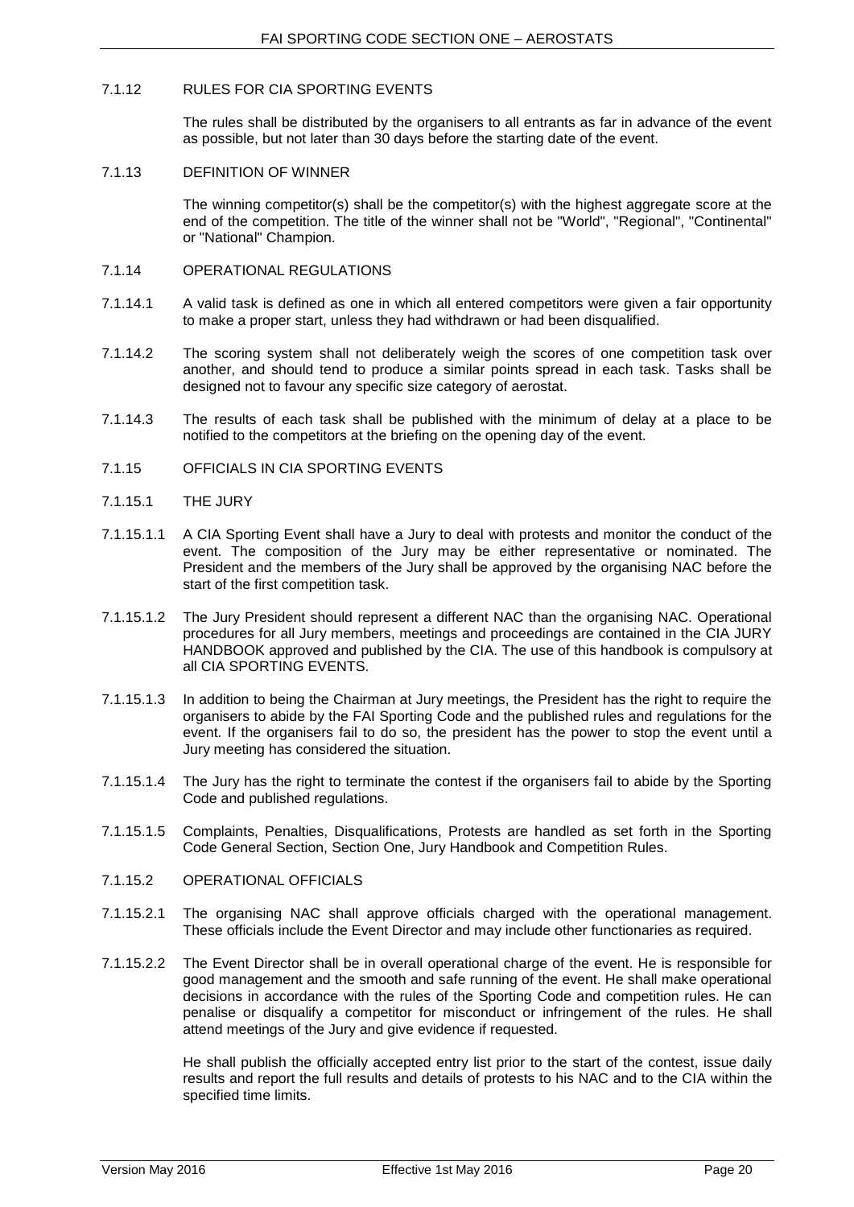### 7.1.12 RULES FOR CIA SPORTING EVENTS

The rules shall be distributed by the organisers to all entrants as far in advance of the event as possible, but not later than 30 days before the starting date of the event.

### 7.1.13 DEFINITION OF WINNER

The winning competitor(s) shall be the competitor(s) with the highest aggregate score at the end of the competition. The title of the winner shall not be "World", "Regional", "Continental" or "National" Champion.

### 7.1.14 OPERATIONAL REGULATIONS

7.1.14.1 A valid task is defined as one in which all entered competitors were given a fair opportunity to make a proper start, unless they had withdrawn or had been disqualified.

7.1.14.2 The scoring system shall not deliberately weigh the scores of one competition task over another, and should tend to produce a similar points spread in each task. Tasks shall be designed not to favour any specific size category of aerostat.

7.1.14.3 The results of each task shall be published with the minimum of delay at a place to be notified to the competitors at the briefing on the opening day of the event.

### 7.1.15 OFFICIALS IN CIA SPORTING EVENTS

#### 7.1.15.1 THE JURY

7.1.15.1.1 A CIA Sporting Event shall have a Jury to deal with protests and monitor the conduct of the event. The composition of the Jury may be either representative or nominated. The President and the members of the Jury shall be approved by the organising NAC before the start of the first competition task.

7.1.15.1.2 The Jury President should represent a different NAC than the organising NAC. Operational procedures for all Jury members, meetings and proceedings are contained in the CIA JURY HANDBOOK approved and published by the CIA. The use of this handbook is compulsory at all CIA SPORTING EVENTS.

7.1.15.1.3 In addition to being the Chairman at Jury meetings, the President has the right to require the organisers to abide by the FAI Sporting Code and the published rules and regulations for the event. If the organisers fail to do so, the president has the power to stop the event until a Jury meeting has considered the situation.

7.1.15.1.4 The Jury has the right to terminate the contest if the organisers fail to abide by the Sporting Code and published regulations.

7.1.15.1.5 Complaints, Penalties, Disqualifications, Protests are handled as set forth in the Sporting Code General Section, Section One, Jury Handbook and Competition Rules.

#### 7.1.15.2 OPERATIONAL OFFICIALS

7.1.15.2.1 The organising NAC shall approve officials charged with the operational management. These officials include the Event Director and may include other functionaries as required.

7.1.15.2.2 The Event Director shall be in overall operational charge of the event. He is responsible for good management and the smooth and safe running of the event. He shall make operational decisions in accordance with the rules of the Sporting Code and competition rules. He can penalise or disqualify a competitor for misconduct or infringement of the rules. He shall attend meetings of the Jury and give evidence if requested.

He shall publish the officially accepted entry list prior to the start of the contest, issue daily results and report the full results and details of protests to his NAC and to the CIA within the specified time limits.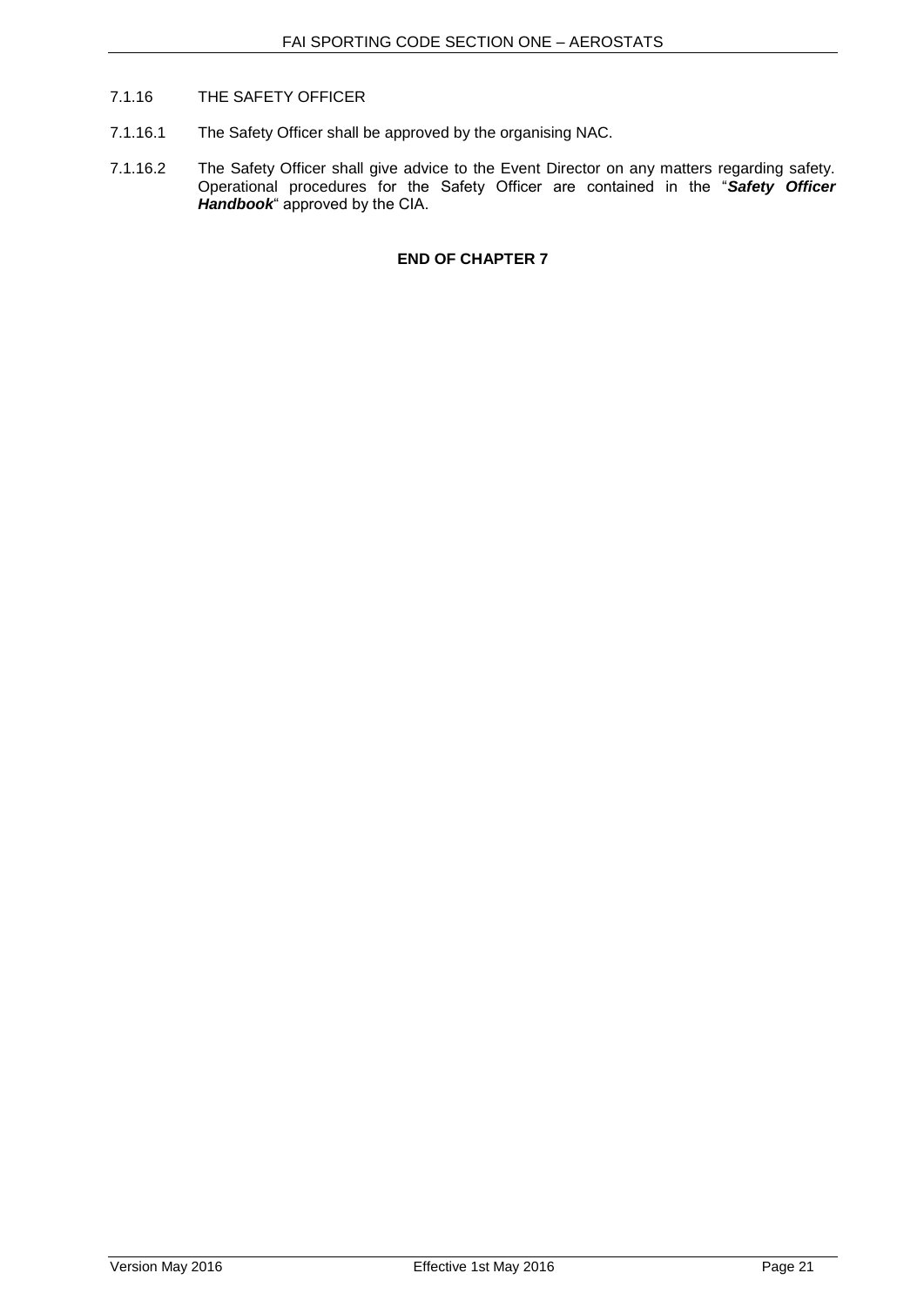### 7.1.16 THE SAFETY OFFICER

7.1.16.1 The Safety Officer shall be approved by the organising NAC.

7.1.16.2 The Safety Officer shall give advice to the Event Director on any matters regarding safety. Operational procedures for the Safety Officer are contained in the "***Safety Officer Handbook***" approved by the CIA.

**END OF CHAPTER 7**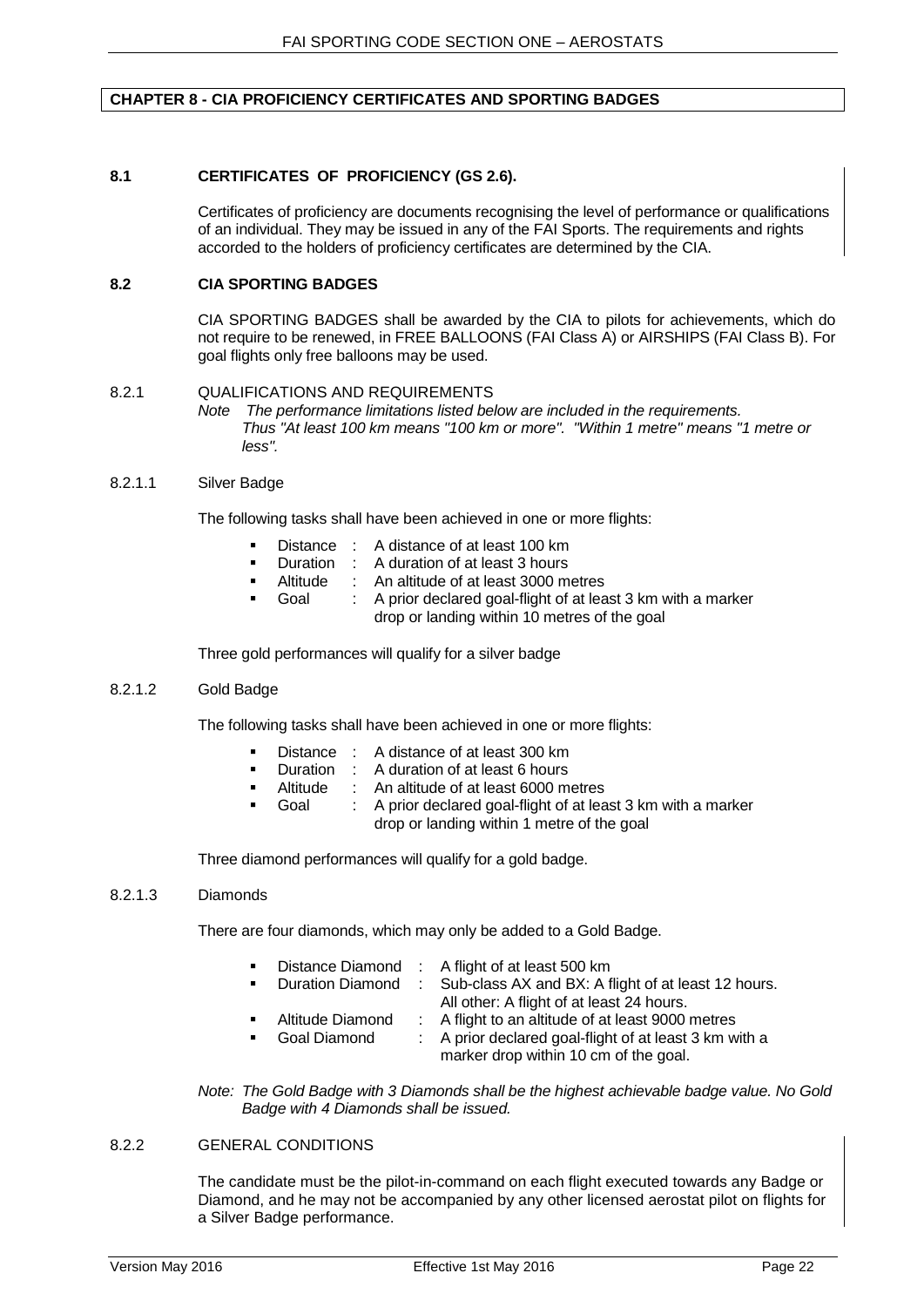## CHAPTER 8 - CIA PROFICIENCY CERTIFICATES AND SPORTING BADGES

### 8.1 CERTIFICATES OF PROFICIENCY (GS 2.6).

Certificates of proficiency are documents recognising the level of performance or qualifications of an individual. They may be issued in any of the FAI Sports. The requirements and rights accorded to the holders of proficiency certificates are determined by the CIA.

### 8.2 CIA SPORTING BADGES

CIA SPORTING BADGES shall be awarded by the CIA to pilots for achievements, which do not require to be renewed, in FREE BALLOONS (FAI Class A) or AIRSHIPS (FAI Class B). For goal flights only free balloons may be used.

#### 8.2.1 QUALIFICATIONS AND REQUIREMENTS

*Note The performance limitations listed below are included in the requirements. Thus "At least 100 km means "100 km or more". "Within 1 metre" means "1 metre or less".*

##### 8.2.1.1 Silver Badge

The following tasks shall have been achieved in one or more flights:

- Distance : A distance of at least 100 km
- Duration : A duration of at least 3 hours
- Altitude : An altitude of at least 3000 metres
- Goal : A prior declared goal-flight of at least 3 km with a marker drop or landing within 10 metres of the goal

Three gold performances will qualify for a silver badge

##### 8.2.1.2 Gold Badge

The following tasks shall have been achieved in one or more flights:

- Distance : A distance of at least 300 km
- Duration : A duration of at least 6 hours
- Altitude : An altitude of at least 6000 metres
- Goal : A prior declared goal-flight of at least 3 km with a marker drop or landing within 1 metre of the goal

Three diamond performances will qualify for a gold badge.

##### 8.2.1.3 Diamonds

There are four diamonds, which may only be added to a Gold Badge.

- Distance Diamond : A flight of at least 500 km
- Duration Diamond : Sub-class AX and BX: A flight of at least 12 hours. All other: A flight of at least 24 hours.
- Altitude Diamond : A flight to an altitude of at least 9000 metres
- Goal Diamond : A prior declared goal-flight of at least 3 km with a marker drop within 10 cm of the goal.

*Note: The Gold Badge with 3 Diamonds shall be the highest achievable badge value. No Gold Badge with 4 Diamonds shall be issued.*

#### 8.2.2 GENERAL CONDITIONS

The candidate must be the pilot-in-command on each flight executed towards any Badge or Diamond, and he may not be accompanied by any other licensed aerostat pilot on flights for a Silver Badge performance.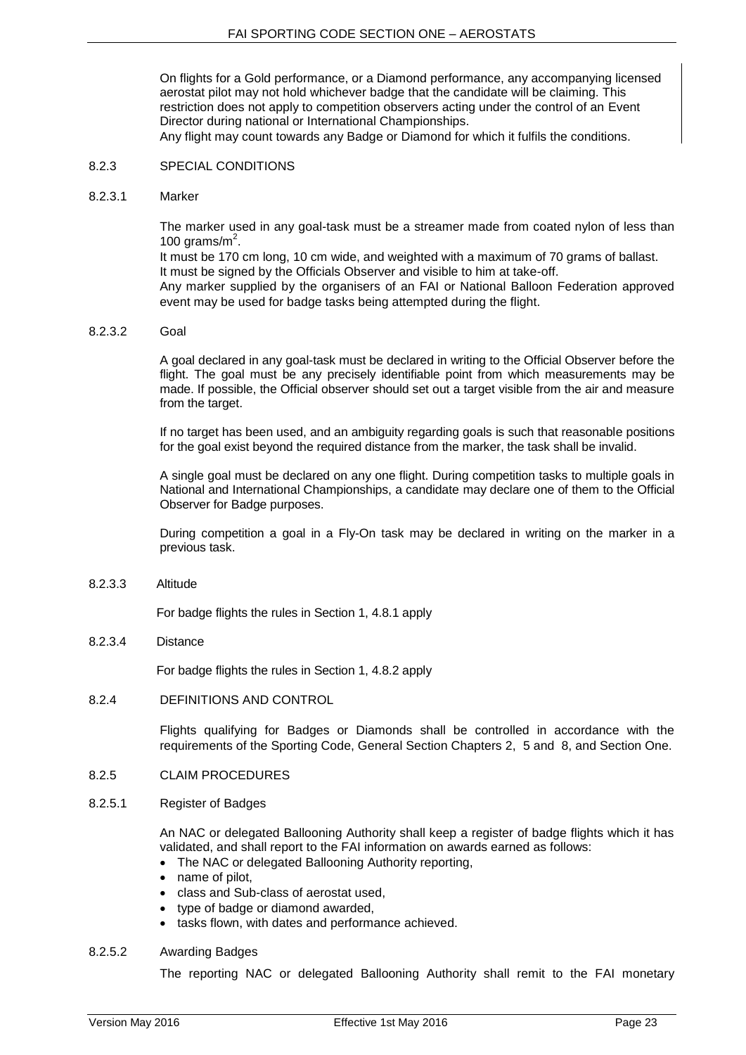On flights for a Gold performance, or a Diamond performance, any accompanying licensed aerostat pilot may not hold whichever badge that the candidate will be claiming. This restriction does not apply to competition observers acting under the control of an Event Director during national or International Championships.
Any flight may count towards any Badge or Diamond for which it fulfils the conditions.

### 8.2.3 SPECIAL CONDITIONS

#### 8.2.3.1 Marker

The marker used in any goal-task must be a streamer made from coated nylon of less than 100 grams/m$^2$.
It must be 170 cm long, 10 cm wide, and weighted with a maximum of 70 grams of ballast.
It must be signed by the Officials Observer and visible to him at take-off.
Any marker supplied by the organisers of an FAI or National Balloon Federation approved event may be used for badge tasks being attempted during the flight.

#### 8.2.3.2 Goal

A goal declared in any goal-task must be declared in writing to the Official Observer before the flight. The goal must be any precisely identifiable point from which measurements may be made. If possible, the Official observer should set out a target visible from the air and measure from the target.

If no target has been used, and an ambiguity regarding goals is such that reasonable positions for the goal exist beyond the required distance from the marker, the task shall be invalid.

A single goal must be declared on any one flight. During competition tasks to multiple goals in National and International Championships, a candidate may declare one of them to the Official Observer for Badge purposes.

During competition a goal in a Fly-On task may be declared in writing on the marker in a previous task.

#### 8.2.3.3 Altitude

For badge flights the rules in Section 1, 4.8.1 apply

#### 8.2.3.4 Distance

For badge flights the rules in Section 1, 4.8.2 apply

### 8.2.4 DEFINITIONS AND CONTROL

Flights qualifying for Badges or Diamonds shall be controlled in accordance with the requirements of the Sporting Code, General Section Chapters 2, 5 and 8, and Section One.

### 8.2.5 CLAIM PROCEDURES

#### 8.2.5.1 Register of Badges

An NAC or delegated Ballooning Authority shall keep a register of badge flights which it has validated, and shall report to the FAI information on awards earned as follows:

- The NAC or delegated Ballooning Authority reporting,
- name of pilot,
- class and Sub-class of aerostat used,
- type of badge or diamond awarded,
- tasks flown, with dates and performance achieved.

#### 8.2.5.2 Awarding Badges

The reporting NAC or delegated Ballooning Authority shall remit to the FAI monetary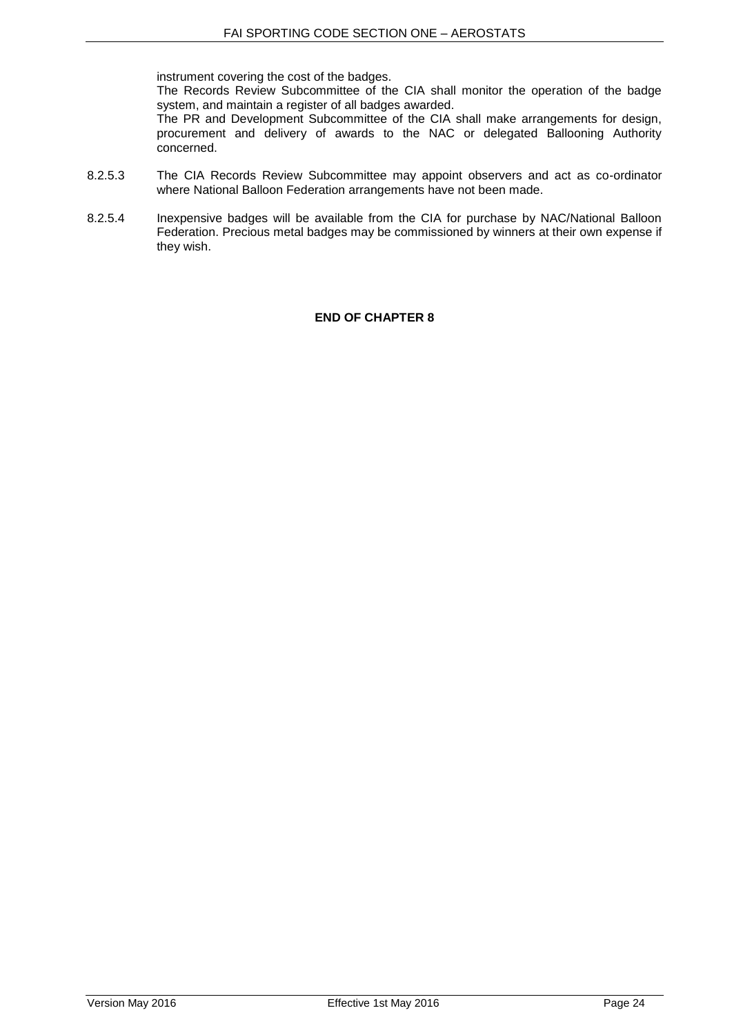instrument covering the cost of the badges.
The Records Review Subcommittee of the CIA shall monitor the operation of the badge system, and maintain a register of all badges awarded.
The PR and Development Subcommittee of the CIA shall make arrangements for design, procurement and delivery of awards to the NAC or delegated Ballooning Authority concerned.

8.2.5.3 The CIA Records Review Subcommittee may appoint observers and act as co-ordinator where National Balloon Federation arrangements have not been made.

8.2.5.4 Inexpensive badges will be available from the CIA for purchase by NAC/National Balloon Federation. Precious metal badges may be commissioned by winners at their own expense if they wish.

**END OF CHAPTER 8**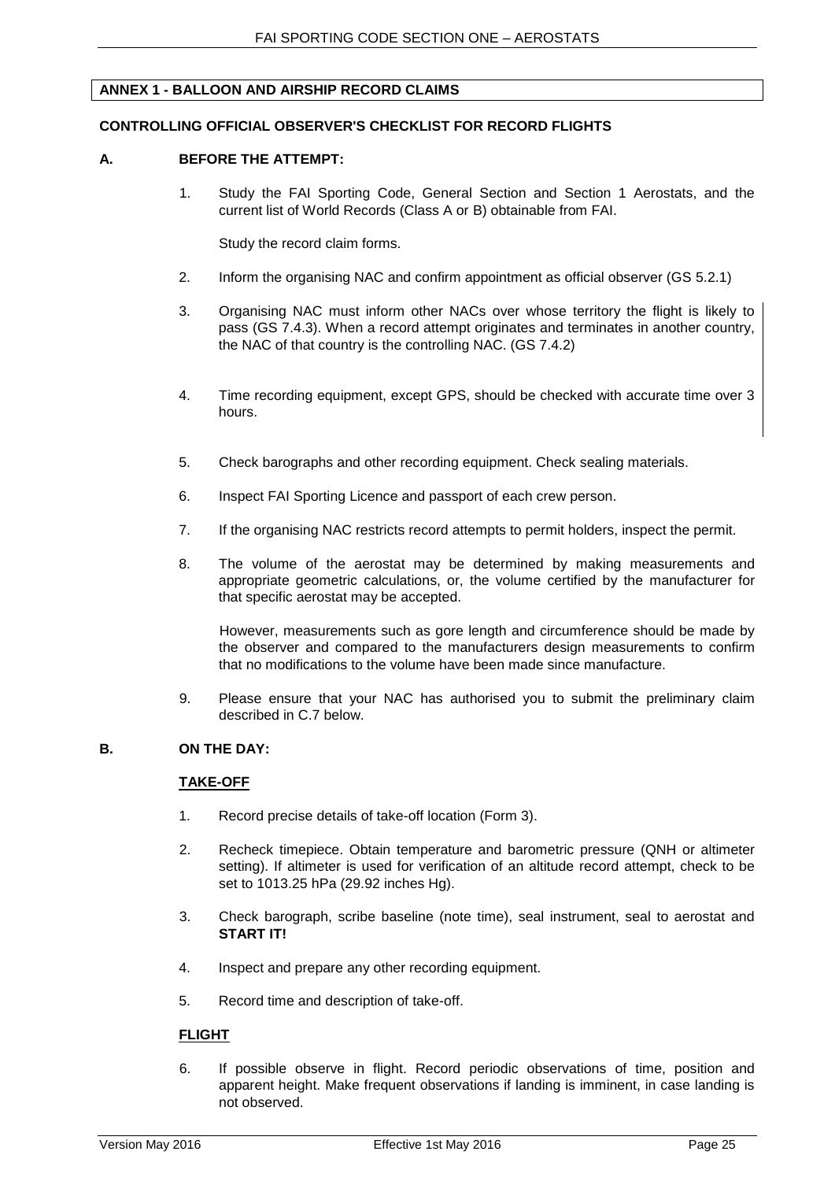## ANNEX 1 - BALLOON AND AIRSHIP RECORD CLAIMS

### CONTROLLING OFFICIAL OBSERVER'S CHECKLIST FOR RECORD FLIGHTS

### A. BEFORE THE ATTEMPT:

1. Study the FAI Sporting Code, General Section and Section 1 Aerostats, and the current list of World Records (Class A or B) obtainable from FAI.

   Study the record claim forms.

2. Inform the organising NAC and confirm appointment as official observer (GS 5.2.1)

3. Organising NAC must inform other NACs over whose territory the flight is likely to pass (GS 7.4.3). When a record attempt originates and terminates in another country, the NAC of that country is the controlling NAC. (GS 7.4.2)

4. Time recording equipment, except GPS, should be checked with accurate time over 3 hours.

5. Check barographs and other recording equipment. Check sealing materials.

6. Inspect FAI Sporting Licence and passport of each crew person.

7. If the organising NAC restricts record attempts to permit holders, inspect the permit.

8. The volume of the aerostat may be determined by making measurements and appropriate geometric calculations, or, the volume certified by the manufacturer for that specific aerostat may be accepted.

   However, measurements such as gore length and circumference should be made by the observer and compared to the manufacturers design measurements to confirm that no modifications to the volume have been made since manufacture.

9. Please ensure that your NAC has authorised you to submit the preliminary claim described in C.7 below.

### B. ON THE DAY:

**TAKE-OFF**

1. Record precise details of take-off location (Form 3).

2. Recheck timepiece. Obtain temperature and barometric pressure (QNH or altimeter setting). If altimeter is used for verification of an altitude record attempt, check to be set to 1013.25 hPa (29.92 inches Hg).

3. Check barograph, scribe baseline (note time), seal instrument, seal to aerostat and **START IT!**

4. Inspect and prepare any other recording equipment.

5. Record time and description of take-off.

**FLIGHT**

6. If possible observe in flight. Record periodic observations of time, position and apparent height. Make frequent observations if landing is imminent, in case landing is not observed.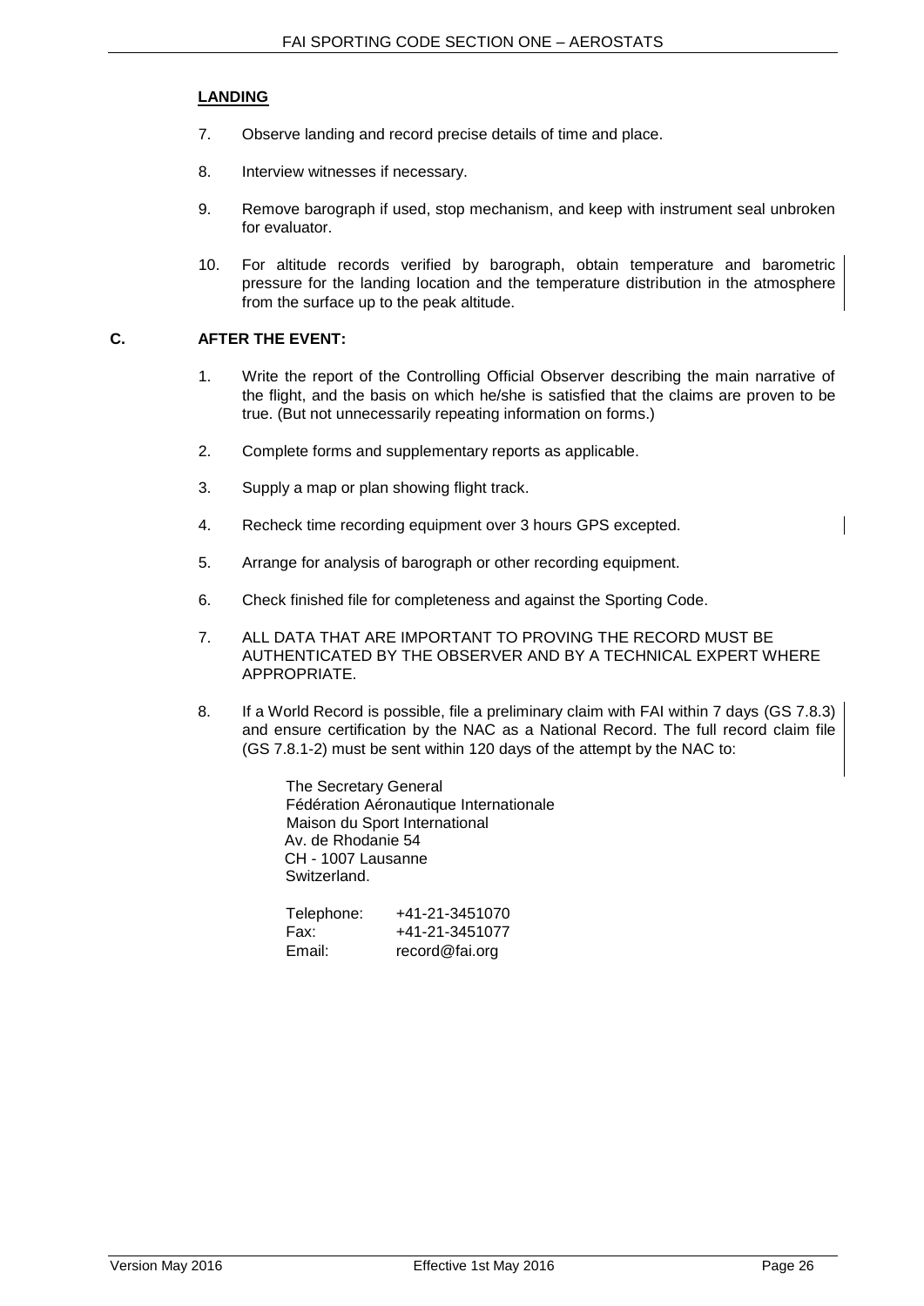**LANDING**

7. Observe landing and record precise details of time and place.

8. Interview witnesses if necessary.

9. Remove barograph if used, stop mechanism, and keep with instrument seal unbroken for evaluator.

10. For altitude records verified by barograph, obtain temperature and barometric pressure for the landing location and the temperature distribution in the atmosphere from the surface up to the peak altitude.

## C. AFTER THE EVENT:

1. Write the report of the Controlling Official Observer describing the main narrative of the flight, and the basis on which he/she is satisfied that the claims are proven to be true. (But not unnecessarily repeating information on forms.)

2. Complete forms and supplementary reports as applicable.

3. Supply a map or plan showing flight track.

4. Recheck time recording equipment over 3 hours GPS excepted.

5. Arrange for analysis of barograph or other recording equipment.

6. Check finished file for completeness and against the Sporting Code.

7. ALL DATA THAT ARE IMPORTANT TO PROVING THE RECORD MUST BE AUTHENTICATED BY THE OBSERVER AND BY A TECHNICAL EXPERT WHERE APPROPRIATE.

8. If a World Record is possible, file a preliminary claim with FAI within 7 days (GS 7.8.3) and ensure certification by the NAC as a National Record. The full record claim file (GS 7.8.1-2) must be sent within 120 days of the attempt by the NAC to:

   The Secretary General
   Fédération Aéronautique Internationale
   Maison du Sport International
   Av. de Rhodanie 54
   CH - 1007 Lausanne
   Switzerland.

   Telephone: +41-21-3451070
   Fax: +41-21-3451077
   Email: record@fai.org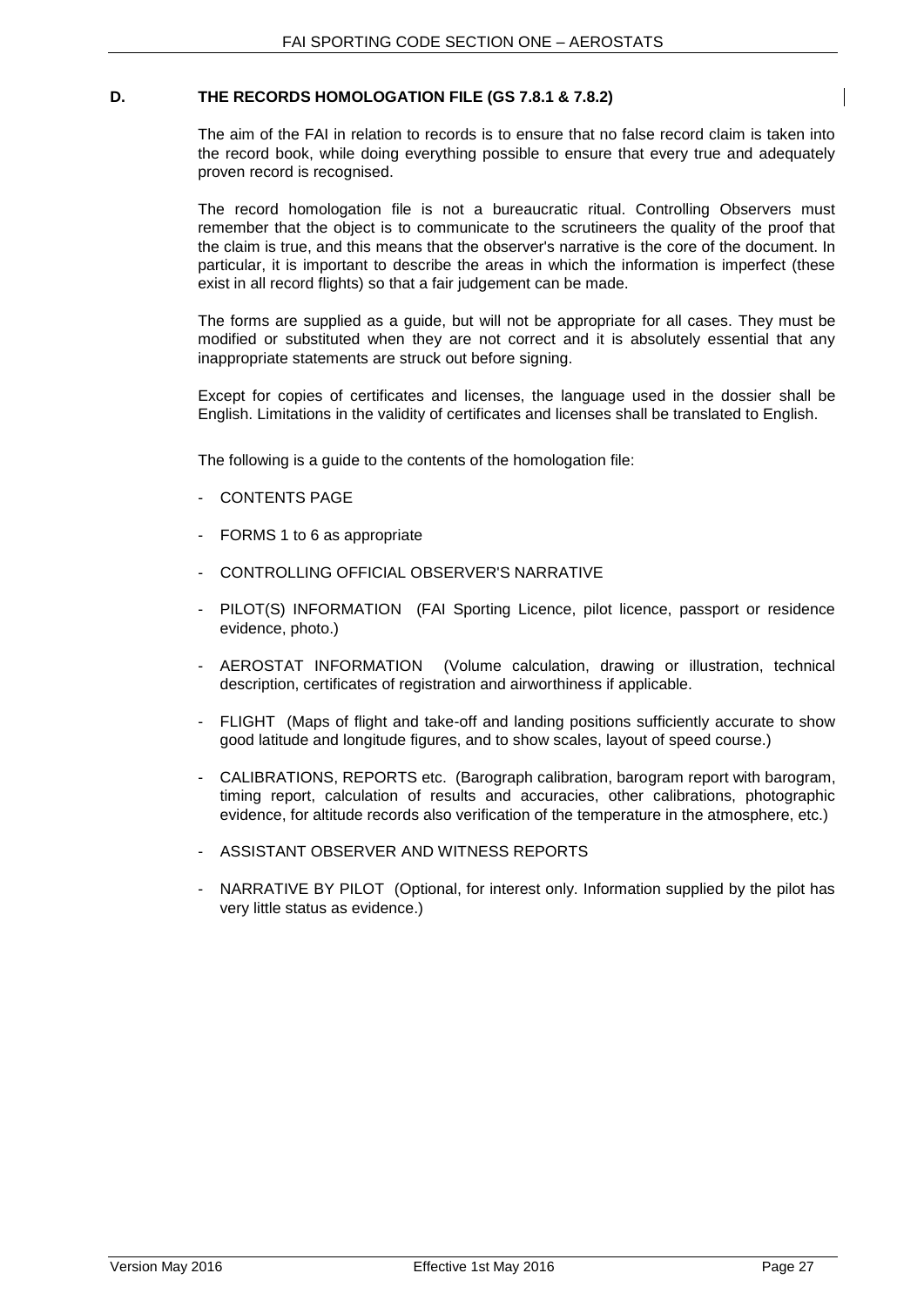## D. THE RECORDS HOMOLOGATION FILE (GS 7.8.1 & 7.8.2)

The aim of the FAI in relation to records is to ensure that no false record claim is taken into the record book, while doing everything possible to ensure that every true and adequately proven record is recognised.

The record homologation file is not a bureaucratic ritual. Controlling Observers must remember that the object is to communicate to the scrutineers the quality of the proof that the claim is true, and this means that the observer's narrative is the core of the document. In particular, it is important to describe the areas in which the information is imperfect (these exist in all record flights) so that a fair judgement can be made.

The forms are supplied as a guide, but will not be appropriate for all cases. They must be modified or substituted when they are not correct and it is absolutely essential that any inappropriate statements are struck out before signing.

Except for copies of certificates and licenses, the language used in the dossier shall be English. Limitations in the validity of certificates and licenses shall be translated to English.

The following is a guide to the contents of the homologation file:

- CONTENTS PAGE
- FORMS 1 to 6 as appropriate
- CONTROLLING OFFICIAL OBSERVER'S NARRATIVE
- PILOT(S) INFORMATION (FAI Sporting Licence, pilot licence, passport or residence evidence, photo.)
- AEROSTAT INFORMATION (Volume calculation, drawing or illustration, technical description, certificates of registration and airworthiness if applicable.
- FLIGHT (Maps of flight and take-off and landing positions sufficiently accurate to show good latitude and longitude figures, and to show scales, layout of speed course.)
- CALIBRATIONS, REPORTS etc. (Barograph calibration, barogram report with barogram, timing report, calculation of results and accuracies, other calibrations, photographic evidence, for altitude records also verification of the temperature in the atmosphere, etc.)
- ASSISTANT OBSERVER AND WITNESS REPORTS
- NARRATIVE BY PILOT (Optional, for interest only. Information supplied by the pilot has very little status as evidence.)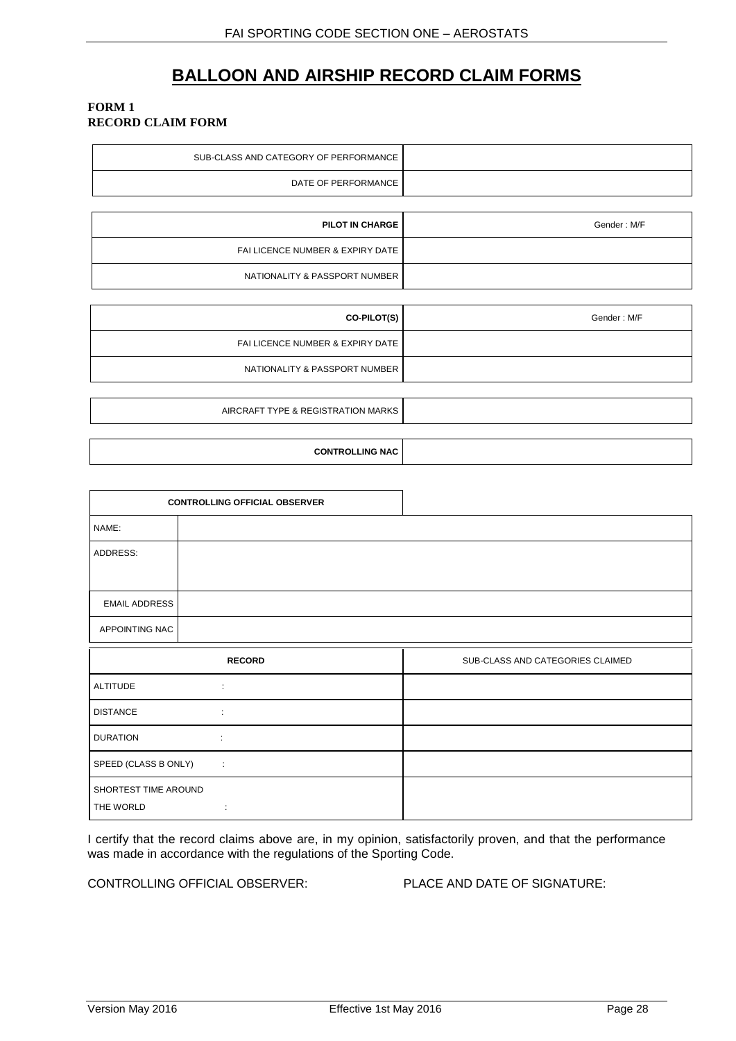# BALLOON AND AIRSHIP RECORD CLAIM FORMS

**FORM 1**
**RECORD CLAIM FORM**

| | |
|---|---|
| SUB-CLASS AND CATEGORY OF PERFORMANCE | |
| DATE OF PERFORMANCE | |

| | |
|---|---|
| **PILOT IN CHARGE** | Gender : M/F |
| FAI LICENCE NUMBER & EXPIRY DATE | |
| NATIONALITY & PASSPORT NUMBER | |

| | |
|---|---|
| **CO-PILOT(S)** | Gender : M/F |
| FAI LICENCE NUMBER & EXPIRY DATE | |
| NATIONALITY & PASSPORT NUMBER | |

| | |
|---|---|
| AIRCRAFT TYPE & REGISTRATION MARKS | |

| | |
|---|---|
| **CONTROLLING NAC** | |

| **CONTROLLING OFFICIAL OBSERVER** | |
|---|---|
| NAME: | |
| ADDRESS: | |
| EMAIL ADDRESS | |
| APPOINTING NAC | |

| **RECORD** | SUB-CLASS AND CATEGORIES CLAIMED |
|---|---|
| ALTITUDE : | |
| DISTANCE : | |
| DURATION : | |
| SPEED (CLASS B ONLY) : | |
| SHORTEST TIME AROUND THE WORLD : | |

I certify that the record claims above are, in my opinion, satisfactorily proven, and that the performance was made in accordance with the regulations of the Sporting Code.

CONTROLLING OFFICIAL OBSERVER: PLACE AND DATE OF SIGNATURE: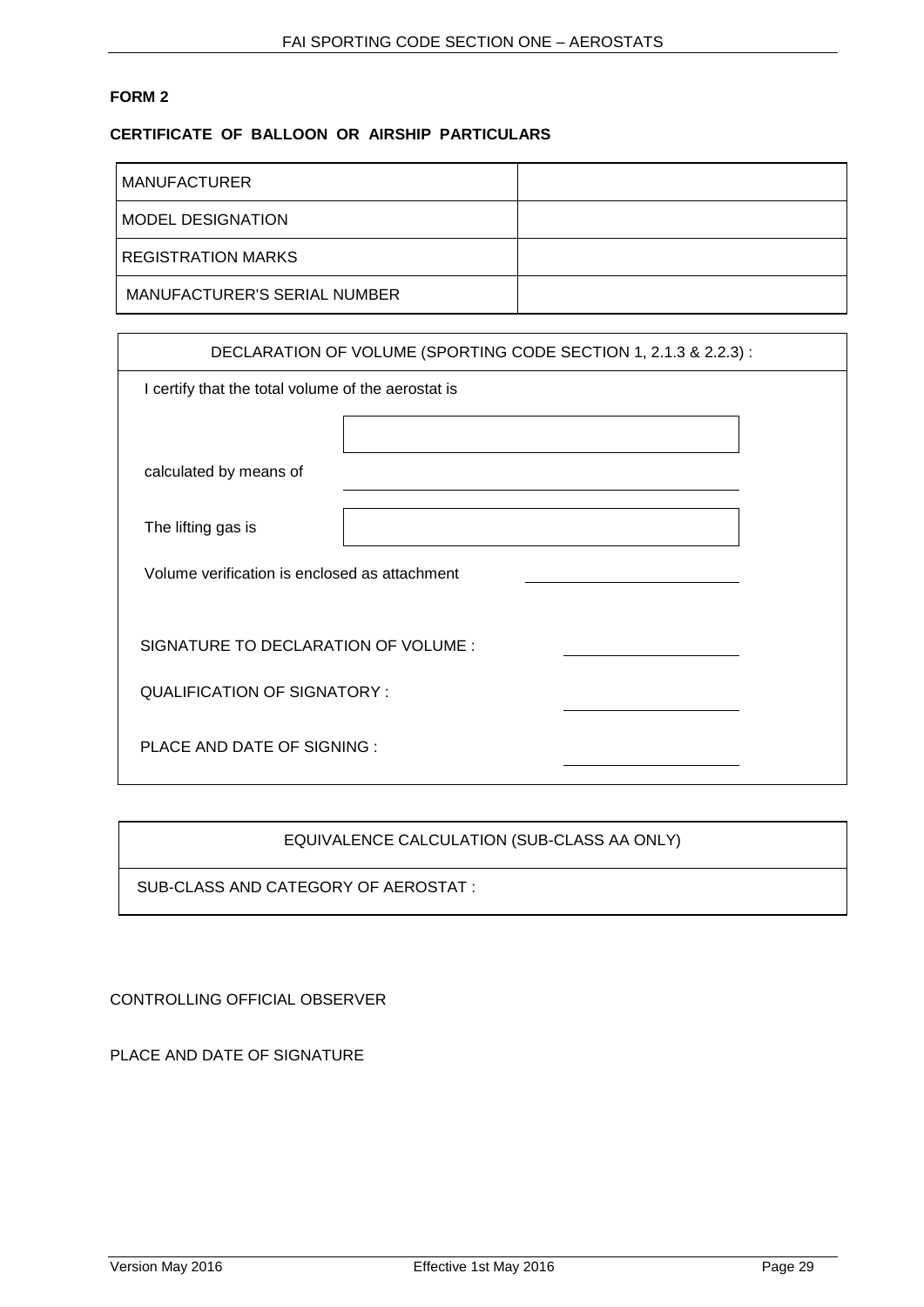**FORM 2**

**CERTIFICATE OF BALLOON OR AIRSHIP PARTICULARS**

| | |
|---|---|
| MANUFACTURER | |
| MODEL DESIGNATION | |
| REGISTRATION MARKS | |
| MANUFACTURER'S SERIAL NUMBER | |

| DECLARATION OF VOLUME (SPORTING CODE SECTION 1, 2.1.3 & 2.2.3) : |
|---|
| I certify that the total volume of the aerostat is ______________ |
| calculated by means of ______________ |
| The lifting gas is ______________ |
| Volume verification is enclosed as attachment ______________ |
| SIGNATURE TO DECLARATION OF VOLUME : ______________ |
| QUALIFICATION OF SIGNATORY : ______________ |
| PLACE AND DATE OF SIGNING : ______________ |

| EQUIVALENCE CALCULATION (SUB-CLASS AA ONLY) |
|---|
| SUB-CLASS AND CATEGORY OF AEROSTAT : |

CONTROLLING OFFICIAL OBSERVER

PLACE AND DATE OF SIGNATURE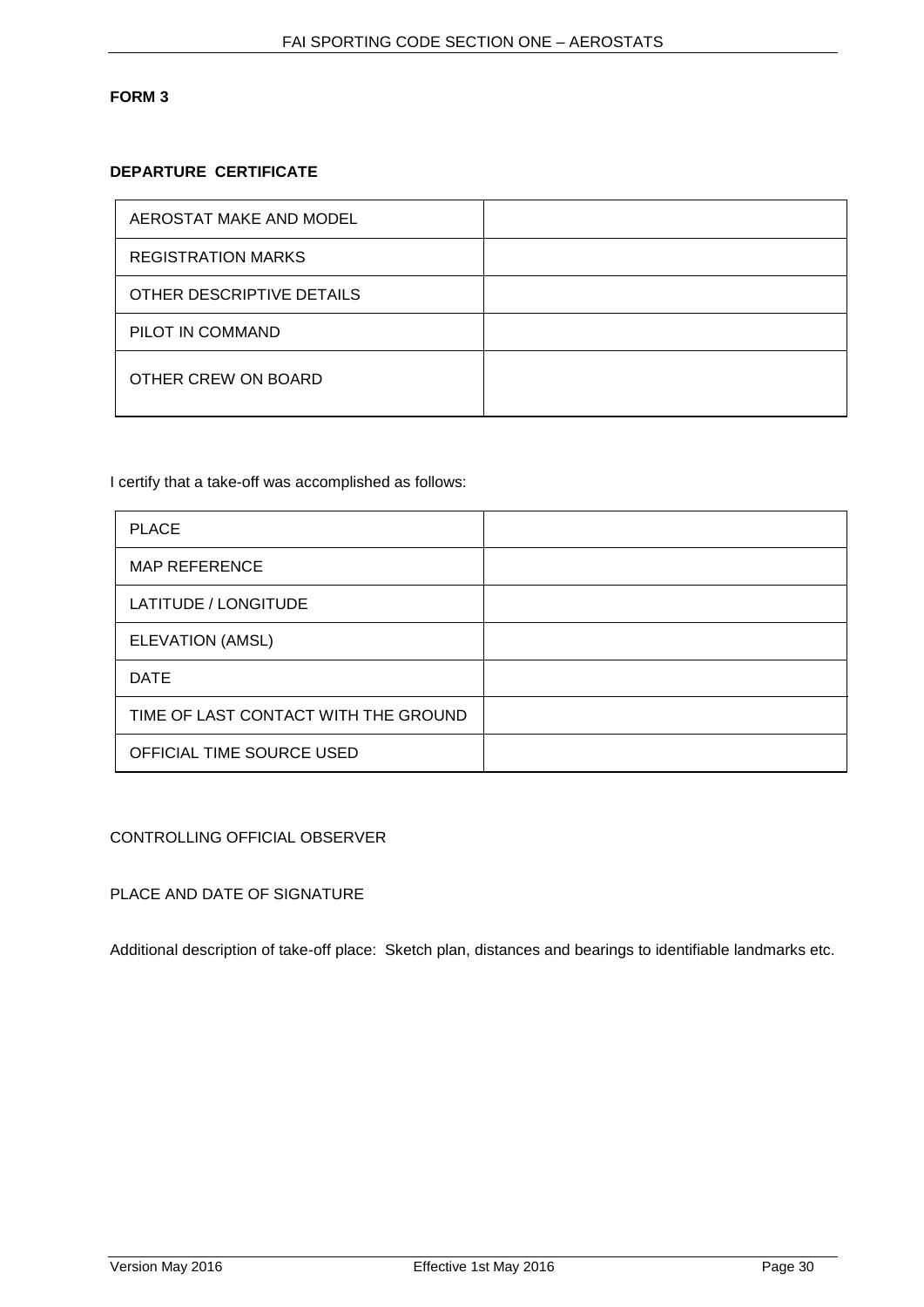**FORM 3**

**DEPARTURE CERTIFICATE**

| AEROSTAT MAKE AND MODEL | |
|---|---|
| REGISTRATION MARKS | |
| OTHER DESCRIPTIVE DETAILS | |
| PILOT IN COMMAND | |
| OTHER CREW ON BOARD | |

I certify that a take-off was accomplished as follows:

| PLACE | |
|---|---|
| MAP REFERENCE | |
| LATITUDE / LONGITUDE | |
| ELEVATION (AMSL) | |
| DATE | |
| TIME OF LAST CONTACT WITH THE GROUND | |
| OFFICIAL TIME SOURCE USED | |

CONTROLLING OFFICIAL OBSERVER

PLACE AND DATE OF SIGNATURE

Additional description of take-off place: Sketch plan, distances and bearings to identifiable landmarks etc.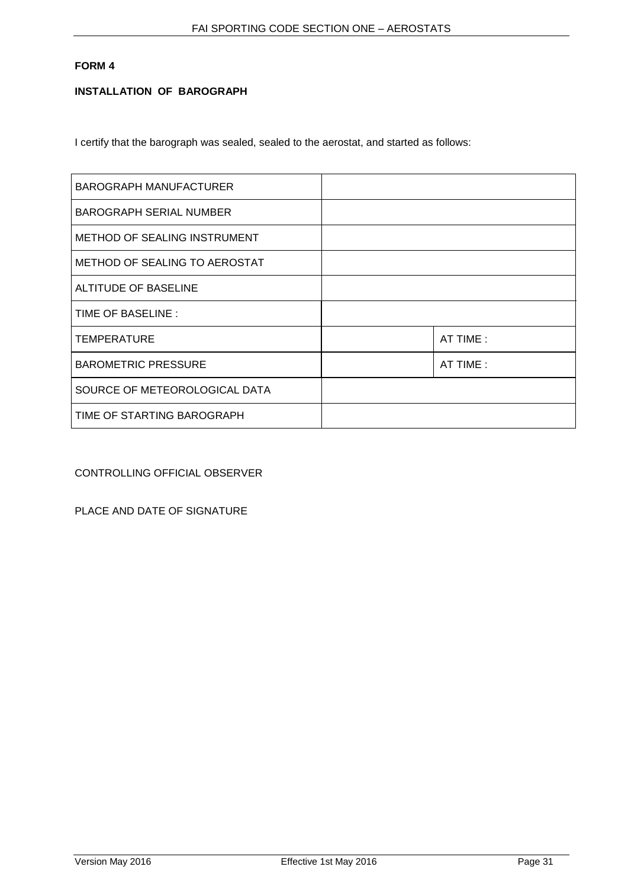**FORM 4**

**INSTALLATION OF BAROGRAPH**

I certify that the barograph was sealed, sealed to the aerostat, and started as follows:

| | | |
|---|---|---|
| BAROGRAPH MANUFACTURER | | |
| BAROGRAPH SERIAL NUMBER | | |
| METHOD OF SEALING INSTRUMENT | | |
| METHOD OF SEALING TO AEROSTAT | | |
| ALTITUDE OF BASELINE | | |
| TIME OF BASELINE : | | |
| TEMPERATURE | | AT TIME : |
| BAROMETRIC PRESSURE | | AT TIME : |
| SOURCE OF METEOROLOGICAL DATA | | |
| TIME OF STARTING BAROGRAPH | | |

CONTROLLING OFFICIAL OBSERVER

PLACE AND DATE OF SIGNATURE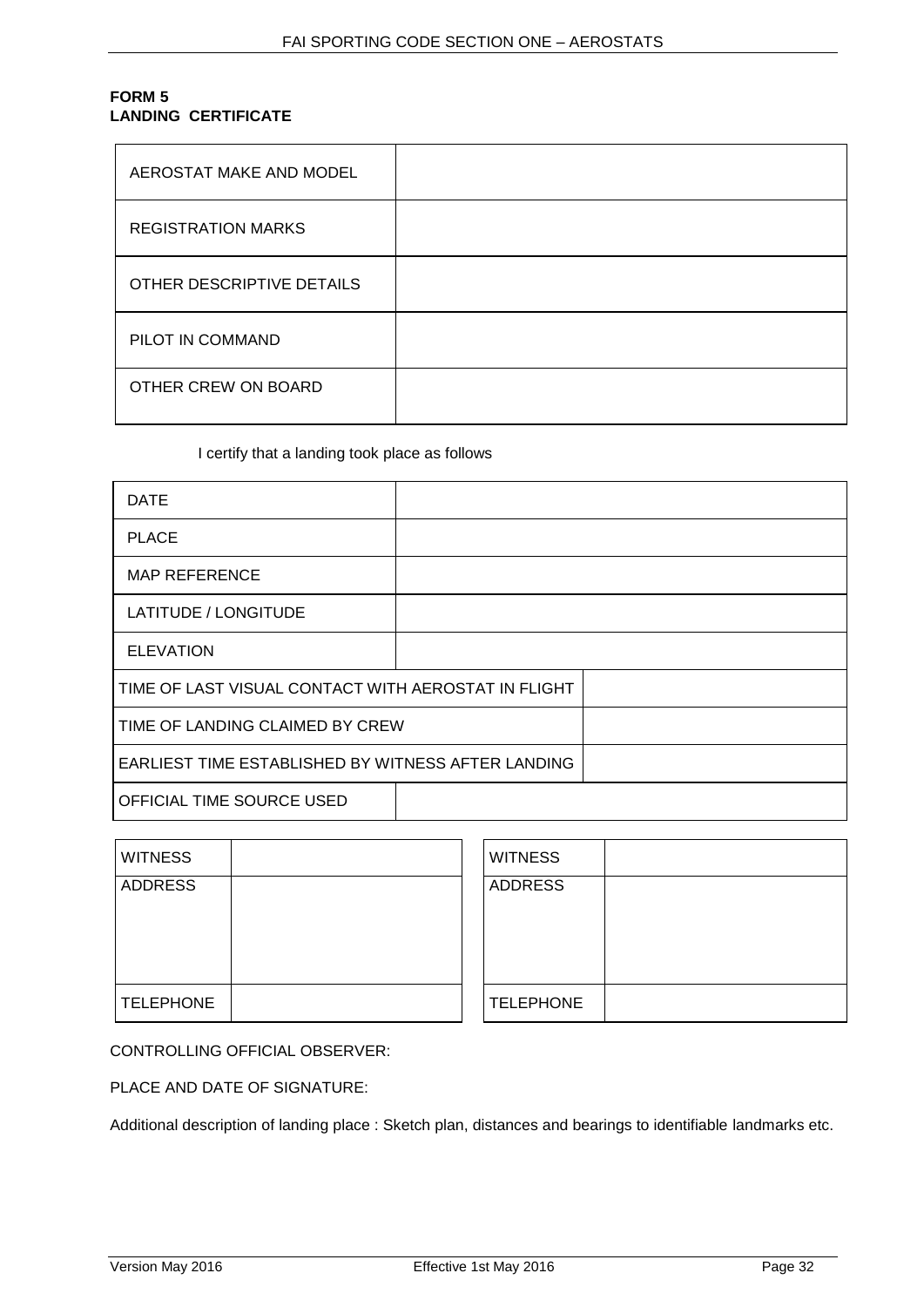**FORM 5**
**LANDING CERTIFICATE**

| | |
|---|---|
| AEROSTAT MAKE AND MODEL | |
| REGISTRATION MARKS | |
| OTHER DESCRIPTIVE DETAILS | |
| PILOT IN COMMAND | |
| OTHER CREW ON BOARD | |

I certify that a landing took place as follows

| | |
|---|---|
| DATE | |
| PLACE | |
| MAP REFERENCE | |
| LATITUDE / LONGITUDE | |
| ELEVATION | |
| TIME OF LAST VISUAL CONTACT WITH AEROSTAT IN FLIGHT | |
| TIME OF LANDING CLAIMED BY CREW | |
| EARLIEST TIME ESTABLISHED BY WITNESS AFTER LANDING | |
| OFFICIAL TIME SOURCE USED | |

| | |
|---|---|
| WITNESS | |
| ADDRESS | |
| TELEPHONE | |

| | |
|---|---|
| WITNESS | |
| ADDRESS | |
| TELEPHONE | |

CONTROLLING OFFICIAL OBSERVER:

PLACE AND DATE OF SIGNATURE:

Additional description of landing place : Sketch plan, distances and bearings to identifiable landmarks etc.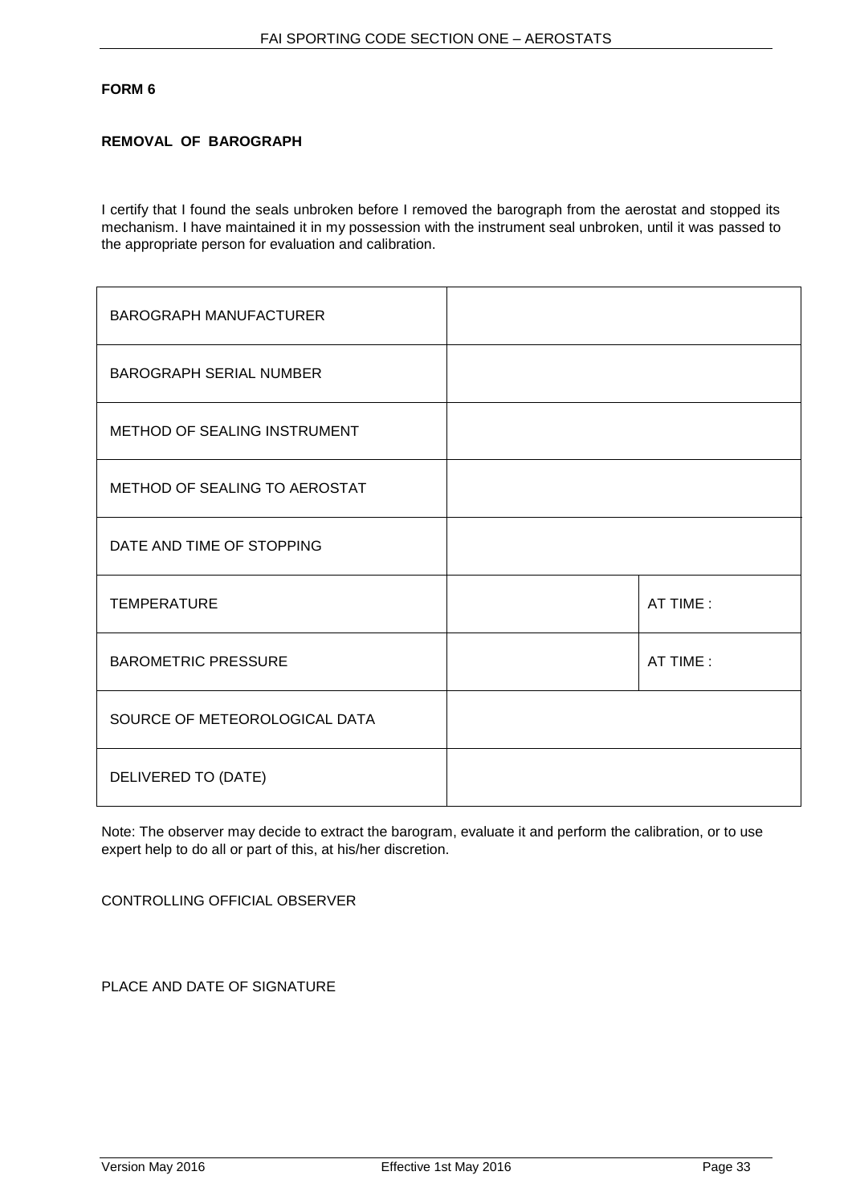**FORM 6**

**REMOVAL OF BAROGRAPH**

I certify that I found the seals unbroken before I removed the barograph from the aerostat and stopped its mechanism. I have maintained it in my possession with the instrument seal unbroken, until it was passed to the appropriate person for evaluation and calibration.

| | | |
|---|---|---|
| BAROGRAPH MANUFACTURER | | |
| BAROGRAPH SERIAL NUMBER | | |
| METHOD OF SEALING INSTRUMENT | | |
| METHOD OF SEALING TO AEROSTAT | | |
| DATE AND TIME OF STOPPING | | |
| TEMPERATURE | | AT TIME : |
| BAROMETRIC PRESSURE | | AT TIME : |
| SOURCE OF METEOROLOGICAL DATA | | |
| DELIVERED TO (DATE) | | |

Note: The observer may decide to extract the barogram, evaluate it and perform the calibration, or to use expert help to do all or part of this, at his/her discretion.

CONTROLLING OFFICIAL OBSERVER

PLACE AND DATE OF SIGNATURE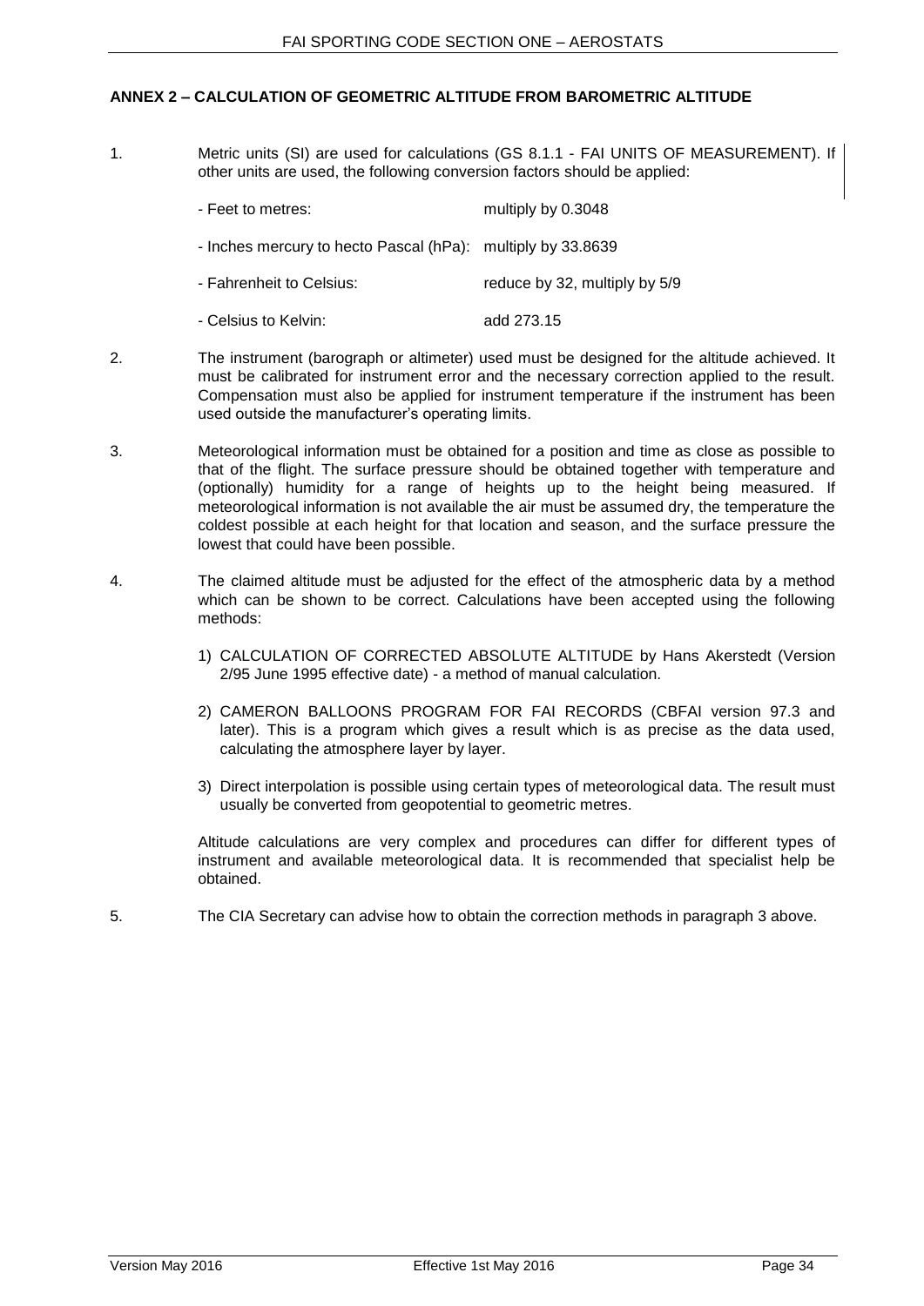## ANNEX 2 – CALCULATION OF GEOMETRIC ALTITUDE FROM BAROMETRIC ALTITUDE

1. Metric units (SI) are used for calculations (GS 8.1.1 - FAI UNITS OF MEASUREMENT). If other units are used, the following conversion factors should be applied:

| | |
|---|---|
| - Feet to metres: | multiply by 0.3048 |
| - Inches mercury to hecto Pascal (hPa): | multiply by 33.8639 |
| - Fahrenheit to Celsius: | reduce by 32, multiply by 5/9 |
| - Celsius to Kelvin: | add 273.15 |

2. The instrument (barograph or altimeter) used must be designed for the altitude achieved. It must be calibrated for instrument error and the necessary correction applied to the result. Compensation must also be applied for instrument temperature if the instrument has been used outside the manufacturer's operating limits.

3. Meteorological information must be obtained for a position and time as close as possible to that of the flight. The surface pressure should be obtained together with temperature and (optionally) humidity for a range of heights up to the height being measured. If meteorological information is not available the air must be assumed dry, the temperature the coldest possible at each height for that location and season, and the surface pressure the lowest that could have been possible.

4. The claimed altitude must be adjusted for the effect of the atmospheric data by a method which can be shown to be correct. Calculations have been accepted using the following methods:

   1) CALCULATION OF CORRECTED ABSOLUTE ALTITUDE by Hans Akerstedt (Version 2/95 June 1995 effective date) - a method of manual calculation.

   2) CAMERON BALLOONS PROGRAM FOR FAI RECORDS (CBFAI version 97.3 and later). This is a program which gives a result which is as precise as the data used, calculating the atmosphere layer by layer.

   3) Direct interpolation is possible using certain types of meteorological data. The result must usually be converted from geopotential to geometric metres.

   Altitude calculations are very complex and procedures can differ for different types of instrument and available meteorological data. It is recommended that specialist help be obtained.

5. The CIA Secretary can advise how to obtain the correction methods in paragraph 3 above.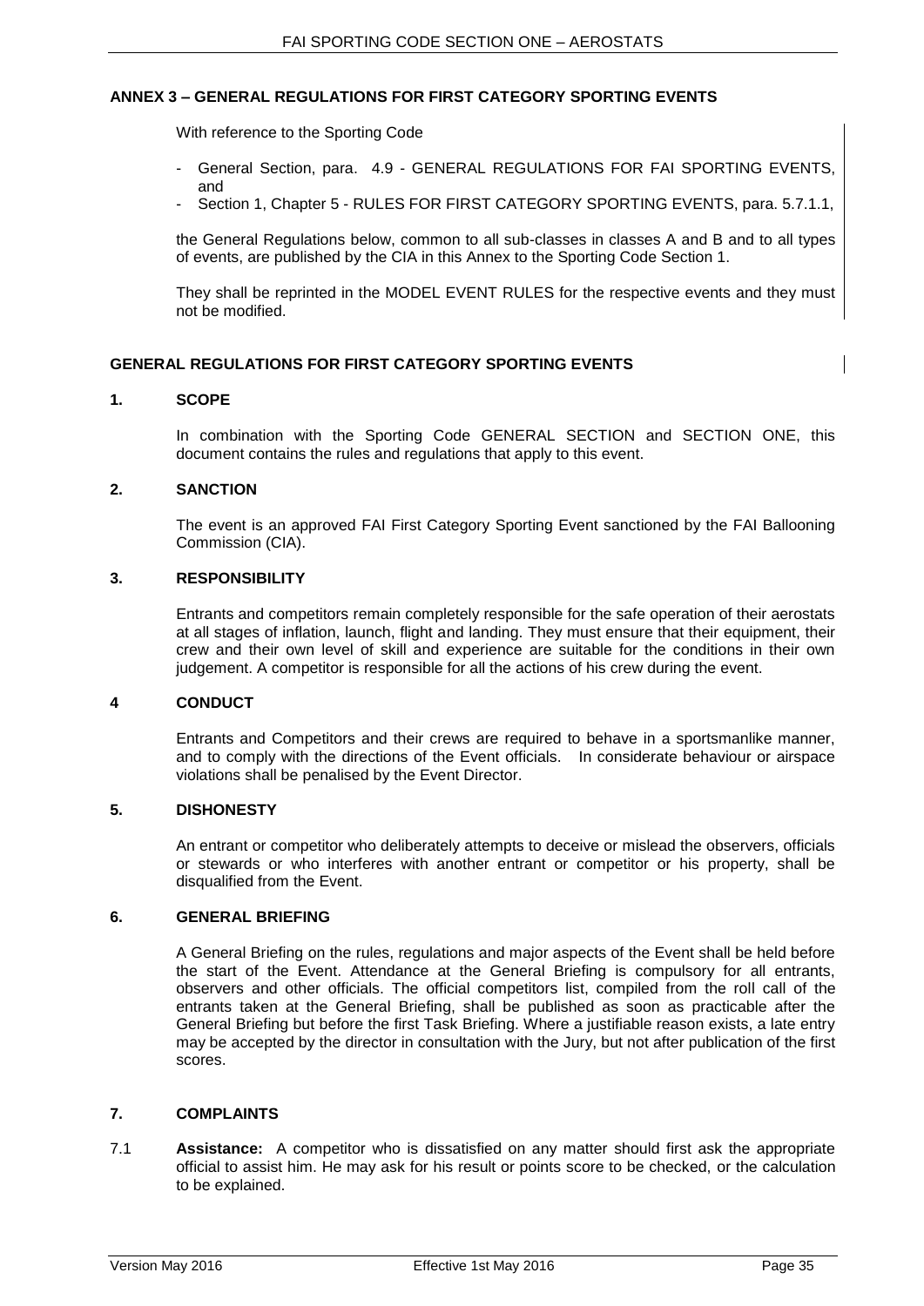## ANNEX 3 – GENERAL REGULATIONS FOR FIRST CATEGORY SPORTING EVENTS

With reference to the Sporting Code

- General Section, para. 4.9 - GENERAL REGULATIONS FOR FAI SPORTING EVENTS, and
- Section 1, Chapter 5 - RULES FOR FIRST CATEGORY SPORTING EVENTS, para. 5.7.1.1,

the General Regulations below, common to all sub-classes in classes A and B and to all types of events, are published by the CIA in this Annex to the Sporting Code Section 1.

They shall be reprinted in the MODEL EVENT RULES for the respective events and they must not be modified.

## GENERAL REGULATIONS FOR FIRST CATEGORY SPORTING EVENTS

### 1. SCOPE

In combination with the Sporting Code GENERAL SECTION and SECTION ONE, this document contains the rules and regulations that apply to this event.

### 2. SANCTION

The event is an approved FAI First Category Sporting Event sanctioned by the FAI Ballooning Commission (CIA).

### 3. RESPONSIBILITY

Entrants and competitors remain completely responsible for the safe operation of their aerostats at all stages of inflation, launch, flight and landing. They must ensure that their equipment, their crew and their own level of skill and experience are suitable for the conditions in their own judgement. A competitor is responsible for all the actions of his crew during the event.

### 4 CONDUCT

Entrants and Competitors and their crews are required to behave in a sportsmanlike manner, and to comply with the directions of the Event officials. In considerate behaviour or airspace violations shall be penalised by the Event Director.

### 5. DISHONESTY

An entrant or competitor who deliberately attempts to deceive or mislead the observers, officials or stewards or who interferes with another entrant or competitor or his property, shall be disqualified from the Event.

### 6. GENERAL BRIEFING

A General Briefing on the rules, regulations and major aspects of the Event shall be held before the start of the Event. Attendance at the General Briefing is compulsory for all entrants, observers and other officials. The official competitors list, compiled from the roll call of the entrants taken at the General Briefing, shall be published as soon as practicable after the General Briefing but before the first Task Briefing. Where a justifiable reason exists, a late entry may be accepted by the director in consultation with the Jury, but not after publication of the first scores.

### 7. COMPLAINTS

7.1 **Assistance:** A competitor who is dissatisfied on any matter should first ask the appropriate official to assist him. He may ask for his result or points score to be checked, or the calculation to be explained.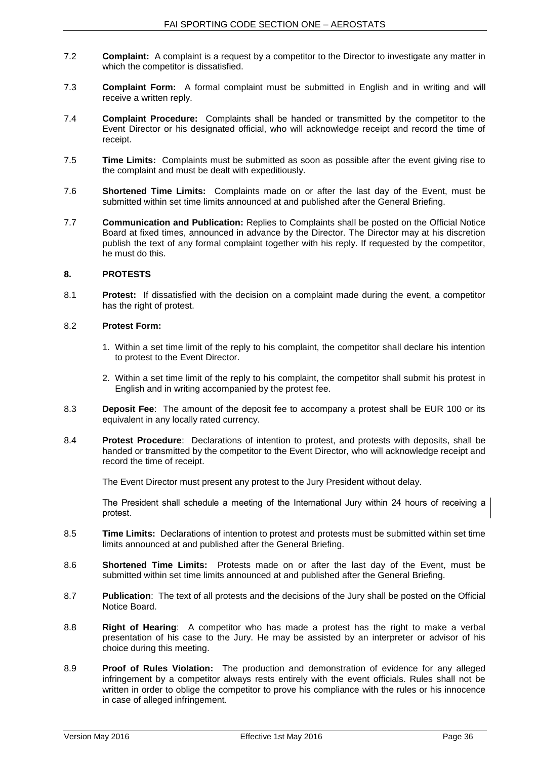7.2 **Complaint:** A complaint is a request by a competitor to the Director to investigate any matter in which the competitor is dissatisfied.

7.3 **Complaint Form:** A formal complaint must be submitted in English and in writing and will receive a written reply.

7.4 **Complaint Procedure:** Complaints shall be handed or transmitted by the competitor to the Event Director or his designated official, who will acknowledge receipt and record the time of receipt.

7.5 **Time Limits:** Complaints must be submitted as soon as possible after the event giving rise to the complaint and must be dealt with expeditiously.

7.6 **Shortened Time Limits:** Complaints made on or after the last day of the Event, must be submitted within set time limits announced at and published after the General Briefing.

7.7 **Communication and Publication:** Replies to Complaints shall be posted on the Official Notice Board at fixed times, announced in advance by the Director. The Director may at his discretion publish the text of any formal complaint together with his reply. If requested by the competitor, he must do this.

## 8. PROTESTS

8.1 **Protest:** If dissatisfied with the decision on a complaint made during the event, a competitor has the right of protest.

8.2 **Protest Form:**

1. Within a set time limit of the reply to his complaint, the competitor shall declare his intention to protest to the Event Director.
2. Within a set time limit of the reply to his complaint, the competitor shall submit his protest in English and in writing accompanied by the protest fee.

8.3 **Deposit Fee**: The amount of the deposit fee to accompany a protest shall be EUR 100 or its equivalent in any locally rated currency.

8.4 **Protest Procedure**: Declarations of intention to protest, and protests with deposits, shall be handed or transmitted by the competitor to the Event Director, who will acknowledge receipt and record the time of receipt.

The Event Director must present any protest to the Jury President without delay.

The President shall schedule a meeting of the International Jury within 24 hours of receiving a protest.

8.5 **Time Limits:** Declarations of intention to protest and protests must be submitted within set time limits announced at and published after the General Briefing.

8.6 **Shortened Time Limits:** Protests made on or after the last day of the Event, must be submitted within set time limits announced at and published after the General Briefing.

8.7 **Publication**: The text of all protests and the decisions of the Jury shall be posted on the Official Notice Board.

8.8 **Right of Hearing**: A competitor who has made a protest has the right to make a verbal presentation of his case to the Jury. He may be assisted by an interpreter or advisor of his choice during this meeting.

8.9 **Proof of Rules Violation:** The production and demonstration of evidence for any alleged infringement by a competitor always rests entirely with the event officials. Rules shall not be written in order to oblige the competitor to prove his compliance with the rules or his innocence in case of alleged infringement.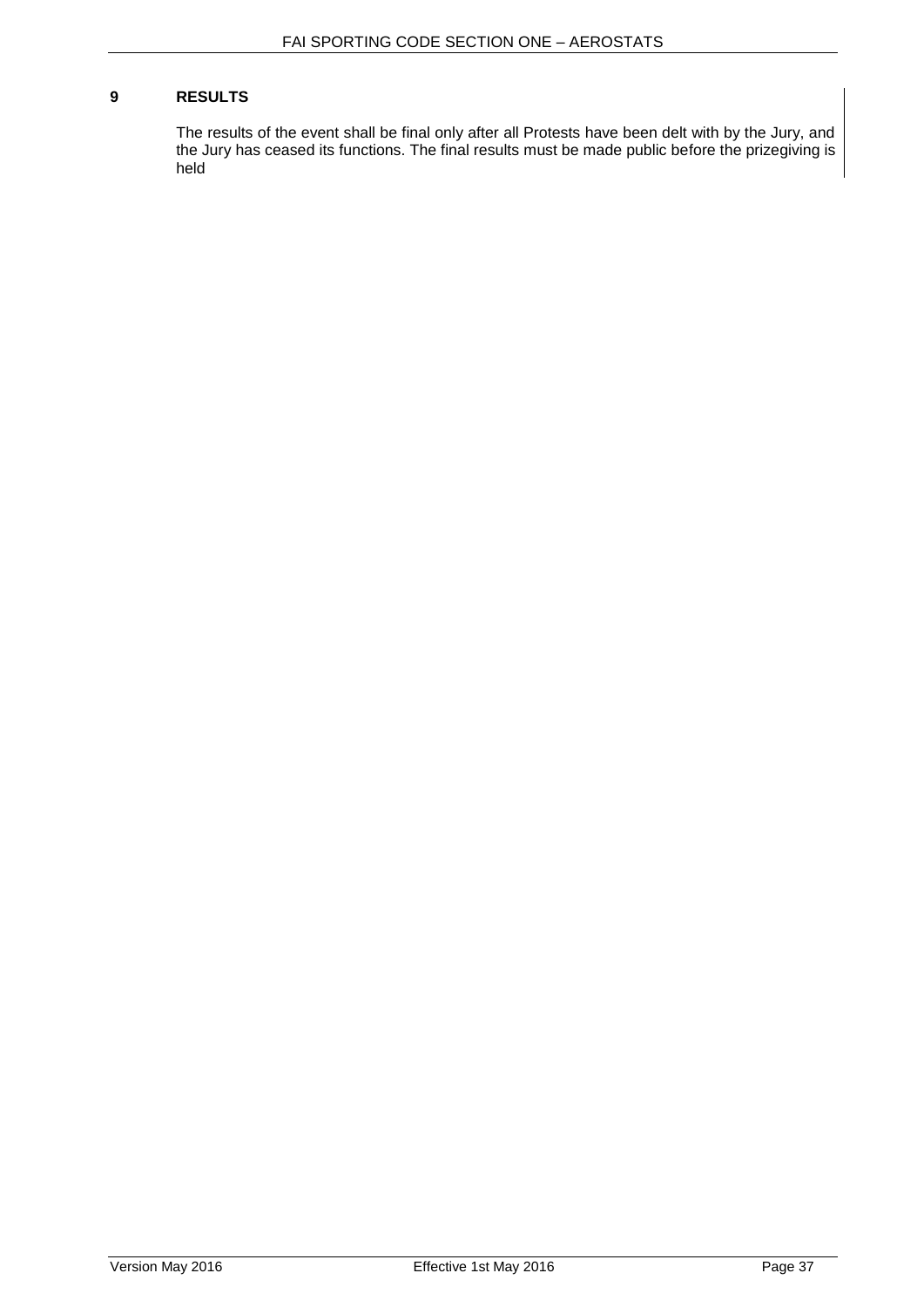# 9 RESULTS

The results of the event shall be final only after all Protests have been delt with by the Jury, and the Jury has ceased its functions. The final results must be made public before the prizegiving is held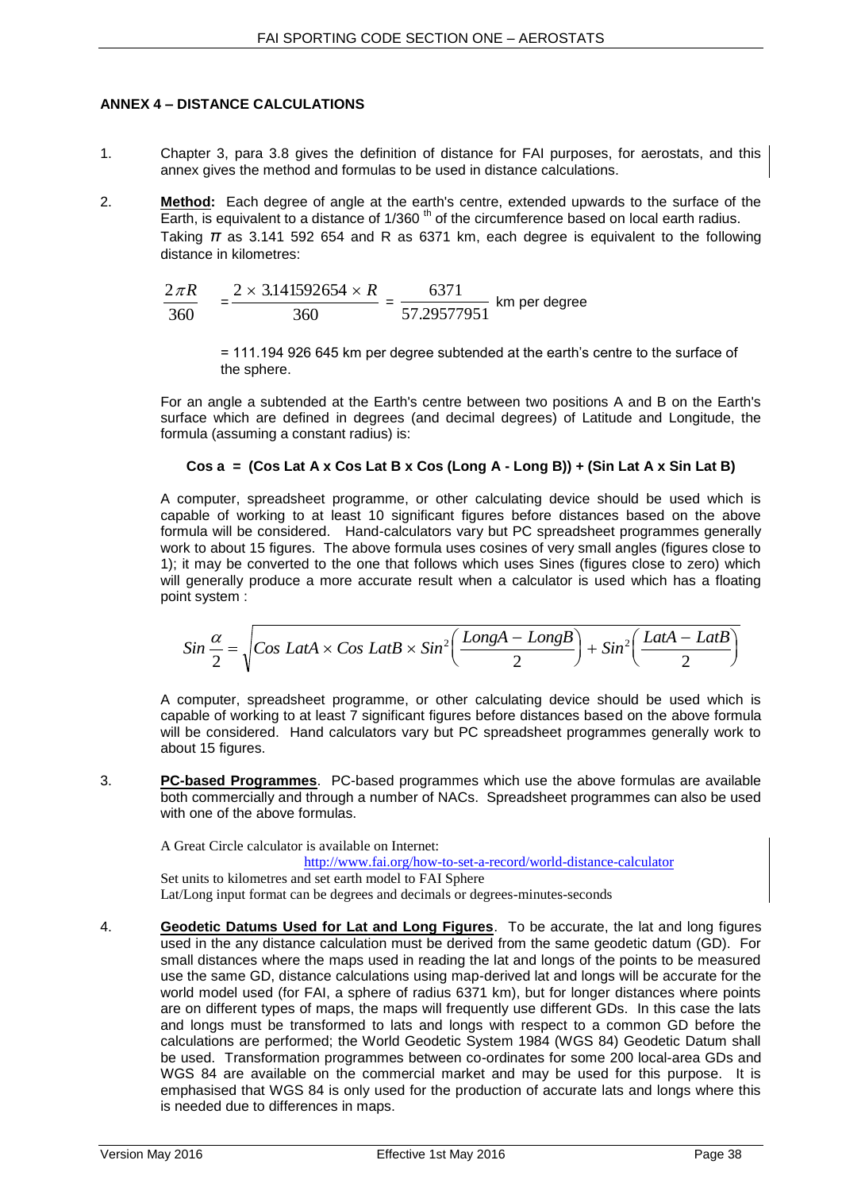## ANNEX 4 – DISTANCE CALCULATIONS

1. Chapter 3, para 3.8 gives the definition of distance for FAI purposes, for aerostats, and this annex gives the method and formulas to be used in distance calculations.

2. **Method:** Each degree of angle at the earth's centre, extended upwards to the surface of the Earth, is equivalent to a distance of 1/360 [th] of the circumference based on local earth radius. Taking $\pi$ as 3.141 592 654 and R as 6371 km, each degree is equivalent to the following distance in kilometres:

$$\frac{2\pi R}{360} = \frac{2 \times 3.141592654 \times R}{360} = \frac{6371}{57.29577951} \text{ km per degree}$$

= 111.194 926 645 km per degree subtended at the earth's centre to the surface of the sphere.

For an angle a subtended at the Earth's centre between two positions A and B on the Earth's surface which are defined in degrees (and decimal degrees) of Latitude and Longitude, the formula (assuming a constant radius) is:

**Cos a = (Cos Lat A x Cos Lat B x Cos (Long A - Long B)) + (Sin Lat A x Sin Lat B)**

A computer, spreadsheet programme, or other calculating device should be used which is capable of working to at least 10 significant figures before distances based on the above formula will be considered. Hand-calculators vary but PC spreadsheet programmes generally work to about 15 figures. The above formula uses cosines of very small angles (figures close to 1); it may be converted to the one that follows which uses Sines (figures close to zero) which will generally produce a more accurate result when a calculator is used which has a floating point system :

$$Sin\,\frac{\alpha}{2} = \sqrt{Cos\ LatA \times Cos\ LatB \times Sin^2\left(\frac{LongA - LongB}{2}\right) + Sin^2\left(\frac{LatA - LatB}{2}\right)}$$

A computer, spreadsheet programme, or other calculating device should be used which is capable of working to at least 7 significant figures before distances based on the above formula will be considered. Hand calculators vary but PC spreadsheet programmes generally work to about 15 figures.

3. **PC-based Programmes**. PC-based programmes which use the above formulas are available both commercially and through a number of NACs. Spreadsheet programmes can also be used with one of the above formulas.

   A Great Circle calculator is available on Internet:
   http://www.fai.org/how-to-set-a-record/world-distance-calculator
   Set units to kilometres and set earth model to FAI Sphere
   Lat/Long input format can be degrees and decimals or degrees-minutes-seconds

4. **Geodetic Datums Used for Lat and Long Figures**. To be accurate, the lat and long figures used in the any distance calculation must be derived from the same geodetic datum (GD). For small distances where the maps used in reading the lat and longs of the points to be measured use the same GD, distance calculations using map-derived lat and longs will be accurate for the world model used (for FAI, a sphere of radius 6371 km), but for longer distances where points are on different types of maps, the maps will frequently use different GDs. In this case the lats and longs must be transformed to lats and longs with respect to a common GD before the calculations are performed; the World Geodetic System 1984 (WGS 84) Geodetic Datum shall be used. Transformation programmes between co-ordinates for some 200 local-area GDs and WGS 84 are available on the commercial market and may be used for this purpose. It is emphasised that WGS 84 is only used for the production of accurate lats and longs where this is needed due to differences in maps.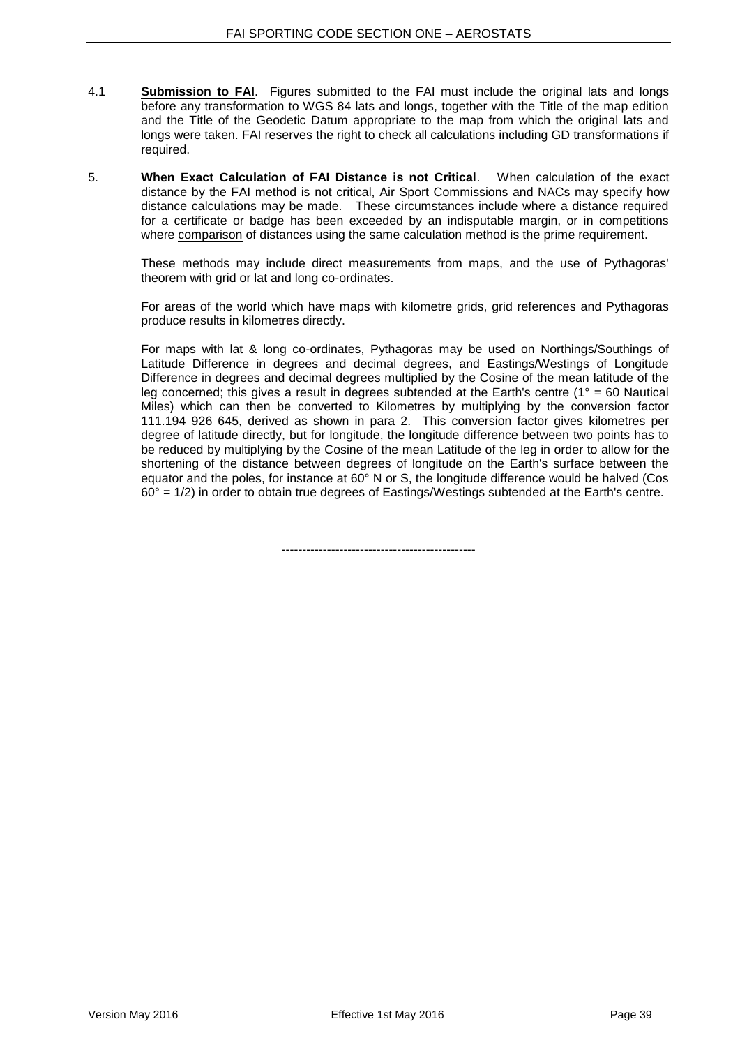4.1 **Submission to FAI**. Figures submitted to the FAI must include the original lats and longs before any transformation to WGS 84 lats and longs, together with the Title of the map edition and the Title of the Geodetic Datum appropriate to the map from which the original lats and longs were taken. FAI reserves the right to check all calculations including GD transformations if required.

5. **When Exact Calculation of FAI Distance is not Critical**. When calculation of the exact distance by the FAI method is not critical, Air Sport Commissions and NACs may specify how distance calculations may be made. These circumstances include where a distance required for a certificate or badge has been exceeded by an indisputable margin, or in competitions where comparison of distances using the same calculation method is the prime requirement.

These methods may include direct measurements from maps, and the use of Pythagoras' theorem with grid or lat and long co-ordinates.

For areas of the world which have maps with kilometre grids, grid references and Pythagoras produce results in kilometres directly.

For maps with lat & long co-ordinates, Pythagoras may be used on Northings/Southings of Latitude Difference in degrees and decimal degrees, and Eastings/Westings of Longitude Difference in degrees and decimal degrees multiplied by the Cosine of the mean latitude of the leg concerned; this gives a result in degrees subtended at the Earth's centre (1° = 60 Nautical Miles) which can then be converted to Kilometres by multiplying by the conversion factor 111.194 926 645, derived as shown in para 2. This conversion factor gives kilometres per degree of latitude directly, but for longitude, the longitude difference between two points has to be reduced by multiplying by the Cosine of the mean Latitude of the leg in order to allow for the shortening of the distance between degrees of longitude on the Earth's surface between the equator and the poles, for instance at 60° N or S, the longitude difference would be halved (Cos 60° = 1/2) in order to obtain true degrees of Eastings/Westings subtended at the Earth's centre.

----------------------------------------------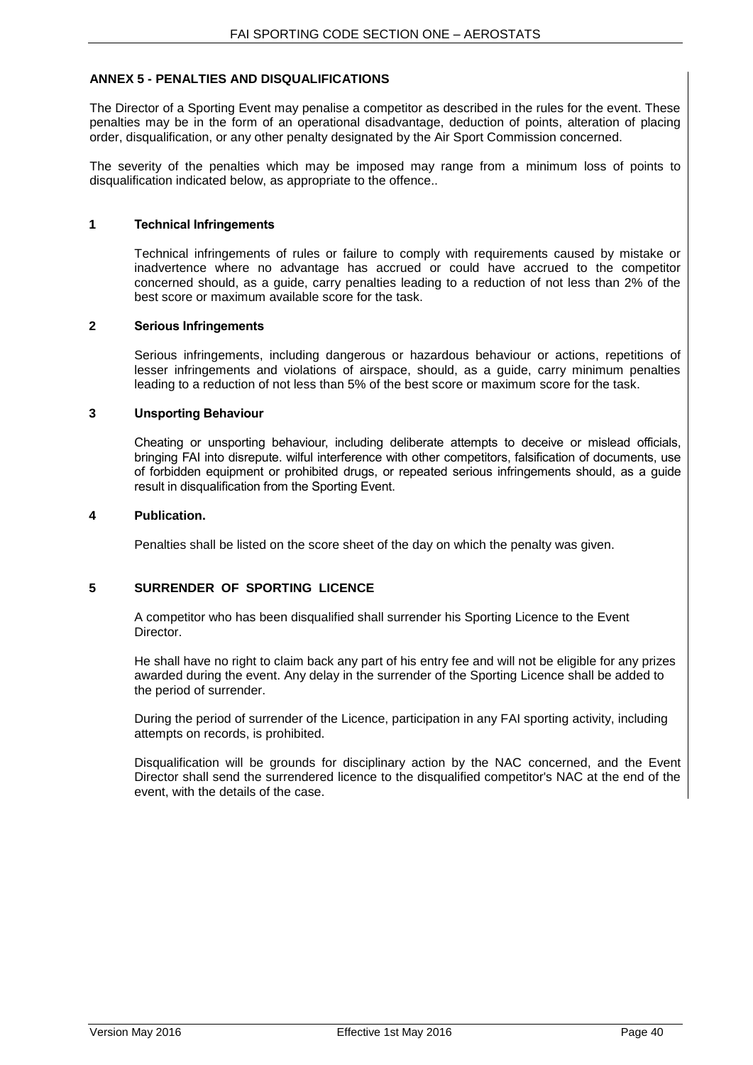## ANNEX 5 - PENALTIES AND DISQUALIFICATIONS

The Director of a Sporting Event may penalise a competitor as described in the rules for the event. These penalties may be in the form of an operational disadvantage, deduction of points, alteration of placing order, disqualification, or any other penalty designated by the Air Sport Commission concerned.

The severity of the penalties which may be imposed may range from a minimum loss of points to disqualification indicated below, as appropriate to the offence..

### 1 Technical Infringements

Technical infringements of rules or failure to comply with requirements caused by mistake or inadvertence where no advantage has accrued or could have accrued to the competitor concerned should, as a guide, carry penalties leading to a reduction of not less than 2% of the best score or maximum available score for the task.

### 2 Serious Infringements

Serious infringements, including dangerous or hazardous behaviour or actions, repetitions of lesser infringements and violations of airspace, should, as a guide, carry minimum penalties leading to a reduction of not less than 5% of the best score or maximum score for the task.

### 3 Unsporting Behaviour

Cheating or unsporting behaviour, including deliberate attempts to deceive or mislead officials, bringing FAI into disrepute. wilful interference with other competitors, falsification of documents, use of forbidden equipment or prohibited drugs, or repeated serious infringements should, as a guide result in disqualification from the Sporting Event.

### 4 Publication.

Penalties shall be listed on the score sheet of the day on which the penalty was given.

### 5 SURRENDER OF SPORTING LICENCE

A competitor who has been disqualified shall surrender his Sporting Licence to the Event Director.

He shall have no right to claim back any part of his entry fee and will not be eligible for any prizes awarded during the event. Any delay in the surrender of the Sporting Licence shall be added to the period of surrender.

During the period of surrender of the Licence, participation in any FAI sporting activity, including attempts on records, is prohibited.

Disqualification will be grounds for disciplinary action by the NAC concerned, and the Event Director shall send the surrendered licence to the disqualified competitor's NAC at the end of the event, with the details of the case.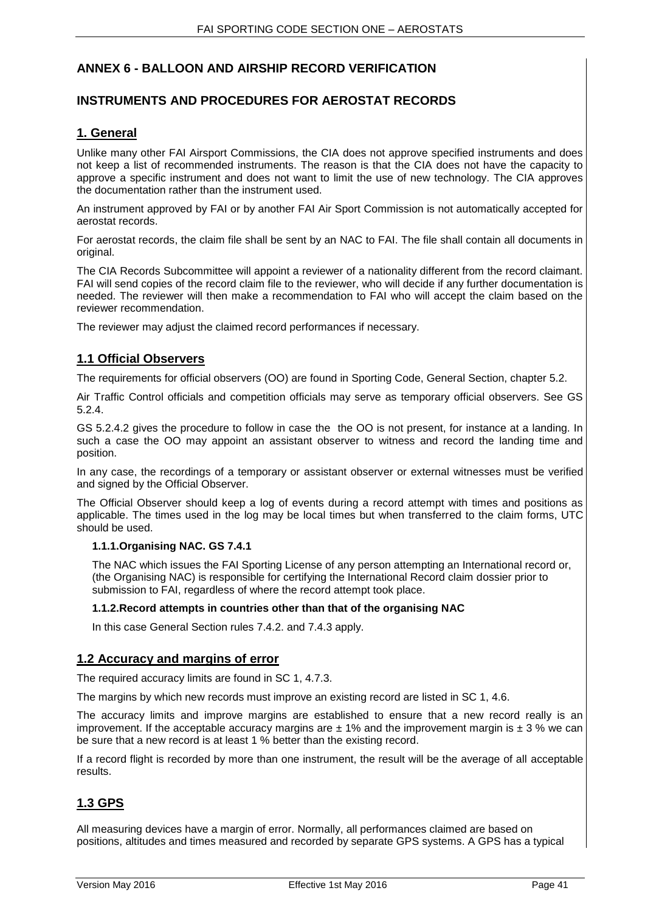## ANNEX 6 - BALLOON AND AIRSHIP RECORD VERIFICATION

## INSTRUMENTS AND PROCEDURES FOR AEROSTAT RECORDS

### 1. General

Unlike many other FAI Airsport Commissions, the CIA does not approve specified instruments and does not keep a list of recommended instruments. The reason is that the CIA does not have the capacity to approve a specific instrument and does not want to limit the use of new technology. The CIA approves the documentation rather than the instrument used.

An instrument approved by FAI or by another FAI Air Sport Commission is not automatically accepted for aerostat records.

For aerostat records, the claim file shall be sent by an NAC to FAI. The file shall contain all documents in original.

The CIA Records Subcommittee will appoint a reviewer of a nationality different from the record claimant. FAI will send copies of the record claim file to the reviewer, who will decide if any further documentation is needed. The reviewer will then make a recommendation to FAI who will accept the claim based on the reviewer recommendation.

The reviewer may adjust the claimed record performances if necessary.

### 1.1 Official Observers

The requirements for official observers (OO) are found in Sporting Code, General Section, chapter 5.2.

Air Traffic Control officials and competition officials may serve as temporary official observers. See GS 5.2.4.

GS 5.2.4.2 gives the procedure to follow in case the the OO is not present, for instance at a landing. In such a case the OO may appoint an assistant observer to witness and record the landing time and position.

In any case, the recordings of a temporary or assistant observer or external witnesses must be verified and signed by the Official Observer.

The Official Observer should keep a log of events during a record attempt with times and positions as applicable. The times used in the log may be local times but when transferred to the claim forms, UTC should be used.

#### 1.1.1.Organising NAC. GS 7.4.1

The NAC which issues the FAI Sporting License of any person attempting an International record or, (the Organising NAC) is responsible for certifying the International Record claim dossier prior to submission to FAI, regardless of where the record attempt took place.

#### 1.1.2.Record attempts in countries other than that of the organising NAC

In this case General Section rules 7.4.2. and 7.4.3 apply.

### 1.2 Accuracy and margins of error

The required accuracy limits are found in SC 1, 4.7.3.

The margins by which new records must improve an existing record are listed in SC 1, 4.6.

The accuracy limits and improve margins are established to ensure that a new record really is an improvement. If the acceptable accuracy margins are ± 1% and the improvement margin is ± 3 % we can be sure that a new record is at least 1 % better than the existing record.

If a record flight is recorded by more than one instrument, the result will be the average of all acceptable results.

### 1.3 GPS

All measuring devices have a margin of error. Normally, all performances claimed are based on positions, altitudes and times measured and recorded by separate GPS systems. A GPS has a typical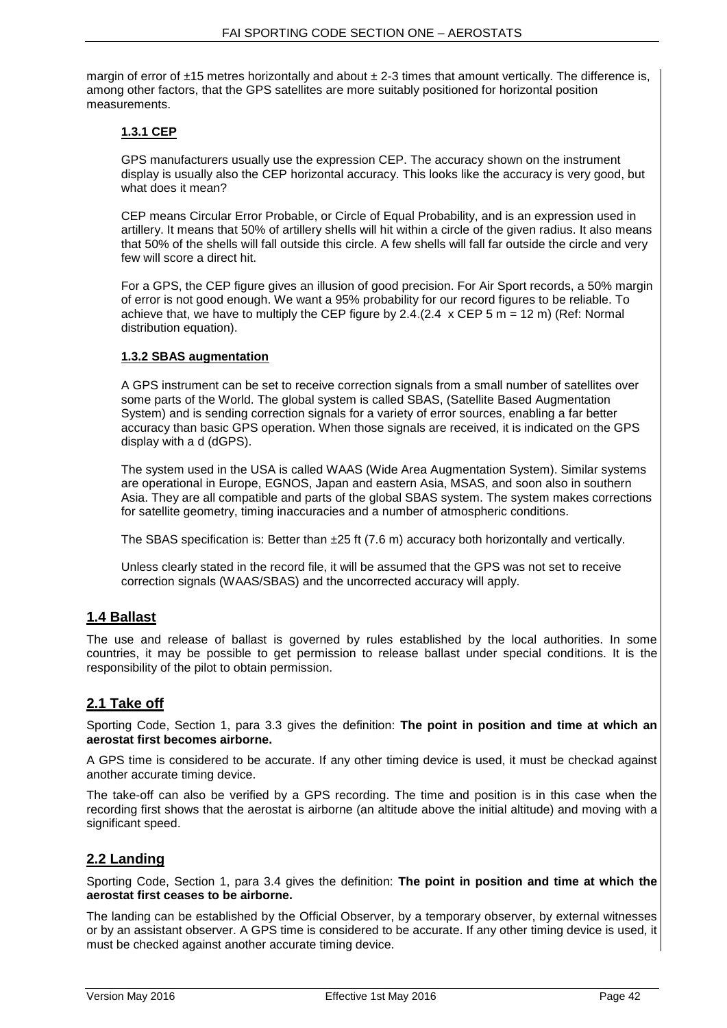margin of error of ±15 metres horizontally and about ± 2-3 times that amount vertically. The difference is, among other factors, that the GPS satellites are more suitably positioned for horizontal position measurements.

### 1.3.1 CEP

GPS manufacturers usually use the expression CEP. The accuracy shown on the instrument display is usually also the CEP horizontal accuracy. This looks like the accuracy is very good, but what does it mean?

CEP means Circular Error Probable, or Circle of Equal Probability, and is an expression used in artillery. It means that 50% of artillery shells will hit within a circle of the given radius. It also means that 50% of the shells will fall outside this circle. A few shells will fall far outside the circle and very few will score a direct hit.

For a GPS, the CEP figure gives an illusion of good precision. For Air Sport records, a 50% margin of error is not good enough. We want a 95% probability for our record figures to be reliable. To achieve that, we have to multiply the CEP figure by 2.4.(2.4 x CEP 5 m = 12 m) (Ref: Normal distribution equation).

### 1.3.2 SBAS augmentation

A GPS instrument can be set to receive correction signals from a small number of satellites over some parts of the World. The global system is called SBAS, (Satellite Based Augmentation System) and is sending correction signals for a variety of error sources, enabling a far better accuracy than basic GPS operation. When those signals are received, it is indicated on the GPS display with a d (dGPS).

The system used in the USA is called WAAS (Wide Area Augmentation System). Similar systems are operational in Europe, EGNOS, Japan and eastern Asia, MSAS, and soon also in southern Asia. They are all compatible and parts of the global SBAS system. The system makes corrections for satellite geometry, timing inaccuracies and a number of atmospheric conditions.

The SBAS specification is: Better than ±25 ft (7.6 m) accuracy both horizontally and vertically.

Unless clearly stated in the record file, it will be assumed that the GPS was not set to receive correction signals (WAAS/SBAS) and the uncorrected accuracy will apply.

## 1.4 Ballast

The use and release of ballast is governed by rules established by the local authorities. In some countries, it may be possible to get permission to release ballast under special conditions. It is the responsibility of the pilot to obtain permission.

## 2.1 Take off

Sporting Code, Section 1, para 3.3 gives the definition: **The point in position and time at which an aerostat first becomes airborne.**

A GPS time is considered to be accurate. If any other timing device is used, it must be checkad against another accurate timing device.

The take-off can also be verified by a GPS recording. The time and position is in this case when the recording first shows that the aerostat is airborne (an altitude above the initial altitude) and moving with a significant speed.

## 2.2 Landing

Sporting Code, Section 1, para 3.4 gives the definition: **The point in position and time at which the aerostat first ceases to be airborne.**

The landing can be established by the Official Observer, by a temporary observer, by external witnesses or by an assistant observer. A GPS time is considered to be accurate. If any other timing device is used, it must be checked against another accurate timing device.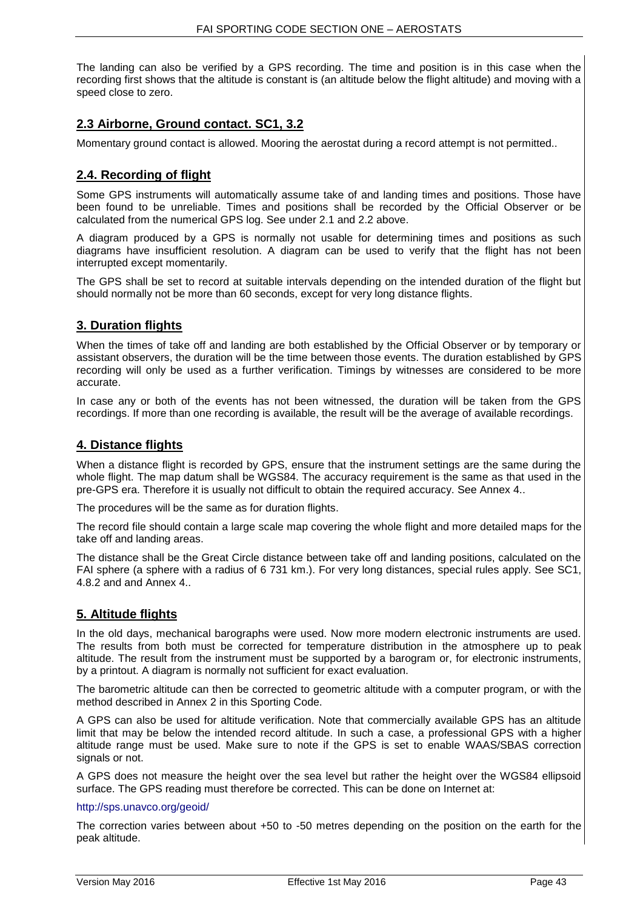The landing can also be verified by a GPS recording. The time and position is in this case when the recording first shows that the altitude is constant is (an altitude below the flight altitude) and moving with a speed close to zero.

## 2.3 Airborne, Ground contact. SC1, 3.2

Momentary ground contact is allowed. Mooring the aerostat during a record attempt is not permitted..

## 2.4. Recording of flight

Some GPS instruments will automatically assume take of and landing times and positions. Those have been found to be unreliable. Times and positions shall be recorded by the Official Observer or be calculated from the numerical GPS log. See under 2.1 and 2.2 above.

A diagram produced by a GPS is normally not usable for determining times and positions as such diagrams have insufficient resolution. A diagram can be used to verify that the flight has not been interrupted except momentarily.

The GPS shall be set to record at suitable intervals depending on the intended duration of the flight but should normally not be more than 60 seconds, except for very long distance flights.

## 3. Duration flights

When the times of take off and landing are both established by the Official Observer or by temporary or assistant observers, the duration will be the time between those events. The duration established by GPS recording will only be used as a further verification. Timings by witnesses are considered to be more accurate.

In case any or both of the events has not been witnessed, the duration will be taken from the GPS recordings. If more than one recording is available, the result will be the average of available recordings.

## 4. Distance flights

When a distance flight is recorded by GPS, ensure that the instrument settings are the same during the whole flight. The map datum shall be WGS84. The accuracy requirement is the same as that used in the pre-GPS era. Therefore it is usually not difficult to obtain the required accuracy. See Annex 4..

The procedures will be the same as for duration flights.

The record file should contain a large scale map covering the whole flight and more detailed maps for the take off and landing areas.

The distance shall be the Great Circle distance between take off and landing positions, calculated on the FAI sphere (a sphere with a radius of 6 731 km.). For very long distances, special rules apply. See SC1, 4.8.2 and and Annex 4..

## 5. Altitude flights

In the old days, mechanical barographs were used. Now more modern electronic instruments are used. The results from both must be corrected for temperature distribution in the atmosphere up to peak altitude. The result from the instrument must be supported by a barogram or, for electronic instruments, by a printout. A diagram is normally not sufficient for exact evaluation.

The barometric altitude can then be corrected to geometric altitude with a computer program, or with the method described in Annex 2 in this Sporting Code.

A GPS can also be used for altitude verification. Note that commercially available GPS has an altitude limit that may be below the intended record altitude. In such a case, a professional GPS with a higher altitude range must be used. Make sure to note if the GPS is set to enable WAAS/SBAS correction signals or not.

A GPS does not measure the height over the sea level but rather the height over the WGS84 ellipsoid surface. The GPS reading must therefore be corrected. This can be done on Internet at:

http://sps.unavco.org/geoid/

The correction varies between about +50 to -50 metres depending on the position on the earth for the peak altitude.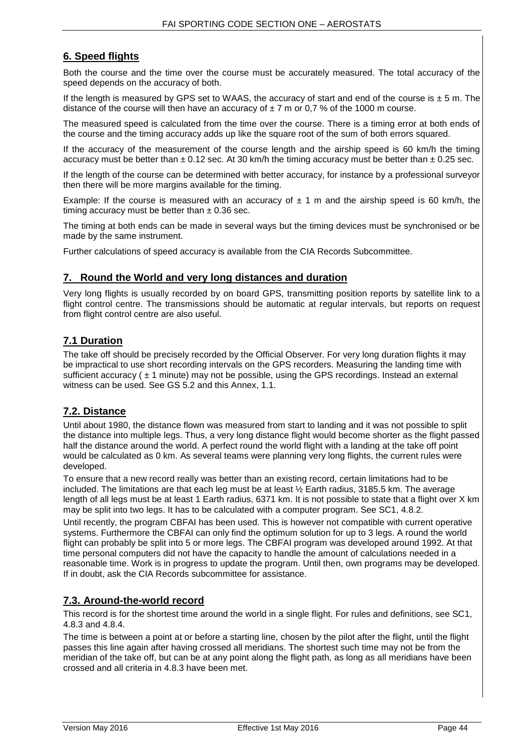## 6. Speed flights

Both the course and the time over the course must be accurately measured. The total accuracy of the speed depends on the accuracy of both.

If the length is measured by GPS set to WAAS, the accuracy of start and end of the course is ± 5 m. The distance of the course will then have an accuracy of ± 7 m or 0,7 % of the 1000 m course.

The measured speed is calculated from the time over the course. There is a timing error at both ends of the course and the timing accuracy adds up like the square root of the sum of both errors squared.

If the accuracy of the measurement of the course length and the airship speed is 60 km/h the timing accuracy must be better than ± 0.12 sec. At 30 km/h the timing accuracy must be better than ± 0.25 sec.

If the length of the course can be determined with better accuracy, for instance by a professional surveyor then there will be more margins available for the timing.

Example: If the course is measured with an accuracy of ± 1 m and the airship speed is 60 km/h, the timing accuracy must be better than ± 0.36 sec.

The timing at both ends can be made in several ways but the timing devices must be synchronised or be made by the same instrument.

Further calculations of speed accuracy is available from the CIA Records Subcommittee.

## 7. Round the World and very long distances and duration

Very long flights is usually recorded by on board GPS, transmitting position reports by satellite link to a flight control centre. The transmissions should be automatic at regular intervals, but reports on request from flight control centre are also useful.

## 7.1 Duration

The take off should be precisely recorded by the Official Observer. For very long duration flights it may be impractical to use short recording intervals on the GPS recorders. Measuring the landing time with sufficient accuracy ( ± 1 minute) may not be possible, using the GPS recordings. Instead an external witness can be used. See GS 5.2 and this Annex, 1.1.

## 7.2. Distance

Until about 1980, the distance flown was measured from start to landing and it was not possible to split the distance into multiple legs. Thus, a very long distance flight would become shorter as the flight passed half the distance around the world. A perfect round the world flight with a landing at the take off point would be calculated as 0 km. As several teams were planning very long flights, the current rules were developed.

To ensure that a new record really was better than an existing record, certain limitations had to be included. The limitations are that each leg must be at least ½ Earth radius, 3185.5 km. The average length of all legs must be at least 1 Earth radius, 6371 km. It is not possible to state that a flight over X km may be split into two legs. It has to be calculated with a computer program. See SC1, 4.8.2.

Until recently, the program CBFAI has been used. This is however not compatible with current operative systems. Furthermore the CBFAI can only find the optimum solution for up to 3 legs. A round the world flight can probably be split into 5 or more legs. The CBFAI program was developed around 1992. At that time personal computers did not have the capacity to handle the amount of calculations needed in a reasonable time. Work is in progress to update the program. Until then, own programs may be developed. If in doubt, ask the CIA Records subcommittee for assistance.

## 7.3. Around-the-world record

This record is for the shortest time around the world in a single flight. For rules and definitions, see SC1, 4.8.3 and 4.8.4.

The time is between a point at or before a starting line, chosen by the pilot after the flight, until the flight passes this line again after having crossed all meridians. The shortest such time may not be from the meridian of the take off, but can be at any point along the flight path, as long as all meridians have been crossed and all criteria in 4.8.3 have been met.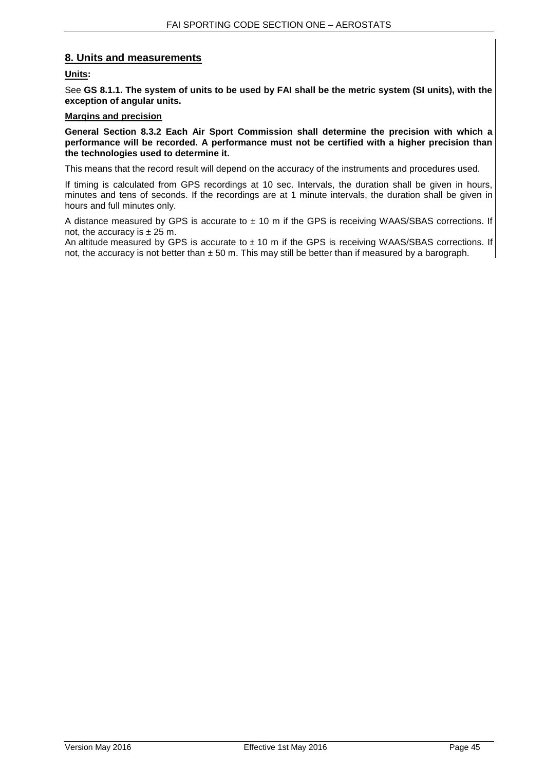## 8. Units and measurements

**Units:**

See **GS 8.1.1. The system of units to be used by FAI shall be the metric system (SI units), with the exception of angular units.**

**Margins and precision**

**General Section 8.3.2 Each Air Sport Commission shall determine the precision with which a performance will be recorded. A performance must not be certified with a higher precision than the technologies used to determine it.**

This means that the record result will depend on the accuracy of the instruments and procedures used.

If timing is calculated from GPS recordings at 10 sec. Intervals, the duration shall be given in hours, minutes and tens of seconds. If the recordings are at 1 minute intervals, the duration shall be given in hours and full minutes only.

A distance measured by GPS is accurate to ± 10 m if the GPS is receiving WAAS/SBAS corrections. If not, the accuracy is ± 25 m.
An altitude measured by GPS is accurate to ± 10 m if the GPS is receiving WAAS/SBAS corrections. If not, the accuracy is not better than ± 50 m. This may still be better than if measured by a barograph.